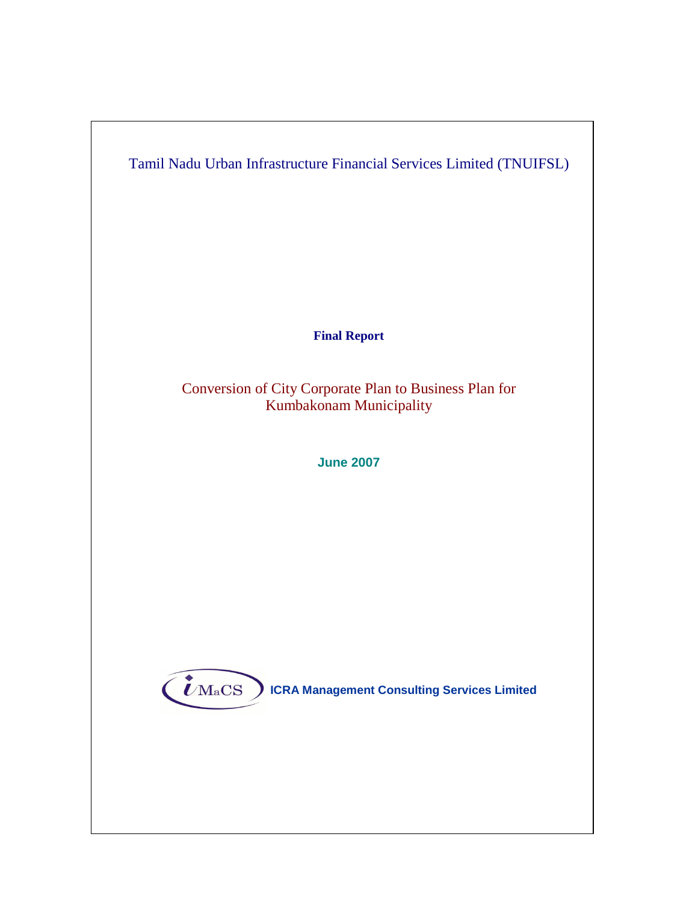Tamil Nadu Urban Infrastructure Financial Services Limited (TNUIFSL)

**Final Report**

# Conversion of City Corporate Plan to Business Plan for Kumbakonam Municipality

**June 2007**

iMaCS **ICRA Management Consulting Services Limited**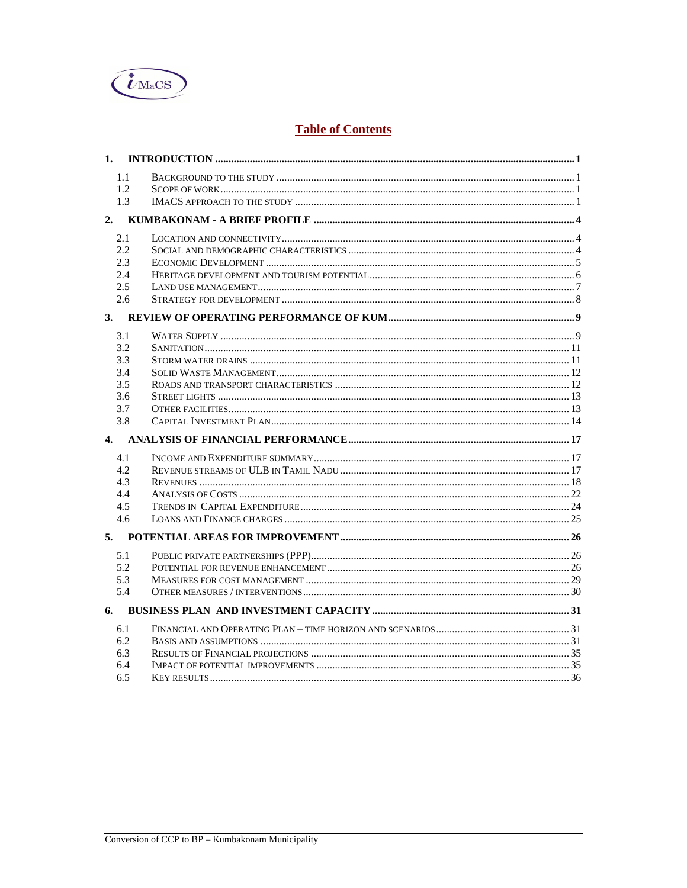# Table of Contents

**1. INTRODUCTION** ..... 1

- 1.1 Background to the study ..... 1
- 1.2 Scope of work ..... 1
- 1.3 IMACS approach to the study ..... 1

**2. KUMBAKONAM - A BRIEF PROFILE** ..... 4

- 2.1 Location and connectivity ..... 4
- 2.2 Social and demographic characteristics ..... 4
- 2.3 Economic Development ..... 5
- 2.4 Heritage development and tourism potential ..... 6
- 2.5 Land use management ..... 7
- 2.6 Strategy for development ..... 8

**3. REVIEW OF OPERATING PERFORMANCE OF KUM** ..... 9

- 3.1 Water Supply ..... 9
- 3.2 Sanitation ..... 11
- 3.3 Storm water drains ..... 11
- 3.4 Solid Waste Management ..... 12
- 3.5 Roads and transport characteristics ..... 12
- 3.6 Street lights ..... 13
- 3.7 Other facilities ..... 13
- 3.8 Capital Investment Plan ..... 14

**4. ANALYSIS OF FINANCIAL PERFORMANCE** ..... 17

- 4.1 Income and Expenditure summary ..... 17
- 4.2 Revenue streams of ULB in Tamil Nadu ..... 17
- 4.3 Revenues ..... 18
- 4.4 Analysis of Costs ..... 22
- 4.5 Trends in Capital Expenditure ..... 24
- 4.6 Loans and Finance charges ..... 25

**5. POTENTIAL AREAS FOR IMPROVEMENT** ..... 26

- 5.1 Public private partnerships (PPP) ..... 26
- 5.2 Potential for revenue enhancement ..... 26
- 5.3 Measures for cost management ..... 29
- 5.4 Other measures / interventions ..... 30

**6. BUSINESS PLAN AND INVESTMENT CAPACITY** ..... 31

- 6.1 Financial and Operating Plan – time horizon and scenarios ..... 31
- 6.2 Basis and assumptions ..... 31
- 6.3 Results of financial projections ..... 35
- 6.4 Impact of potential improvements ..... 35
- 6.5 Key results ..... 36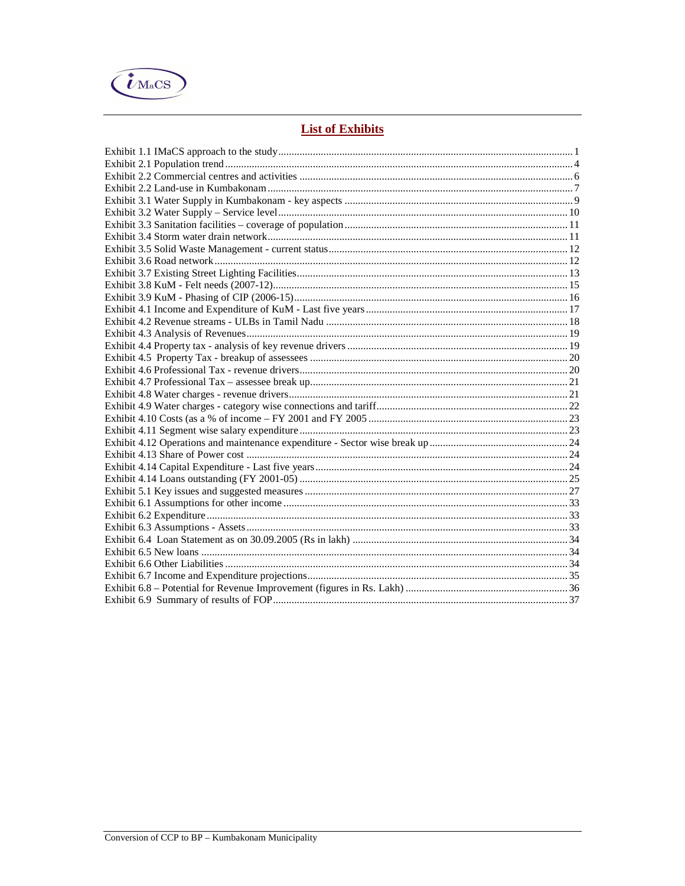## List of Exhibits

Exhibit 1.1 IMaCS approach to the study ........................................................ 1
Exhibit 2.1 Population trend ........................................................ 4
Exhibit 2.2 Commercial centres and activities ........................................................ 6
Exhibit 2.2 Land-use in Kumbakonam ........................................................ 7
Exhibit 3.1 Water Supply in Kumbakonam - key aspects ........................................................ 9
Exhibit 3.2 Water Supply – Service level ........................................................ 10
Exhibit 3.3 Sanitation facilities – coverage of population ........................................................ 11
Exhibit 3.4 Storm water drain network ........................................................ 11
Exhibit 3.5 Solid Waste Management - current status ........................................................ 12
Exhibit 3.6 Road network ........................................................ 12
Exhibit 3.7 Existing Street Lighting Facilities ........................................................ 13
Exhibit 3.8 KuM - Felt needs (2007-12) ........................................................ 15
Exhibit 3.9 KuM - Phasing of CIP (2006-15) ........................................................ 16
Exhibit 4.1 Income and Expenditure of KuM - Last five years ........................................................ 17
Exhibit 4.2 Revenue streams - ULBs in Tamil Nadu ........................................................ 18
Exhibit 4.3 Analysis of Revenues ........................................................ 19
Exhibit 4.4 Property tax - analysis of key revenue drivers ........................................................ 19
Exhibit 4.5 Property Tax - breakup of assessees ........................................................ 20
Exhibit 4.6 Professional Tax - revenue drivers ........................................................ 20
Exhibit 4.7 Professional Tax – assessee break up ........................................................ 21
Exhibit 4.8 Water charges - revenue drivers ........................................................ 21
Exhibit 4.9 Water charges - category wise connections and tariff ........................................................ 22
Exhibit 4.10 Costs (as a % of income – FY 2001 and FY 2005 ........................................................ 23
Exhibit 4.11 Segment wise salary expenditure ........................................................ 23
Exhibit 4.12 Operations and maintenance expenditure - Sector wise break up ........................................................ 24
Exhibit 4.13 Share of Power cost ........................................................ 24
Exhibit 4.14 Capital Expenditure - Last five years ........................................................ 24
Exhibit 4.14 Loans outstanding (FY 2001-05) ........................................................ 25
Exhibit 5.1 Key issues and suggested measures ........................................................ 27
Exhibit 6.1 Assumptions for other income ........................................................ 33
Exhibit 6.2 Expenditure ........................................................ 33
Exhibit 6.3 Assumptions - Assets ........................................................ 33
Exhibit 6.4 Loan Statement as on 30.09.2005 (Rs in lakh) ........................................................ 34
Exhibit 6.5 New loans ........................................................ 34
Exhibit 6.6 Other Liabilities ........................................................ 34
Exhibit 6.7 Income and Expenditure projections ........................................................ 35
Exhibit 6.8 – Potential for Revenue Improvement (figures in Rs. Lakh) ........................................................ 36
Exhibit 6.9 Summary of results of FOP ........................................................ 37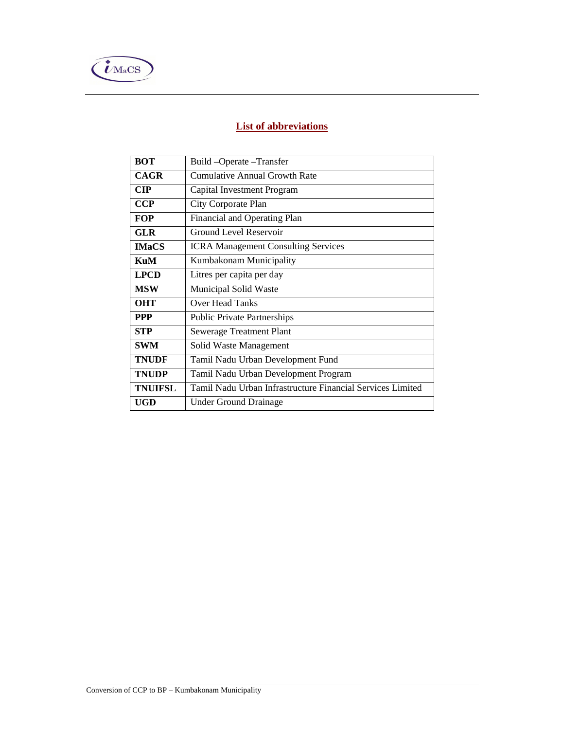## List of abbreviations

| | |
|---|---|
| **BOT** | Build –Operate –Transfer |
| **CAGR** | Cumulative Annual Growth Rate |
| **CIP** | Capital Investment Program |
| **CCP** | City Corporate Plan |
| **FOP** | Financial and Operating Plan |
| **GLR** | Ground Level Reservoir |
| **IMaCS** | ICRA Management Consulting Services |
| **KuM** | Kumbakonam Municipality |
| **LPCD** | Litres per capita per day |
| **MSW** | Municipal Solid Waste |
| **OHT** | Over Head Tanks |
| **PPP** | Public Private Partnerships |
| **STP** | Sewerage Treatment Plant |
| **SWM** | Solid Waste Management |
| **TNUDF** | Tamil Nadu Urban Development Fund |
| **TNUDP** | Tamil Nadu Urban Development Program |
| **TNUIFSL** | Tamil Nadu Urban Infrastructure Financial Services Limited |
| **UGD** | Under Ground Drainage |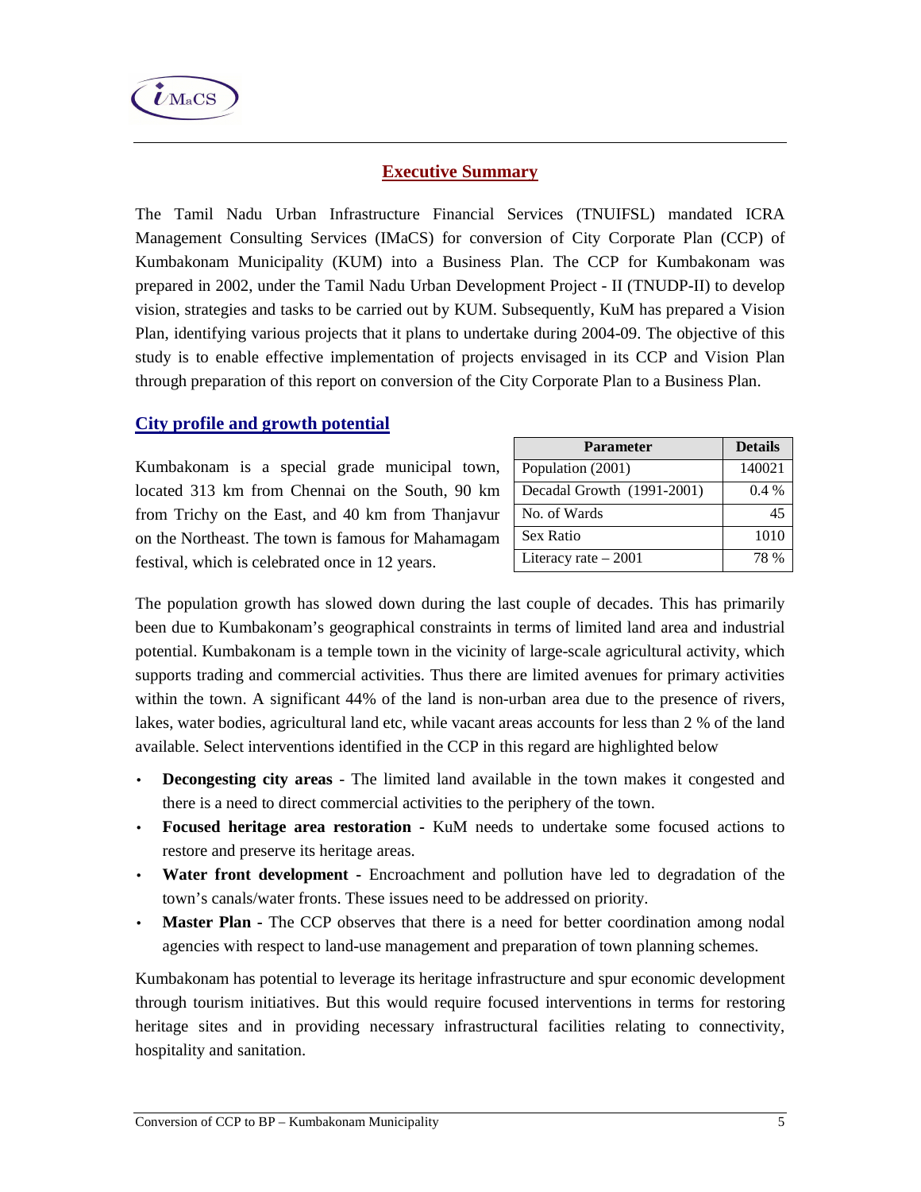# Executive Summary

The Tamil Nadu Urban Infrastructure Financial Services (TNUIFSL) mandated ICRA Management Consulting Services (IMaCS) for conversion of City Corporate Plan (CCP) of Kumbakonam Municipality (KUM) into a Business Plan. The CCP for Kumbakonam was prepared in 2002, under the Tamil Nadu Urban Development Project - II (TNUDP-II) to develop vision, strategies and tasks to be carried out by KUM. Subsequently, KuM has prepared a Vision Plan, identifying various projects that it plans to undertake during 2004-09. The objective of this study is to enable effective implementation of projects envisaged in its CCP and Vision Plan through preparation of this report on conversion of the City Corporate Plan to a Business Plan.

## City profile and growth potential

Kumbakonam is a special grade municipal town, located 313 km from Chennai on the South, 90 km from Trichy on the East, and 40 km from Thanjavur on the Northeast. The town is famous for Mahamagam festival, which is celebrated once in 12 years.

| Parameter | Details |
|---|---|
| Population (2001) | 140021 |
| Decadal Growth (1991-2001) | 0.4 % |
| No. of Wards | 45 |
| Sex Ratio | 1010 |
| Literacy rate – 2001 | 78 % |

The population growth has slowed down during the last couple of decades. This has primarily been due to Kumbakonam's geographical constraints in terms of limited land area and industrial potential. Kumbakonam is a temple town in the vicinity of large-scale agricultural activity, which supports trading and commercial activities. Thus there are limited avenues for primary activities within the town. A significant 44% of the land is non-urban area due to the presence of rivers, lakes, water bodies, agricultural land etc, while vacant areas accounts for less than 2 % of the land available. Select interventions identified in the CCP in this regard are highlighted below

- **Decongesting city areas** - The limited land available in the town makes it congested and there is a need to direct commercial activities to the periphery of the town.
- **Focused heritage area restoration -** KuM needs to undertake some focused actions to restore and preserve its heritage areas.
- **Water front development -** Encroachment and pollution have led to degradation of the town's canals/water fronts. These issues need to be addressed on priority.
- **Master Plan -** The CCP observes that there is a need for better coordination among nodal agencies with respect to land-use management and preparation of town planning schemes.

Kumbakonam has potential to leverage its heritage infrastructure and spur economic development through tourism initiatives. But this would require focused interventions in terms for restoring heritage sites and in providing necessary infrastructural facilities relating to connectivity, hospitality and sanitation.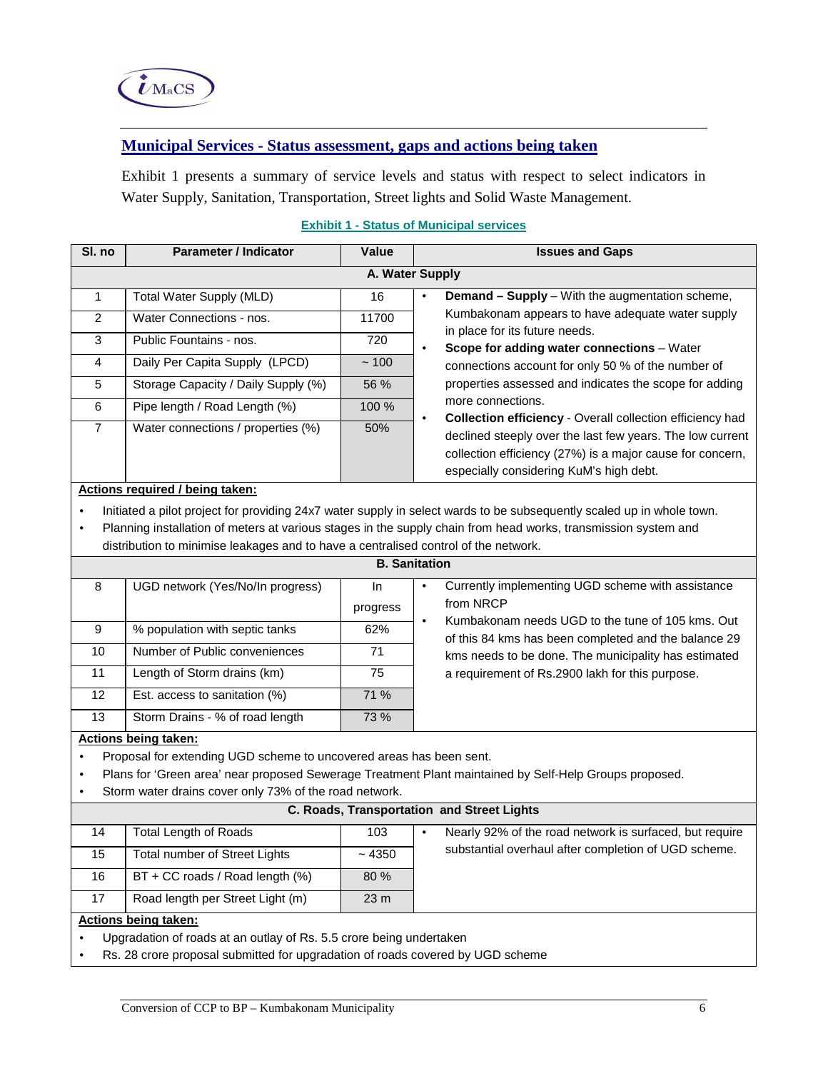## Municipal Services - Status assessment, gaps and actions being taken

Exhibit 1 presents a summary of service levels and status with respect to select indicators in Water Supply, Sanitation, Transportation, Street lights and Solid Waste Management.

**Exhibit 1 - Status of Municipal services**

| Sl. no | Parameter / Indicator | Value | Issues and Gaps |
|---|---|---|---|
| | **A. Water Supply** | | |
| 1 | Total Water Supply (MLD) | 16 | • **Demand – Supply** – With the augmentation scheme, Kumbakonam appears to have adequate water supply in place for its future needs.<br>• **Scope for adding water connections** – Water connections account for only 50 % of the number of properties assessed and indicates the scope for adding more connections.<br>• **Collection efficiency** - Overall collection efficiency had declined steeply over the last few years. The low current collection efficiency (27%) is a major cause for concern, especially considering KuM's high debt. |
| 2 | Water Connections - nos. | 11700 | |
| 3 | Public Fountains - nos. | 720 | |
| 4 | Daily Per Capita Supply (LPCD) | ~ 100 | |
| 5 | Storage Capacity / Daily Supply (%) | 56 % | |
| 6 | Pipe length / Road Length (%) | 100 % | |
| 7 | Water connections / properties (%) | 50% | |

**Actions required / being taken:**

- Initiated a pilot project for providing 24x7 water supply in select wards to be subsequently scaled up in whole town.
- Planning installation of meters at various stages in the supply chain from head works, transmission system and distribution to minimise leakages and to have a centralised control of the network.

| Sl. no | Parameter / Indicator | Value | Issues and Gaps |
|---|---|---|---|
| | **B. Sanitation** | | |
| 8 | UGD network (Yes/No/In progress) | In progress | • Currently implementing UGD scheme with assistance from NRCP<br>• Kumbakonam needs UGD to the tune of 105 kms. Out of this 84 kms has been completed and the balance 29 kms needs to be done. The municipality has estimated a requirement of Rs.2900 lakh for this purpose. |
| 9 | % population with septic tanks | 62% | |
| 10 | Number of Public conveniences | 71 | |
| 11 | Length of Storm drains (km) | 75 | |
| 12 | Est. access to sanitation (%) | 71 % | |
| 13 | Storm Drains - % of road length | 73 % | |

**Actions being taken:**

- Proposal for extending UGD scheme to uncovered areas has been sent.
- Plans for 'Green area' near proposed Sewerage Treatment Plant maintained by Self-Help Groups proposed.
- Storm water drains cover only 73% of the road network.

| Sl. no | Parameter / Indicator | Value | Issues and Gaps |
|---|---|---|---|
| | **C. Roads, Transportation and Street Lights** | | |
| 14 | Total Length of Roads | 103 | • Nearly 92% of the road network is surfaced, but require substantial overhaul after completion of UGD scheme. |
| 15 | Total number of Street Lights | ~ 4350 | |
| 16 | BT + CC roads / Road length (%) | 80 % | |
| 17 | Road length per Street Light (m) | 23 m | |

**Actions being taken:**

- Upgradation of roads at an outlay of Rs. 5.5 crore being undertaken
- Rs. 28 crore proposal submitted for upgradation of roads covered by UGD scheme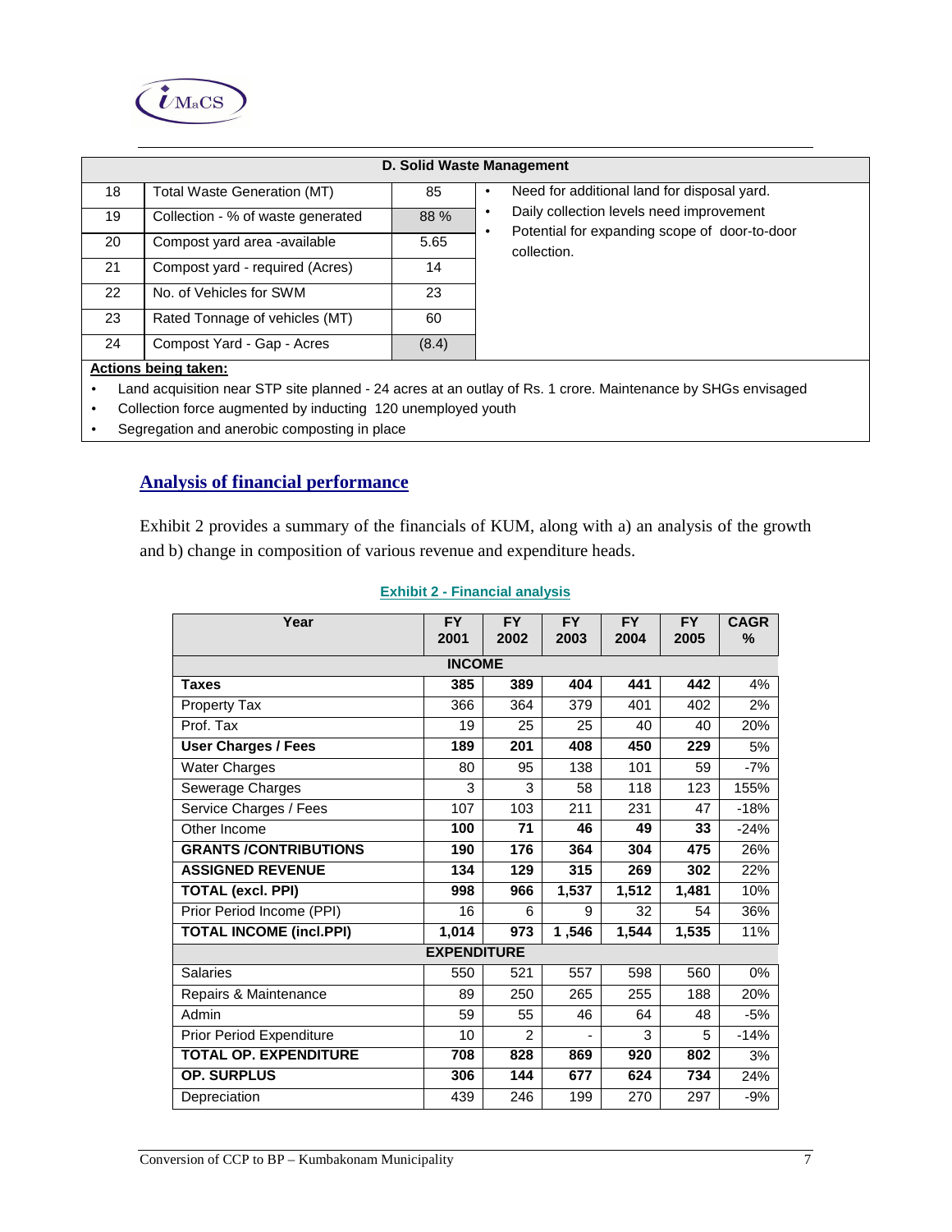| D. Solid Waste Management | | | |
|---|---|---|---|
| 18 | Total Waste Generation (MT) | 85 | • Need for additional land for disposal yard.<br>• Daily collection levels need improvement<br>• Potential for expanding scope of door-to-door collection. |
| 19 | Collection - % of waste generated | 88 % | |
| 20 | Compost yard area -available | 5.65 | |
| 21 | Compost yard - required (Acres) | 14 | |
| 22 | No. of Vehicles for SWM | 23 | |
| 23 | Rated Tonnage of vehicles (MT) | 60 | |
| 24 | Compost Yard - Gap - Acres | (8.4) | |

**Actions being taken:**

- Land acquisition near STP site planned - 24 acres at an outlay of Rs. 1 crore. Maintenance by SHGs envisaged
- Collection force augmented by inducting 120 unemployed youth
- Segregation and anerobic composting in place

## Analysis of financial performance

Exhibit 2 provides a summary of the financials of KUM, along with a) an analysis of the growth and b) change in composition of various revenue and expenditure heads.

**Exhibit 2 - Financial analysis**

| Year | FY 2001 | FY 2002 | FY 2003 | FY 2004 | FY 2005 | CAGR % |
|---|---|---|---|---|---|---|
| **INCOME** | | | | | | |
| **Taxes** | **385** | **389** | **404** | **441** | **442** | 4% |
| Property Tax | 366 | 364 | 379 | 401 | 402 | 2% |
| Prof. Tax | 19 | 25 | 25 | 40 | 40 | 20% |
| **User Charges / Fees** | **189** | **201** | **408** | **450** | **229** | 5% |
| Water Charges | 80 | 95 | 138 | 101 | 59 | -7% |
| Sewerage Charges | 3 | 3 | 58 | 118 | 123 | 155% |
| Service Charges / Fees | 107 | 103 | 211 | 231 | 47 | -18% |
| Other Income | **100** | **71** | **46** | **49** | **33** | -24% |
| **GRANTS /CONTRIBUTIONS** | **190** | **176** | **364** | **304** | **475** | 26% |
| **ASSIGNED REVENUE** | **134** | **129** | **315** | **269** | **302** | 22% |
| **TOTAL (excl. PPI)** | **998** | **966** | **1,537** | **1,512** | **1,481** | 10% |
| Prior Period Income (PPI) | 16 | 6 | 9 | 32 | 54 | 36% |
| **TOTAL INCOME (incl.PPI)** | **1,014** | **973** | **1 ,546** | **1,544** | **1,535** | 11% |
| **EXPENDITURE** | | | | | | |
| Salaries | 550 | 521 | 557 | 598 | 560 | 0% |
| Repairs & Maintenance | 89 | 250 | 265 | 255 | 188 | 20% |
| Admin | 59 | 55 | 46 | 64 | 48 | -5% |
| Prior Period Expenditure | 10 | 2 | - | 3 | 5 | -14% |
| **TOTAL OP. EXPENDITURE** | **708** | **828** | **869** | **920** | **802** | 3% |
| **OP. SURPLUS** | **306** | **144** | **677** | **624** | **734** | 24% |
| Depreciation | 439 | 246 | 199 | 270 | 297 | -9% |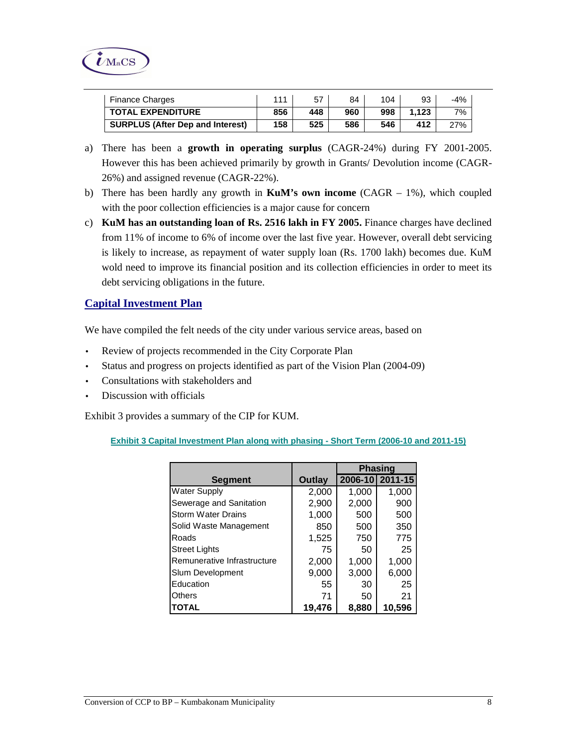| Finance Charges | 111 | 57 | 84 | 104 | 93 | -4% |
|---|---|---|---|---|---|---|
| **TOTAL EXPENDITURE** | **856** | **448** | **960** | **998** | **1,123** | 7% |
| **SURPLUS (After Dep and Interest)** | **158** | **525** | **586** | **546** | **412** | 27% |

a) There has been a **growth in operating surplus** (CAGR-24%) during FY 2001-2005. However this has been achieved primarily by growth in Grants/ Devolution income (CAGR-26%) and assigned revenue (CAGR-22%).

b) There has been hardly any growth in **KuM's own income** (CAGR – 1%), which coupled with the poor collection efficiencies is a major cause for concern

c) **KuM has an outstanding loan of Rs. 2516 lakh in FY 2005.** Finance charges have declined from 11% of income to 6% of income over the last five year. However, overall debt servicing is likely to increase, as repayment of water supply loan (Rs. 1700 lakh) becomes due. KuM wold need to improve its financial position and its collection efficiencies in order to meet its debt servicing obligations in the future.

## Capital Investment Plan

We have compiled the felt needs of the city under various service areas, based on

- Review of projects recommended in the City Corporate Plan
- Status and progress on projects identified as part of the Vision Plan (2004-09)
- Consultations with stakeholders and
- Discussion with officials

Exhibit 3 provides a summary of the CIP for KUM.

**Exhibit 3 Capital Investment Plan along with phasing - Short Term (2006-10 and 2011-15)**

| | | Phasing | |
|---|---|---|---|
| **Segment** | **Outlay** | **2006-10** | **2011-15** |
| Water Supply | 2,000 | 1,000 | 1,000 |
| Sewerage and Sanitation | 2,900 | 2,000 | 900 |
| Storm Water Drains | 1,000 | 500 | 500 |
| Solid Waste Management | 850 | 500 | 350 |
| Roads | 1,525 | 750 | 775 |
| Street Lights | 75 | 50 | 25 |
| Remunerative Infrastructure | 2,000 | 1,000 | 1,000 |
| Slum Development | 9,000 | 3,000 | 6,000 |
| Education | 55 | 30 | 25 |
| Others | 71 | 50 | 21 |
| **TOTAL** | **19,476** | **8,880** | **10,596** |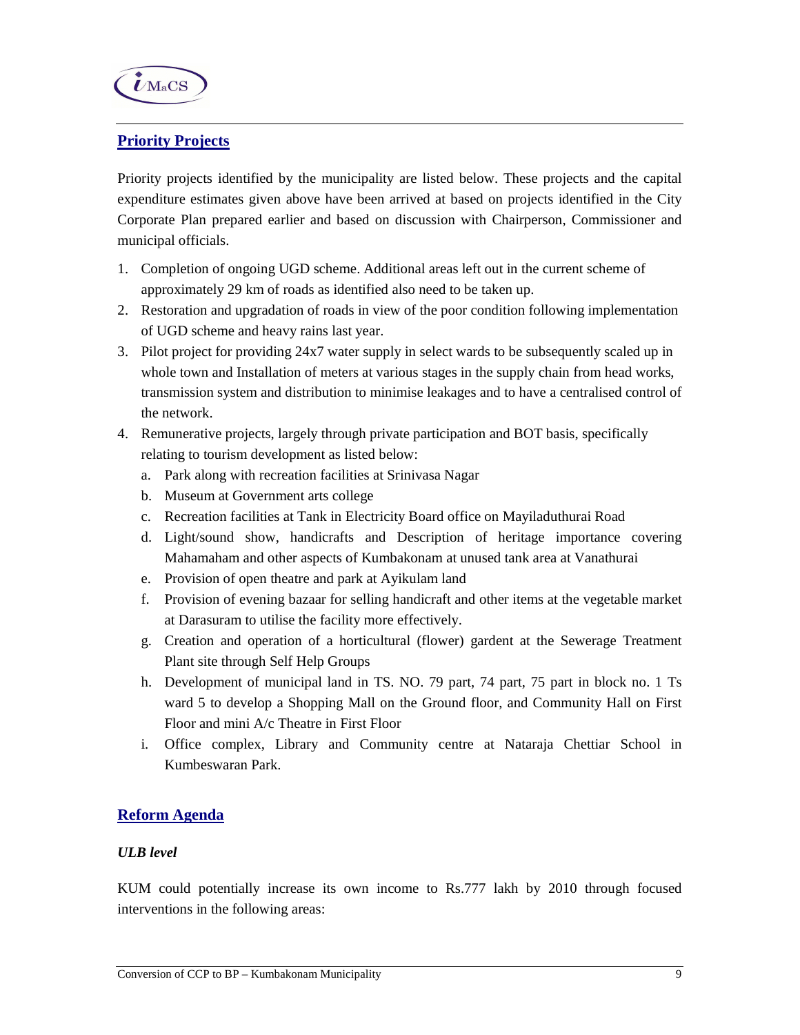## Priority Projects

Priority projects identified by the municipality are listed below. These projects and the capital expenditure estimates given above have been arrived at based on projects identified in the City Corporate Plan prepared earlier and based on discussion with Chairperson, Commissioner and municipal officials.

1. Completion of ongoing UGD scheme. Additional areas left out in the current scheme of approximately 29 km of roads as identified also need to be taken up.
2. Restoration and upgradation of roads in view of the poor condition following implementation of UGD scheme and heavy rains last year.
3. Pilot project for providing 24x7 water supply in select wards to be subsequently scaled up in whole town and Installation of meters at various stages in the supply chain from head works, transmission system and distribution to minimise leakages and to have a centralised control of the network.
4. Remunerative projects, largely through private participation and BOT basis, specifically relating to tourism development as listed below:
   a. Park along with recreation facilities at Srinivasa Nagar
   b. Museum at Government arts college
   c. Recreation facilities at Tank in Electricity Board office on Mayiladuthurai Road
   d. Light/sound show, handicrafts and Description of heritage importance covering Mahamaham and other aspects of Kumbakonam at unused tank area at Vanathurai
   e. Provision of open theatre and park at Ayikulam land
   f. Provision of evening bazaar for selling handicraft and other items at the vegetable market at Darasuram to utilise the facility more effectively.
   g. Creation and operation of a horticultural (flower) gardent at the Sewerage Treatment Plant site through Self Help Groups
   h. Development of municipal land in TS. NO. 79 part, 74 part, 75 part in block no. 1 Ts ward 5 to develop a Shopping Mall on the Ground floor, and Community Hall on First Floor and mini A/c Theatre in First Floor
   i. Office complex, Library and Community centre at Nataraja Chettiar School in Kumbeswaran Park.

## Reform Agenda

***ULB level***

KUM could potentially increase its own income to Rs.777 lakh by 2010 through focused interventions in the following areas: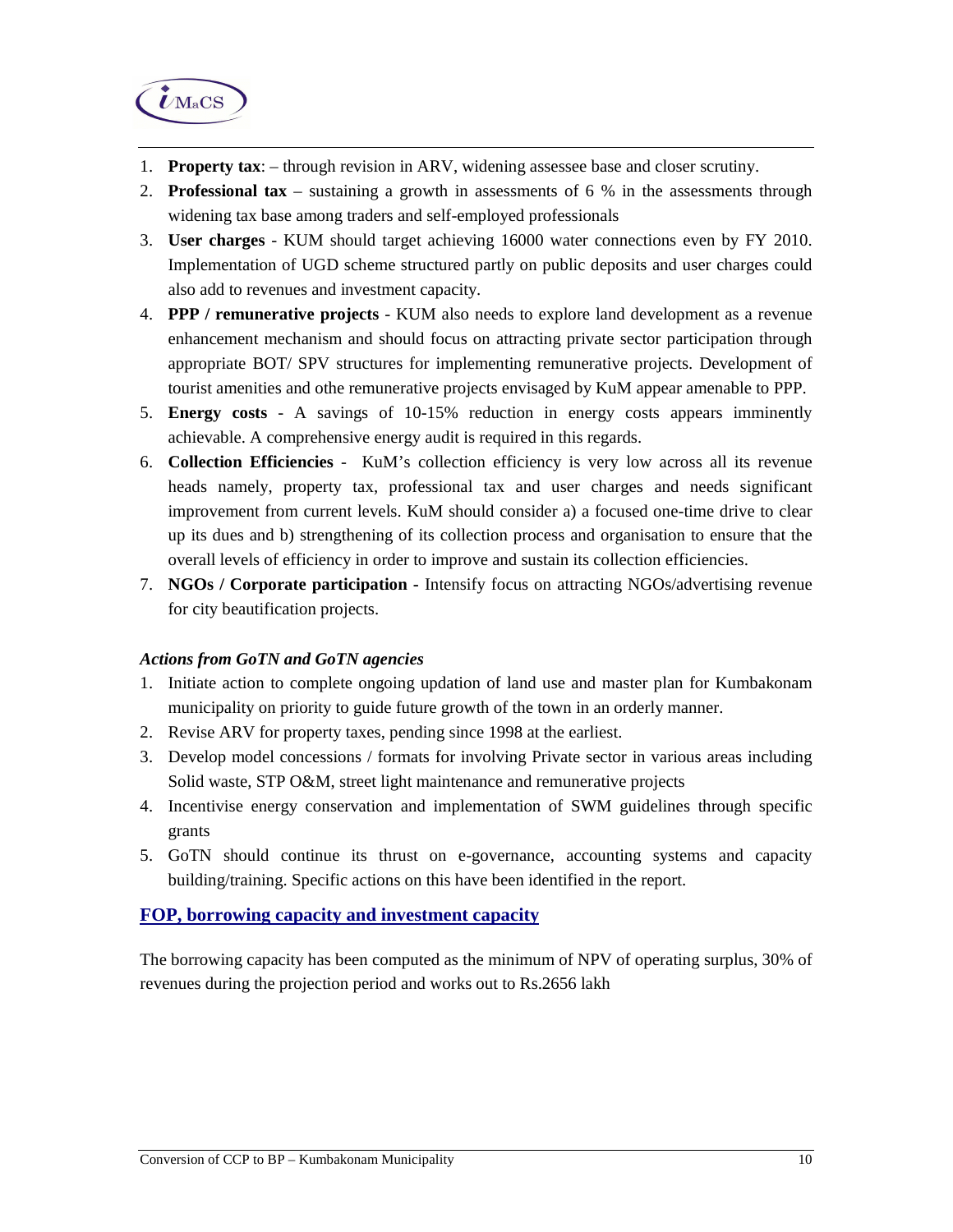1. **Property tax**: – through revision in ARV, widening assessee base and closer scrutiny.
2. **Professional tax** – sustaining a growth in assessments of 6 % in the assessments through widening tax base among traders and self-employed professionals
3. **User charges** - KUM should target achieving 16000 water connections even by FY 2010. Implementation of UGD scheme structured partly on public deposits and user charges could also add to revenues and investment capacity.
4. **PPP / remunerative projects** - KUM also needs to explore land development as a revenue enhancement mechanism and should focus on attracting private sector participation through appropriate BOT/ SPV structures for implementing remunerative projects. Development of tourist amenities and othe remunerative projects envisaged by KuM appear amenable to PPP.
5. **Energy costs** - A savings of 10-15% reduction in energy costs appears imminently achievable. A comprehensive energy audit is required in this regards.
6. **Collection Efficiencies** - KuM's collection efficiency is very low across all its revenue heads namely, property tax, professional tax and user charges and needs significant improvement from current levels. KuM should consider a) a focused one-time drive to clear up its dues and b) strengthening of its collection process and organisation to ensure that the overall levels of efficiency in order to improve and sustain its collection efficiencies.
7. **NGOs / Corporate participation -** Intensify focus on attracting NGOs/advertising revenue for city beautification projects.

***Actions from GoTN and GoTN agencies***

1. Initiate action to complete ongoing updation of land use and master plan for Kumbakonam municipality on priority to guide future growth of the town in an orderly manner.
2. Revise ARV for property taxes, pending since 1998 at the earliest.
3. Develop model concessions / formats for involving Private sector in various areas including Solid waste, STP O&M, street light maintenance and remunerative projects
4. Incentivise energy conservation and implementation of SWM guidelines through specific grants
5. GoTN should continue its thrust on e-governance, accounting systems and capacity building/training. Specific actions on this have been identified in the report.

## FOP, borrowing capacity and investment capacity

The borrowing capacity has been computed as the minimum of NPV of operating surplus, 30% of revenues during the projection period and works out to Rs.2656 lakh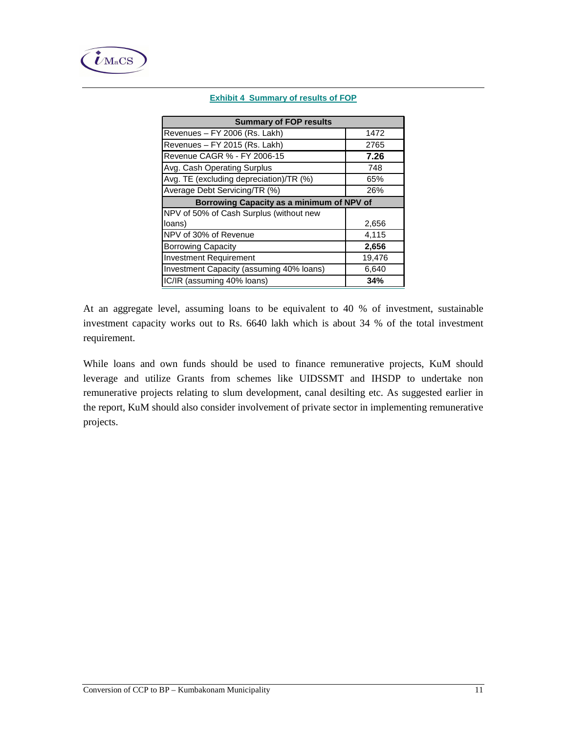**Exhibit 4 Summary of results of FOP**

| Summary of FOP results | |
|---|---|
| Revenues – FY 2006 (Rs. Lakh) | 1472 |
| Revenues – FY 2015 (Rs. Lakh) | 2765 |
| Revenue CAGR % - FY 2006-15 | **7.26** |
| Avg. Cash Operating Surplus | 748 |
| Avg. TE (excluding depreciation)/TR (%) | 65% |
| Average Debt Servicing/TR (%) | 26% |
| **Borrowing Capacity as a minimum of NPV of** | |
| NPV of 50% of Cash Surplus (without new loans) | 2,656 |
| NPV of 30% of Revenue | 4,115 |
| Borrowing Capacity | **2,656** |
| Investment Requirement | 19,476 |
| Investment Capacity (assuming 40% loans) | 6,640 |
| IC/IR (assuming 40% loans) | **34%** |

At an aggregate level, assuming loans to be equivalent to 40 % of investment, sustainable investment capacity works out to Rs. 6640 lakh which is about 34 % of the total investment requirement.

While loans and own funds should be used to finance remunerative projects, KuM should leverage and utilize Grants from schemes like UIDSSMT and IHSDP to undertake non remunerative projects relating to slum development, canal desilting etc. As suggested earlier in the report, KuM should also consider involvement of private sector in implementing remunerative projects.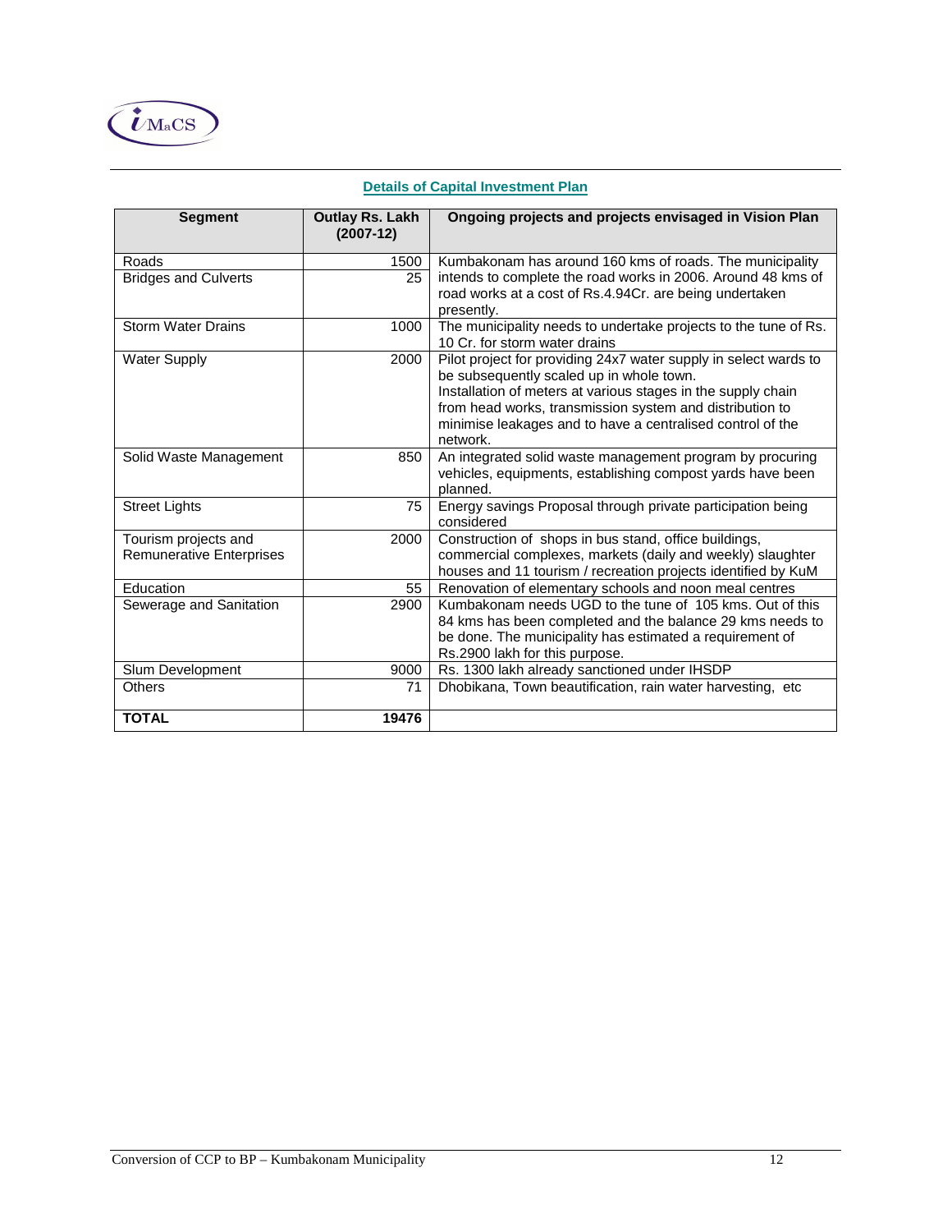## Details of Capital Investment Plan

| Segment | Outlay Rs. Lakh (2007-12) | Ongoing projects and projects envisaged in Vision Plan |
|---|---|---|
| Roads | 1500 | Kumbakonam has around 160 kms of roads. The municipality intends to complete the road works in 2006. Around 48 kms of road works at a cost of Rs.4.94Cr. are being undertaken presently. |
| Bridges and Culverts | 25 | |
| Storm Water Drains | 1000 | The municipality needs to undertake projects to the tune of Rs. 10 Cr. for storm water drains |
| Water Supply | 2000 | Pilot project for providing 24x7 water supply in select wards to be subsequently scaled up in whole town. Installation of meters at various stages in the supply chain from head works, transmission system and distribution to minimise leakages and to have a centralised control of the network. |
| Solid Waste Management | 850 | An integrated solid waste management program by procuring vehicles, equipments, establishing compost yards have been planned. |
| Street Lights | 75 | Energy savings Proposal through private participation being considered |
| Tourism projects and Remunerative Enterprises | 2000 | Construction of shops in bus stand, office buildings, commercial complexes, markets (daily and weekly) slaughter houses and 11 tourism / recreation projects identified by KuM |
| Education | 55 | Renovation of elementary schools and noon meal centres |
| Sewerage and Sanitation | 2900 | Kumbakonam needs UGD to the tune of 105 kms. Out of this 84 kms has been completed and the balance 29 kms needs to be done. The municipality has estimated a requirement of Rs.2900 lakh for this purpose. |
| Slum Development | 9000 | Rs. 1300 lakh already sanctioned under IHSDP |
| Others | 71 | Dhobikana, Town beautification, rain water harvesting, etc |
| **TOTAL** | **19476** | |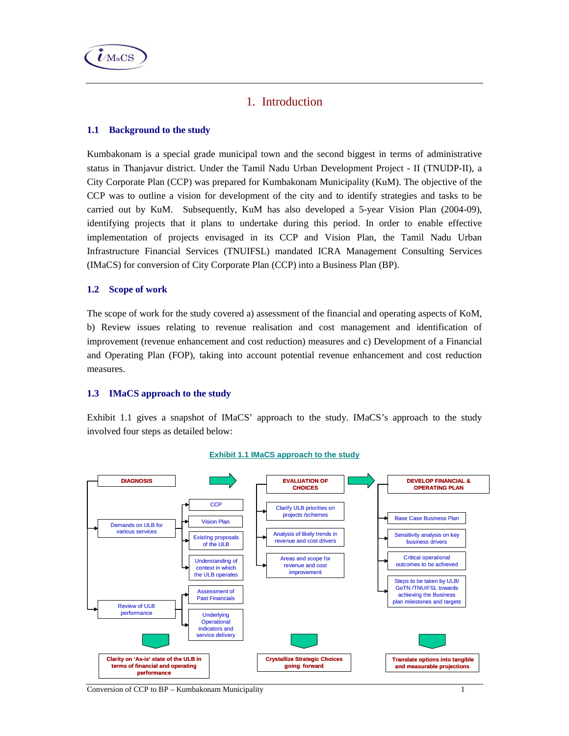# 1. Introduction

## 1.1 Background to the study

Kumbakonam is a special grade municipal town and the second biggest in terms of administrative status in Thanjavur district. Under the Tamil Nadu Urban Development Project - II (TNUDP-II), a City Corporate Plan (CCP) was prepared for Kumbakonam Municipality (KuM). The objective of the CCP was to outline a vision for development of the city and to identify strategies and tasks to be carried out by KuM. Subsequently, KuM has also developed a 5-year Vision Plan (2004-09), identifying projects that it plans to undertake during this period. In order to enable effective implementation of projects envisaged in its CCP and Vision Plan, the Tamil Nadu Urban Infrastructure Financial Services (TNUIFSL) mandated ICRA Management Consulting Services (IMaCS) for conversion of City Corporate Plan (CCP) into a Business Plan (BP).

## 1.2 Scope of work

The scope of work for the study covered a) assessment of the financial and operating aspects of KoM, b) Review issues relating to revenue realisation and cost management and identification of improvement (revenue enhancement and cost reduction) measures and c) Development of a Financial and Operating Plan (FOP), taking into account potential revenue enhancement and cost reduction measures.

## 1.3 IMaCS approach to the study

Exhibit 1.1 gives a snapshot of IMaCS' approach to the study. IMaCS's approach to the study involved four steps as detailed below:

**Exhibit 1.1 IMaCS approach to the study**

**DIAGNOSIS**
- Demands on ULB for various services
  - CCP
  - Vision Plan
  - Existing proposals of the ULB
  - Understanding of context in which the ULB operates
- Review of ULB performance
  - Assessment of Past Financials
  - Underlying Operational indicators and service delivery

→ **Clarity on 'As-is' state of the ULB in terms of financial and operating performance**

**EVALUATION OF CHOICES**
- Clarify ULB priorities on projects /schemes
- Analysis of likely trends in revenue and cost drivers
- Areas and scope for revenue and cost improvement

→ **Crystallize Strategic Choices going forward**

**DEVELOP FINANCIAL & OPERATING PLAN**
- Base Case Business Plan
- Sensitivity analysis on key business drivers
- Critical operational outcomes to be achieved
- Steps to be taken by ULB/ GoTN /TNUIFSL towards achieving the Business plan milestones and targets

→ **Translate options into tangible and measurable projections**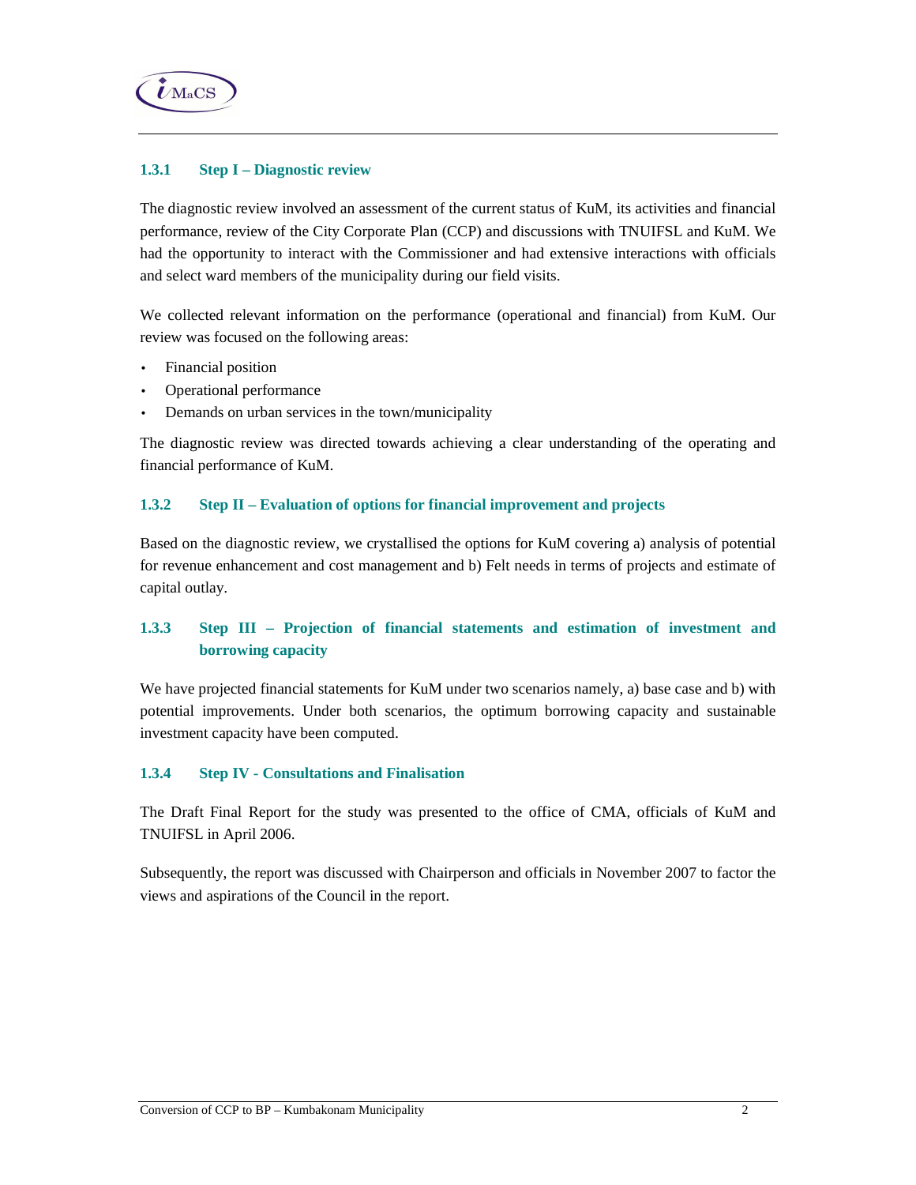### 1.3.1 Step I – Diagnostic review

The diagnostic review involved an assessment of the current status of KuM, its activities and financial performance, review of the City Corporate Plan (CCP) and discussions with TNUIFSL and KuM. We had the opportunity to interact with the Commissioner and had extensive interactions with officials and select ward members of the municipality during our field visits.

We collected relevant information on the performance (operational and financial) from KuM. Our review was focused on the following areas:

- Financial position
- Operational performance
- Demands on urban services in the town/municipality

The diagnostic review was directed towards achieving a clear understanding of the operating and financial performance of KuM.

### 1.3.2 Step II – Evaluation of options for financial improvement and projects

Based on the diagnostic review, we crystallised the options for KuM covering a) analysis of potential for revenue enhancement and cost management and b) Felt needs in terms of projects and estimate of capital outlay.

### 1.3.3 Step III – Projection of financial statements and estimation of investment and borrowing capacity

We have projected financial statements for KuM under two scenarios namely, a) base case and b) with potential improvements. Under both scenarios, the optimum borrowing capacity and sustainable investment capacity have been computed.

### 1.3.4 Step IV - Consultations and Finalisation

The Draft Final Report for the study was presented to the office of CMA, officials of KuM and TNUIFSL in April 2006.

Subsequently, the report was discussed with Chairperson and officials in November 2007 to factor the views and aspirations of the Council in the report.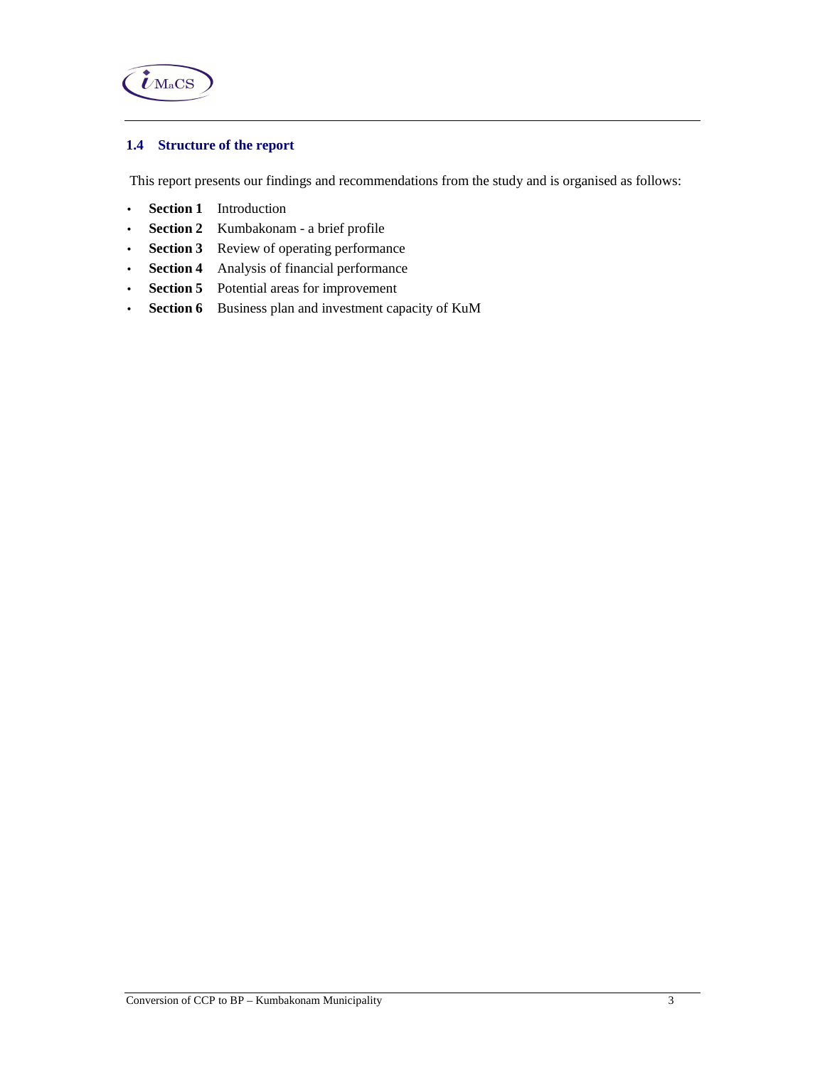### 1.4 Structure of the report

This report presents our findings and recommendations from the study and is organised as follows:

- **Section 1** Introduction
- **Section 2** Kumbakonam - a brief profile
- **Section 3** Review of operating performance
- **Section 4** Analysis of financial performance
- **Section 5** Potential areas for improvement
- **Section 6** Business plan and investment capacity of KuM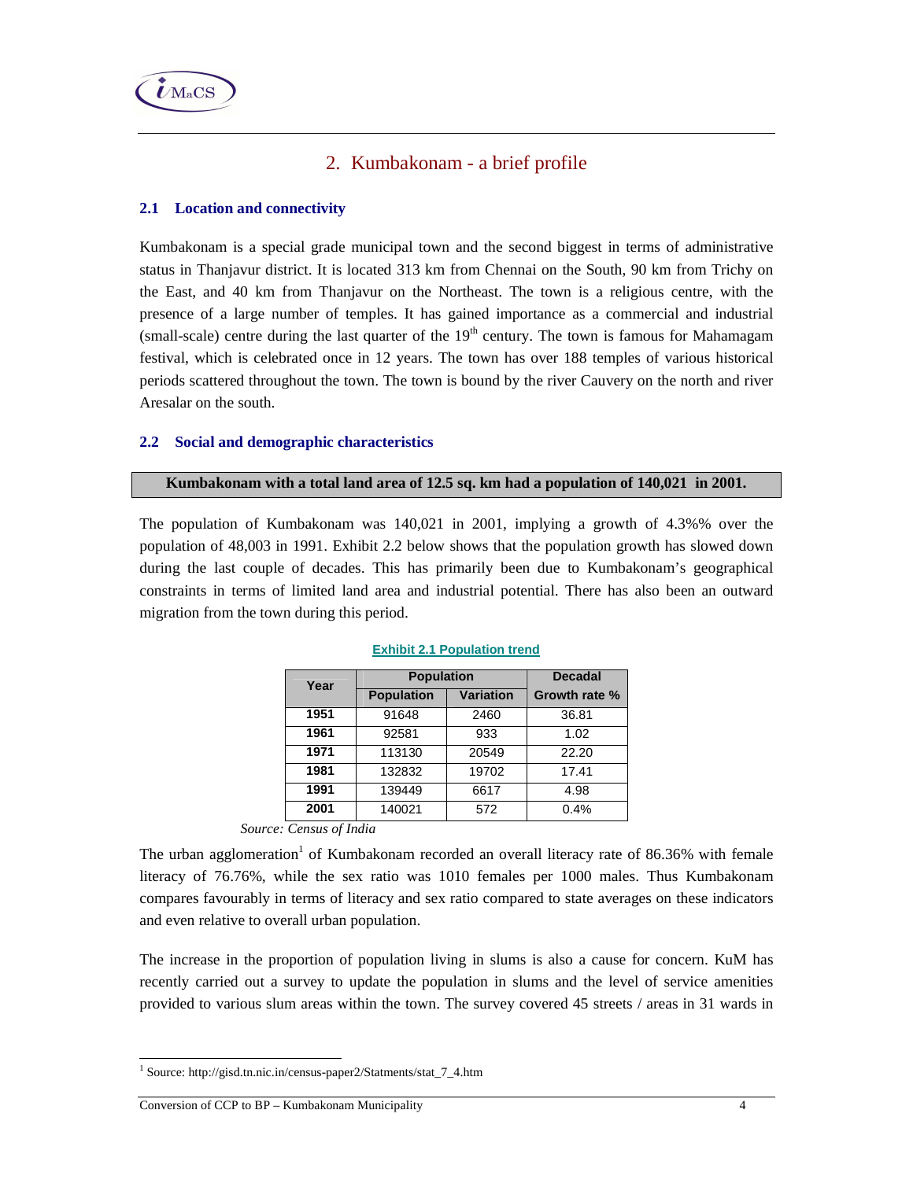## 2. Kumbakonam - a brief profile

### 2.1 Location and connectivity

Kumbakonam is a special grade municipal town and the second biggest in terms of administrative status in Thanjavur district. It is located 313 km from Chennai on the South, 90 km from Trichy on the East, and 40 km from Thanjavur on the Northeast. The town is a religious centre, with the presence of a large number of temples. It has gained importance as a commercial and industrial (small-scale) centre during the last quarter of the 19th century. The town is famous for Mahamagam festival, which is celebrated once in 12 years. The town has over 188 temples of various historical periods scattered throughout the town. The town is bound by the river Cauvery on the north and river Aresalar on the south.

### 2.2 Social and demographic characteristics

**Kumbakonam with a total land area of 12.5 sq. km had a population of 140,021 in 2001.**

The population of Kumbakonam was 140,021 in 2001, implying a growth of 4.3%% over the population of 48,003 in 1991. Exhibit 2.2 below shows that the population growth has slowed down during the last couple of decades. This has primarily been due to Kumbakonam's geographical constraints in terms of limited land area and industrial potential. There has also been an outward migration from the town during this period.

**Exhibit 2.1 Population trend**

| Year | Population | | Decadal |
|---|---|---|---|
| | Population | Variation | Growth rate % |
| 1951 | 91648 | 2460 | 36.81 |
| 1961 | 92581 | 933 | 1.02 |
| 1971 | 113130 | 20549 | 22.20 |
| 1981 | 132832 | 19702 | 17.41 |
| 1991 | 139449 | 6617 | 4.98 |
| 2001 | 140021 | 572 | 0.4% |

*Source: Census of India*

The urban agglomeration[1] of Kumbakonam recorded an overall literacy rate of 86.36% with female literacy of 76.76%, while the sex ratio was 1010 females per 1000 males. Thus Kumbakonam compares favourably in terms of literacy and sex ratio compared to state averages on these indicators and even relative to overall urban population.

The increase in the proportion of population living in slums is also a cause for concern. KuM has recently carried out a survey to update the population in slums and the level of service amenities provided to various slum areas within the town. The survey covered 45 streets / areas in 31 wards in

[1] Source: http://gisd.tn.nic.in/census-paper2/Statments/stat_7_4.htm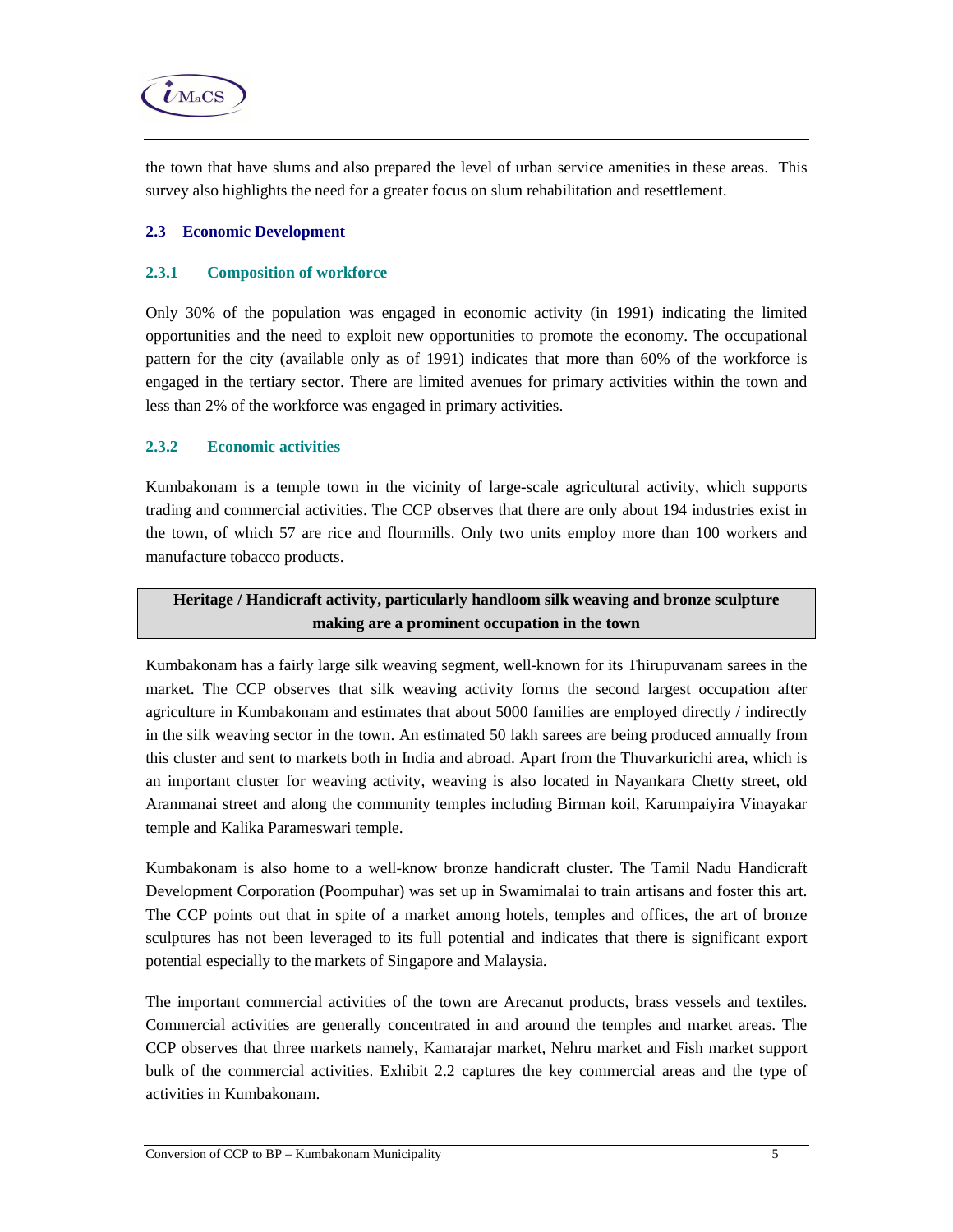the town that have slums and also prepared the level of urban service amenities in these areas. This survey also highlights the need for a greater focus on slum rehabilitation and resettlement.

## 2.3 Economic Development

### 2.3.1 Composition of workforce

Only 30% of the population was engaged in economic activity (in 1991) indicating the limited opportunities and the need to exploit new opportunities to promote the economy. The occupational pattern for the city (available only as of 1991) indicates that more than 60% of the workforce is engaged in the tertiary sector. There are limited avenues for primary activities within the town and less than 2% of the workforce was engaged in primary activities.

### 2.3.2 Economic activities

Kumbakonam is a temple town in the vicinity of large-scale agricultural activity, which supports trading and commercial activities. The CCP observes that there are only about 194 industries exist in the town, of which 57 are rice and flourmills. Only two units employ more than 100 workers and manufacture tobacco products.

**Heritage / Handicraft activity, particularly handloom silk weaving and bronze sculpture making are a prominent occupation in the town**

Kumbakonam has a fairly large silk weaving segment, well-known for its Thirupuvanam sarees in the market. The CCP observes that silk weaving activity forms the second largest occupation after agriculture in Kumbakonam and estimates that about 5000 families are employed directly / indirectly in the silk weaving sector in the town. An estimated 50 lakh sarees are being produced annually from this cluster and sent to markets both in India and abroad. Apart from the Thuvarkurichi area, which is an important cluster for weaving activity, weaving is also located in Nayankara Chetty street, old Aranmanai street and along the community temples including Birman koil, Karumpaiyira Vinayakar temple and Kalika Parameswari temple.

Kumbakonam is also home to a well-know bronze handicraft cluster. The Tamil Nadu Handicraft Development Corporation (Poompuhar) was set up in Swamimalai to train artisans and foster this art. The CCP points out that in spite of a market among hotels, temples and offices, the art of bronze sculptures has not been leveraged to its full potential and indicates that there is significant export potential especially to the markets of Singapore and Malaysia.

The important commercial activities of the town are Arecanut products, brass vessels and textiles. Commercial activities are generally concentrated in and around the temples and market areas. The CCP observes that three markets namely, Kamarajar market, Nehru market and Fish market support bulk of the commercial activities. Exhibit 2.2 captures the key commercial areas and the type of activities in Kumbakonam.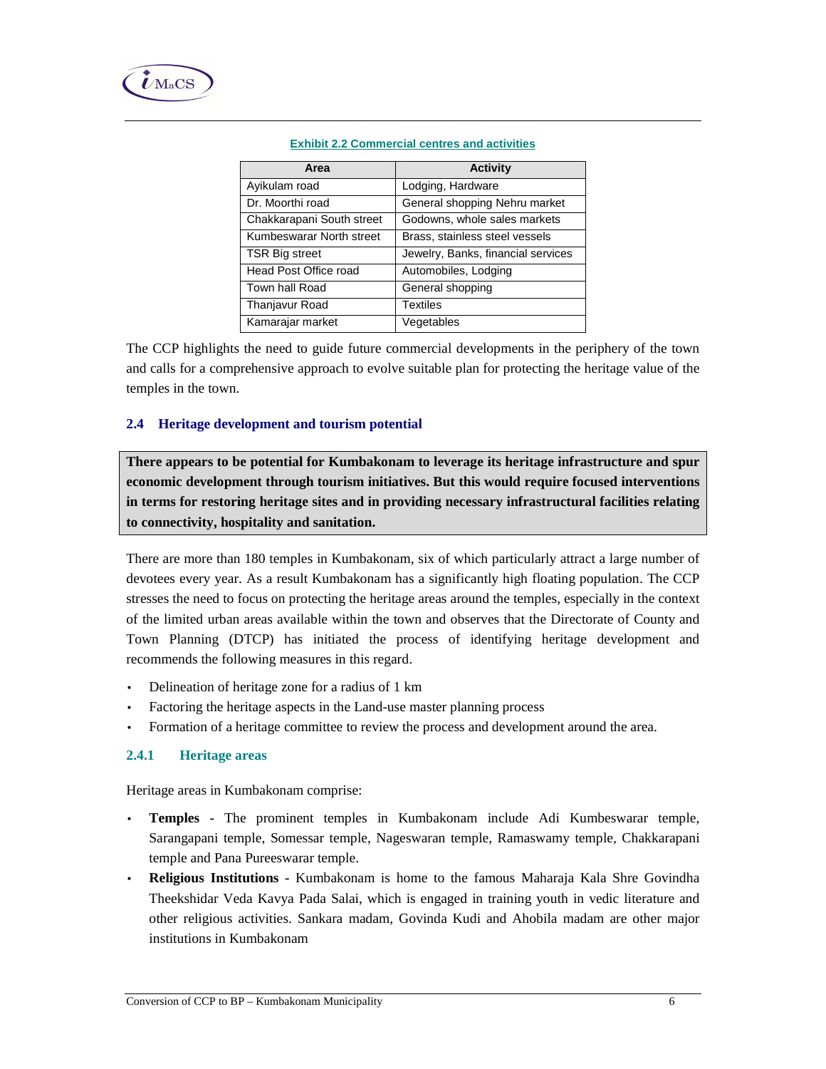**Exhibit 2.2 Commercial centres and activities**

| Area | Activity |
|---|---|
| Ayikulam road | Lodging, Hardware |
| Dr. Moorthi road | General shopping Nehru market |
| Chakkarapani South street | Godowns, whole sales markets |
| Kumbeswarar North street | Brass, stainless steel vessels |
| TSR Big street | Jewelry, Banks, financial services |
| Head Post Office road | Automobiles, Lodging |
| Town hall Road | General shopping |
| Thanjavur Road | Textiles |
| Kamarajar market | Vegetables |

The CCP highlights the need to guide future commercial developments in the periphery of the town and calls for a comprehensive approach to evolve suitable plan for protecting the heritage value of the temples in the town.

## 2.4 Heritage development and tourism potential

**There appears to be potential for Kumbakonam to leverage its heritage infrastructure and spur economic development through tourism initiatives. But this would require focused interventions in terms for restoring heritage sites and in providing necessary infrastructural facilities relating to connectivity, hospitality and sanitation.**

There are more than 180 temples in Kumbakonam, six of which particularly attract a large number of devotees every year. As a result Kumbakonam has a significantly high floating population. The CCP stresses the need to focus on protecting the heritage areas around the temples, especially in the context of the limited urban areas available within the town and observes that the Directorate of County and Town Planning (DTCP) has initiated the process of identifying heritage development and recommends the following measures in this regard.

- Delineation of heritage zone for a radius of 1 km
- Factoring the heritage aspects in the Land-use master planning process
- Formation of a heritage committee to review the process and development around the area.

### 2.4.1 Heritage areas

Heritage areas in Kumbakonam comprise:

- **Temples** - The prominent temples in Kumbakonam include Adi Kumbeswarar temple, Sarangapani temple, Somessar temple, Nageswaran temple, Ramaswamy temple, Chakkarapani temple and Pana Pureeswarar temple.
- **Religious Institutions** - Kumbakonam is home to the famous Maharaja Kala Shre Govindha Theekshidar Veda Kavya Pada Salai, which is engaged in training youth in vedic literature and other religious activities. Sankara madam, Govinda Kudi and Ahobila madam are other major institutions in Kumbakonam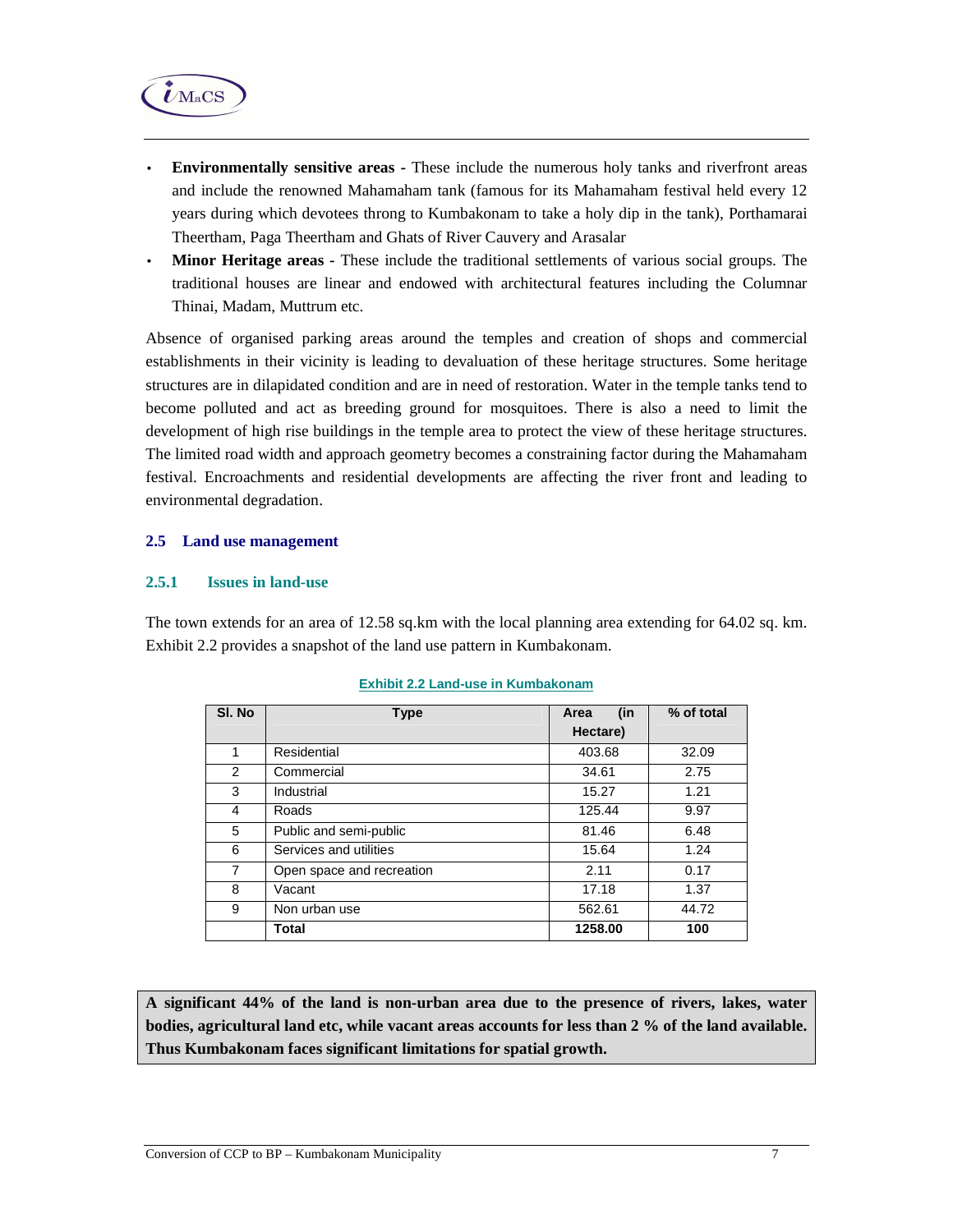- **Environmentally sensitive areas** - These include the numerous holy tanks and riverfront areas and include the renowned Mahamaham tank (famous for its Mahamaham festival held every 12 years during which devotees throng to Kumbakonam to take a holy dip in the tank), Porthamarai Theertham, Paga Theertham and Ghats of River Cauvery and Arasalar
- **Minor Heritage areas** - These include the traditional settlements of various social groups. The traditional houses are linear and endowed with architectural features including the Columnar Thinai, Madam, Muttrum etc.

Absence of organised parking areas around the temples and creation of shops and commercial establishments in their vicinity is leading to devaluation of these heritage structures. Some heritage structures are in dilapidated condition and are in need of restoration. Water in the temple tanks tend to become polluted and act as breeding ground for mosquitoes. There is also a need to limit the development of high rise buildings in the temple area to protect the view of these heritage structures. The limited road width and approach geometry becomes a constraining factor during the Mahamaham festival. Encroachments and residential developments are affecting the river front and leading to environmental degradation.

## 2.5 Land use management

### 2.5.1 Issues in land-use

The town extends for an area of 12.58 sq.km with the local planning area extending for 64.02 sq. km. Exhibit 2.2 provides a snapshot of the land use pattern in Kumbakonam.

**Exhibit 2.2 Land-use in Kumbakonam**

| Sl. No | Type | Area (in Hectare) | % of total |
|---|---|---|---|
| 1 | Residential | 403.68 | 32.09 |
| 2 | Commercial | 34.61 | 2.75 |
| 3 | Industrial | 15.27 | 1.21 |
| 4 | Roads | 125.44 | 9.97 |
| 5 | Public and semi-public | 81.46 | 6.48 |
| 6 | Services and utilities | 15.64 | 1.24 |
| 7 | Open space and recreation | 2.11 | 0.17 |
| 8 | Vacant | 17.18 | 1.37 |
| 9 | Non urban use | 562.61 | 44.72 |
| | **Total** | **1258.00** | **100** |

**A significant 44% of the land is non-urban area due to the presence of rivers, lakes, water bodies, agricultural land etc, while vacant areas accounts for less than 2 % of the land available. Thus Kumbakonam faces significant limitations for spatial growth.**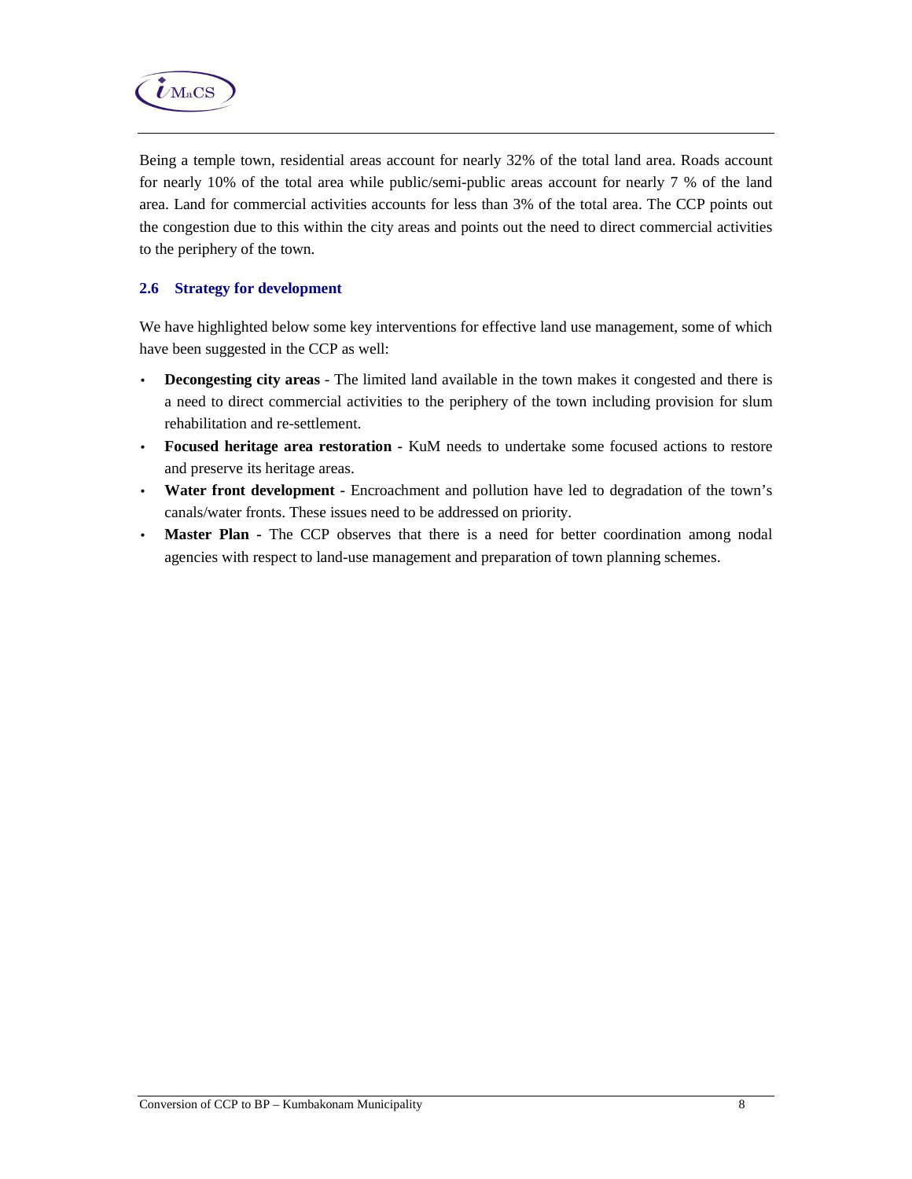Being a temple town, residential areas account for nearly 32% of the total land area. Roads account for nearly 10% of the total area while public/semi-public areas account for nearly 7 % of the land area. Land for commercial activities accounts for less than 3% of the total area. The CCP points out the congestion due to this within the city areas and points out the need to direct commercial activities to the periphery of the town.

## 2.6 Strategy for development

We have highlighted below some key interventions for effective land use management, some of which have been suggested in the CCP as well:

- **Decongesting city areas** - The limited land available in the town makes it congested and there is a need to direct commercial activities to the periphery of the town including provision for slum rehabilitation and re-settlement.
- **Focused heritage area restoration -** KuM needs to undertake some focused actions to restore and preserve its heritage areas.
- **Water front development** - Encroachment and pollution have led to degradation of the town's canals/water fronts. These issues need to be addressed on priority.
- **Master Plan -** The CCP observes that there is a need for better coordination among nodal agencies with respect to land-use management and preparation of town planning schemes.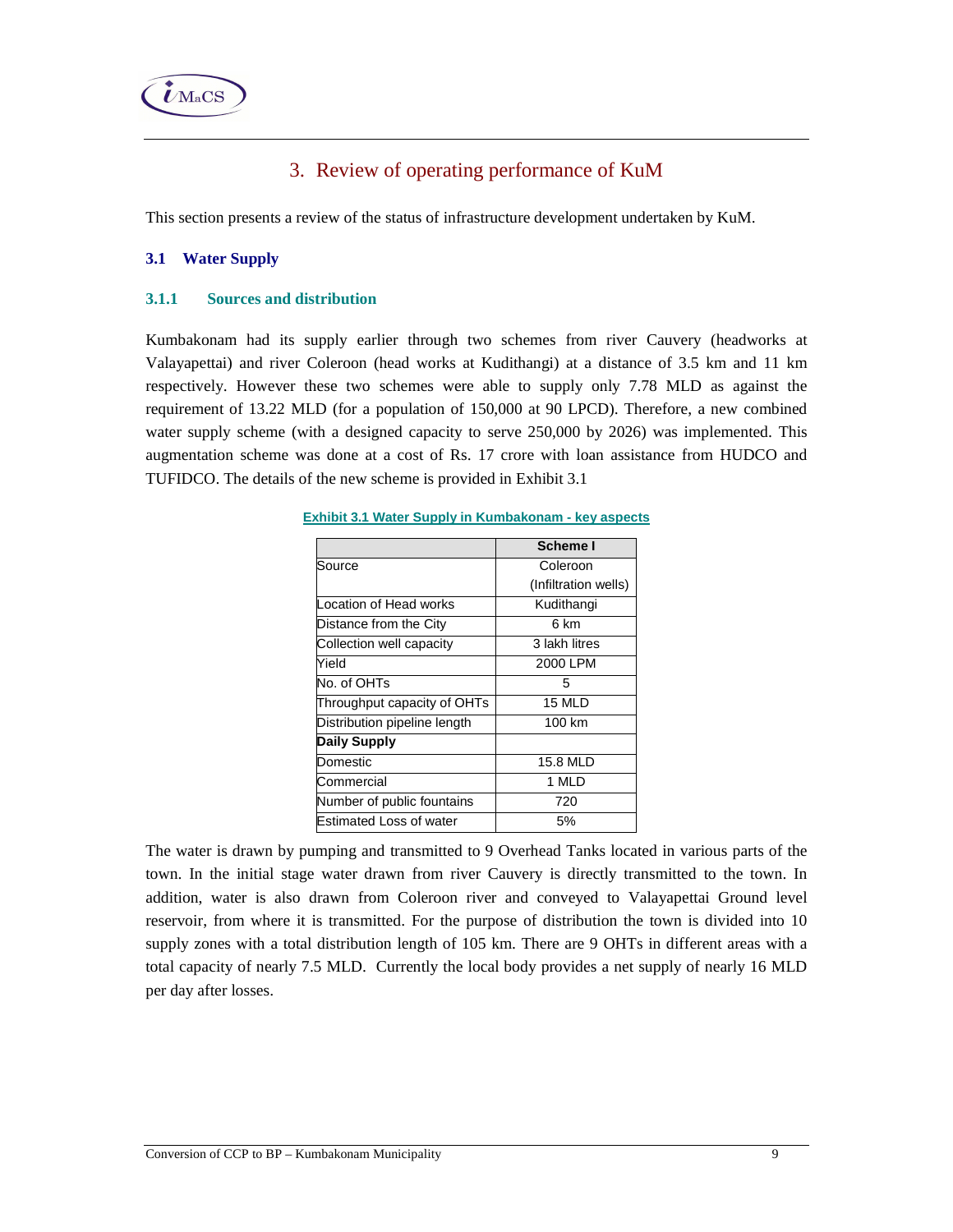# 3. Review of operating performance of KuM

This section presents a review of the status of infrastructure development undertaken by KuM.

## 3.1 Water Supply

### 3.1.1 Sources and distribution

Kumbakonam had its supply earlier through two schemes from river Cauvery (headworks at Valayapettai) and river Coleroon (head works at Kudithangi) at a distance of 3.5 km and 11 km respectively. However these two schemes were able to supply only 7.78 MLD as against the requirement of 13.22 MLD (for a population of 150,000 at 90 LPCD). Therefore, a new combined water supply scheme (with a designed capacity to serve 250,000 by 2026) was implemented. This augmentation scheme was done at a cost of Rs. 17 crore with loan assistance from HUDCO and TUFIDCO. The details of the new scheme is provided in Exhibit 3.1

**Exhibit 3.1 Water Supply in Kumbakonam - key aspects**

| | Scheme I |
|---|---|
| Source | Coleroon (Infiltration wells) |
| Location of Head works | Kudithangi |
| Distance from the City | 6 km |
| Collection well capacity | 3 lakh litres |
| Yield | 2000 LPM |
| No. of OHTs | 5 |
| Throughput capacity of OHTs | 15 MLD |
| Distribution pipeline length | 100 km |
| **Daily Supply** | |
| Domestic | 15.8 MLD |
| Commercial | 1 MLD |
| Number of public fountains | 720 |
| Estimated Loss of water | 5% |

The water is drawn by pumping and transmitted to 9 Overhead Tanks located in various parts of the town. In the initial stage water drawn from river Cauvery is directly transmitted to the town. In addition, water is also drawn from Coleroon river and conveyed to Valayapettai Ground level reservoir, from where it is transmitted. For the purpose of distribution the town is divided into 10 supply zones with a total distribution length of 105 km. There are 9 OHTs in different areas with a total capacity of nearly 7.5 MLD. Currently the local body provides a net supply of nearly 16 MLD per day after losses.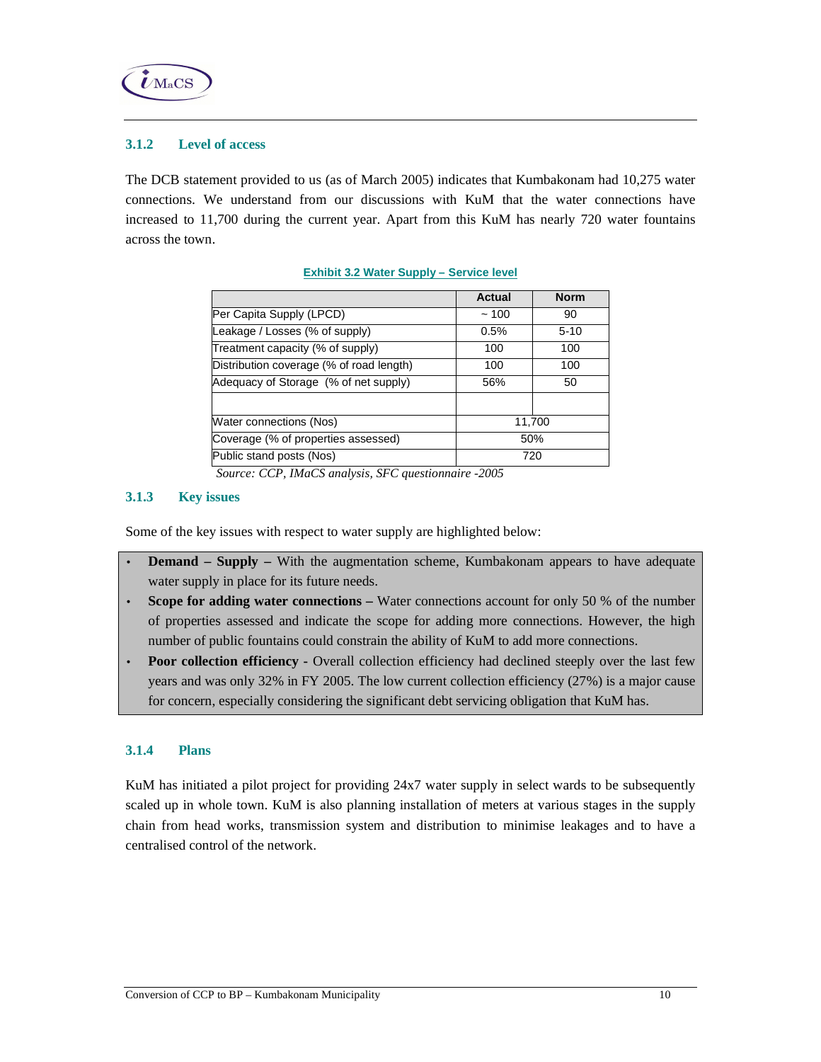### 3.1.2 Level of access

The DCB statement provided to us (as of March 2005) indicates that Kumbakonam had 10,275 water connections. We understand from our discussions with KuM that the water connections have increased to 11,700 during the current year. Apart from this KuM has nearly 720 water fountains across the town.

**Exhibit 3.2 Water Supply – Service level**

| | Actual | Norm |
|---|---|---|
| Per Capita Supply (LPCD) | ~ 100 | 90 |
| Leakage / Losses (% of supply) | 0.5% | 5-10 |
| Treatment capacity (% of supply) | 100 | 100 |
| Distribution coverage (% of road length) | 100 | 100 |
| Adequacy of Storage (% of net supply) | 56% | 50 |
| | | |
| Water connections (Nos) | 11,700 | |
| Coverage (% of properties assessed) | 50% | |
| Public stand posts (Nos) | 720 | |

*Source: CCP, IMaCS analysis, SFC questionnaire -2005*

### 3.1.3 Key issues

Some of the key issues with respect to water supply are highlighted below:

- **Demand – Supply –** With the augmentation scheme, Kumbakonam appears to have adequate water supply in place for its future needs.
- **Scope for adding water connections –** Water connections account for only 50 % of the number of properties assessed and indicate the scope for adding more connections. However, the high number of public fountains could constrain the ability of KuM to add more connections.
- **Poor collection efficiency -** Overall collection efficiency had declined steeply over the last few years and was only 32% in FY 2005. The low current collection efficiency (27%) is a major cause for concern, especially considering the significant debt servicing obligation that KuM has.

### 3.1.4 Plans

KuM has initiated a pilot project for providing 24x7 water supply in select wards to be subsequently scaled up in whole town. KuM is also planning installation of meters at various stages in the supply chain from head works, transmission system and distribution to minimise leakages and to have a centralised control of the network.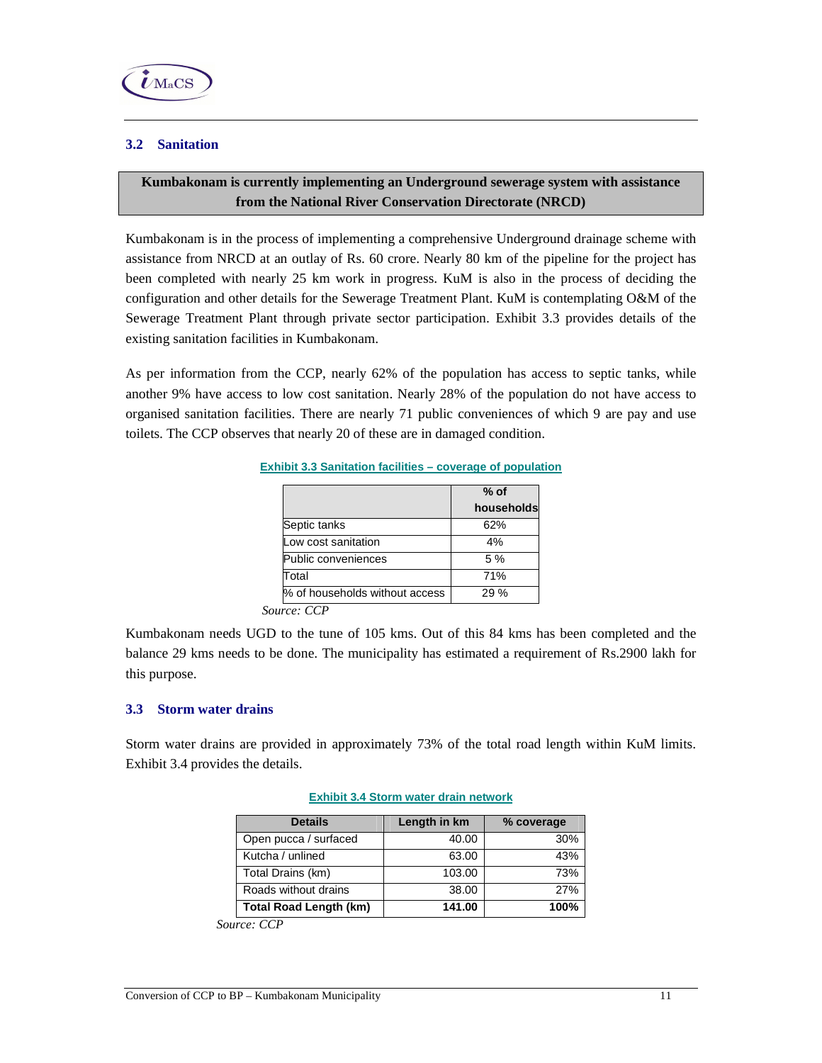## 3.2 Sanitation

**Kumbakonam is currently implementing an Underground sewerage system with assistance from the National River Conservation Directorate (NRCD)**

Kumbakonam is in the process of implementing a comprehensive Underground drainage scheme with assistance from NRCD at an outlay of Rs. 60 crore. Nearly 80 km of the pipeline for the project has been completed with nearly 25 km work in progress. KuM is also in the process of deciding the configuration and other details for the Sewerage Treatment Plant. KuM is contemplating O&M of the Sewerage Treatment Plant through private sector participation. Exhibit 3.3 provides details of the existing sanitation facilities in Kumbakonam.

As per information from the CCP, nearly 62% of the population has access to septic tanks, while another 9% have access to low cost sanitation. Nearly 28% of the population do not have access to organised sanitation facilities. There are nearly 71 public conveniences of which 9 are pay and use toilets. The CCP observes that nearly 20 of these are in damaged condition.

**Exhibit 3.3 Sanitation facilities – coverage of population**

| | % of households |
|---|---|
| Septic tanks | 62% |
| Low cost sanitation | 4% |
| Public conveniences | 5 % |
| Total | 71% |
| % of households without access | 29 % |

*Source: CCP*

Kumbakonam needs UGD to the tune of 105 kms. Out of this 84 kms has been completed and the balance 29 kms needs to be done. The municipality has estimated a requirement of Rs.2900 lakh for this purpose.

## 3.3 Storm water drains

Storm water drains are provided in approximately 73% of the total road length within KuM limits. Exhibit 3.4 provides the details.

**Exhibit 3.4 Storm water drain network**

| Details | Length in km | % coverage |
|---|---|---|
| Open pucca / surfaced | 40.00 | 30% |
| Kutcha / unlined | 63.00 | 43% |
| Total Drains (km) | 103.00 | 73% |
| Roads without drains | 38.00 | 27% |
| **Total Road Length (km)** | **141.00** | **100%** |

*Source: CCP*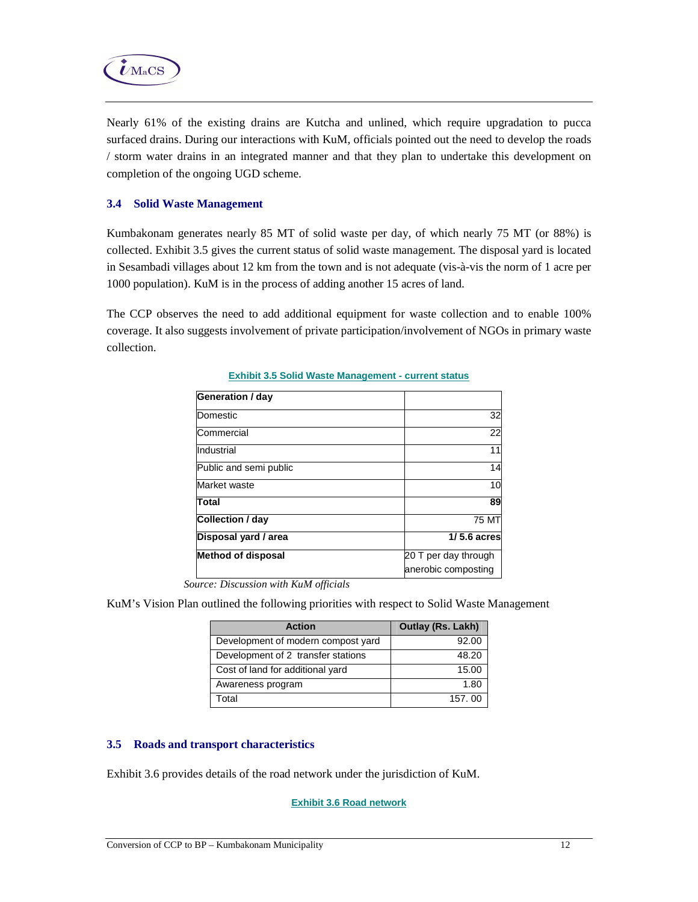Nearly 61% of the existing drains are Kutcha and unlined, which require upgradation to pucca surfaced drains. During our interactions with KuM, officials pointed out the need to develop the roads / storm water drains in an integrated manner and that they plan to undertake this development on completion of the ongoing UGD scheme.

### 3.4 Solid Waste Management

Kumbakonam generates nearly 85 MT of solid waste per day, of which nearly 75 MT (or 88%) is collected. Exhibit 3.5 gives the current status of solid waste management. The disposal yard is located in Sesambadi villages about 12 km from the town and is not adequate (vis-à-vis the norm of 1 acre per 1000 population). KuM is in the process of adding another 15 acres of land.

The CCP observes the need to add additional equipment for waste collection and to enable 100% coverage. It also suggests involvement of private participation/involvement of NGOs in primary waste collection.

**Exhibit 3.5 Solid Waste Management - current status**

| **Generation / day** | |
|---|---|
| Domestic | 32 |
| Commercial | 22 |
| Industrial | 11 |
| Public and semi public | 14 |
| Market waste | 10 |
| **Total** | **89** |
| **Collection / day** | 75 MT |
| **Disposal yard / area** | **1/ 5.6 acres** |
| **Method of disposal** | 20 T per day through anerobic composting |

*Source: Discussion with KuM officials*

KuM's Vision Plan outlined the following priorities with respect to Solid Waste Management

| Action | Outlay (Rs. Lakh) |
|---|---|
| Development of modern compost yard | 92.00 |
| Development of 2 transfer stations | 48.20 |
| Cost of land for additional yard | 15.00 |
| Awareness program | 1.80 |
| Total | 157. 00 |

### 3.5 Roads and transport characteristics

Exhibit 3.6 provides details of the road network under the jurisdiction of KuM.

**Exhibit 3.6 Road network**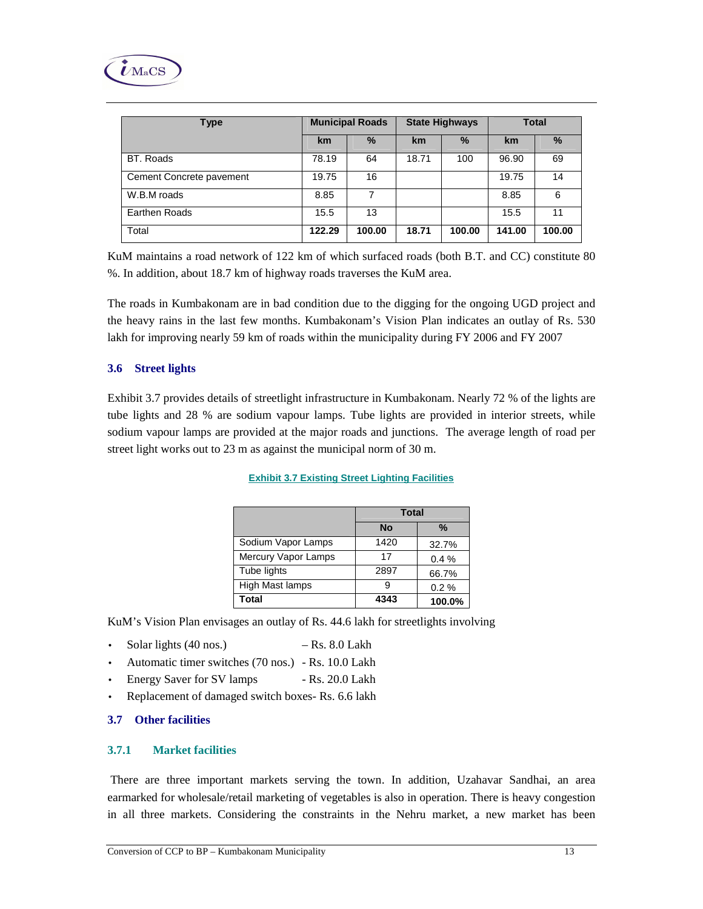| Type | Municipal Roads | | State Highways | | Total | |
|---|---|---|---|---|---|---|
| | km | % | km | % | km | % |
| BT. Roads | 78.19 | 64 | 18.71 | 100 | 96.90 | 69 |
| Cement Concrete pavement | 19.75 | 16 | | | 19.75 | 14 |
| W.B.M roads | 8.85 | 7 | | | 8.85 | 6 |
| Earthen Roads | 15.5 | 13 | | | 15.5 | 11 |
| Total | **122.29** | **100.00** | **18.71** | **100.00** | **141.00** | **100.00** |

KuM maintains a road network of 122 km of which surfaced roads (both B.T. and CC) constitute 80 %. In addition, about 18.7 km of highway roads traverses the KuM area.

The roads in Kumbakonam are in bad condition due to the digging for the ongoing UGD project and the heavy rains in the last few months. Kumbakonam's Vision Plan indicates an outlay of Rs. 530 lakh for improving nearly 59 km of roads within the municipality during FY 2006 and FY 2007

## 3.6 Street lights

Exhibit 3.7 provides details of streetlight infrastructure in Kumbakonam. Nearly 72 % of the lights are tube lights and 28 % are sodium vapour lamps. Tube lights are provided in interior streets, while sodium vapour lamps are provided at the major roads and junctions. The average length of road per street light works out to 23 m as against the municipal norm of 30 m.

**Exhibit 3.7 Existing Street Lighting Facilities**

| | Total | |
|---|---|---|
| | No | % |
| Sodium Vapor Lamps | 1420 | 32.7% |
| Mercury Vapor Lamps | 17 | 0.4 % |
| Tube lights | 2897 | 66.7% |
| High Mast lamps | 9 | 0.2 % |
| **Total** | **4343** | **100.0%** |

KuM's Vision Plan envisages an outlay of Rs. 44.6 lakh for streetlights involving

- Solar lights (40 nos.) – Rs. 8.0 Lakh
- Automatic timer switches (70 nos.) - Rs. 10.0 Lakh
- Energy Saver for SV lamps - Rs. 20.0 Lakh
- Replacement of damaged switch boxes- Rs. 6.6 lakh

## 3.7 Other facilities

### 3.7.1 Market facilities

There are three important markets serving the town. In addition, Uzahavar Sandhai, an area earmarked for wholesale/retail marketing of vegetables is also in operation. There is heavy congestion in all three markets. Considering the constraints in the Nehru market, a new market has been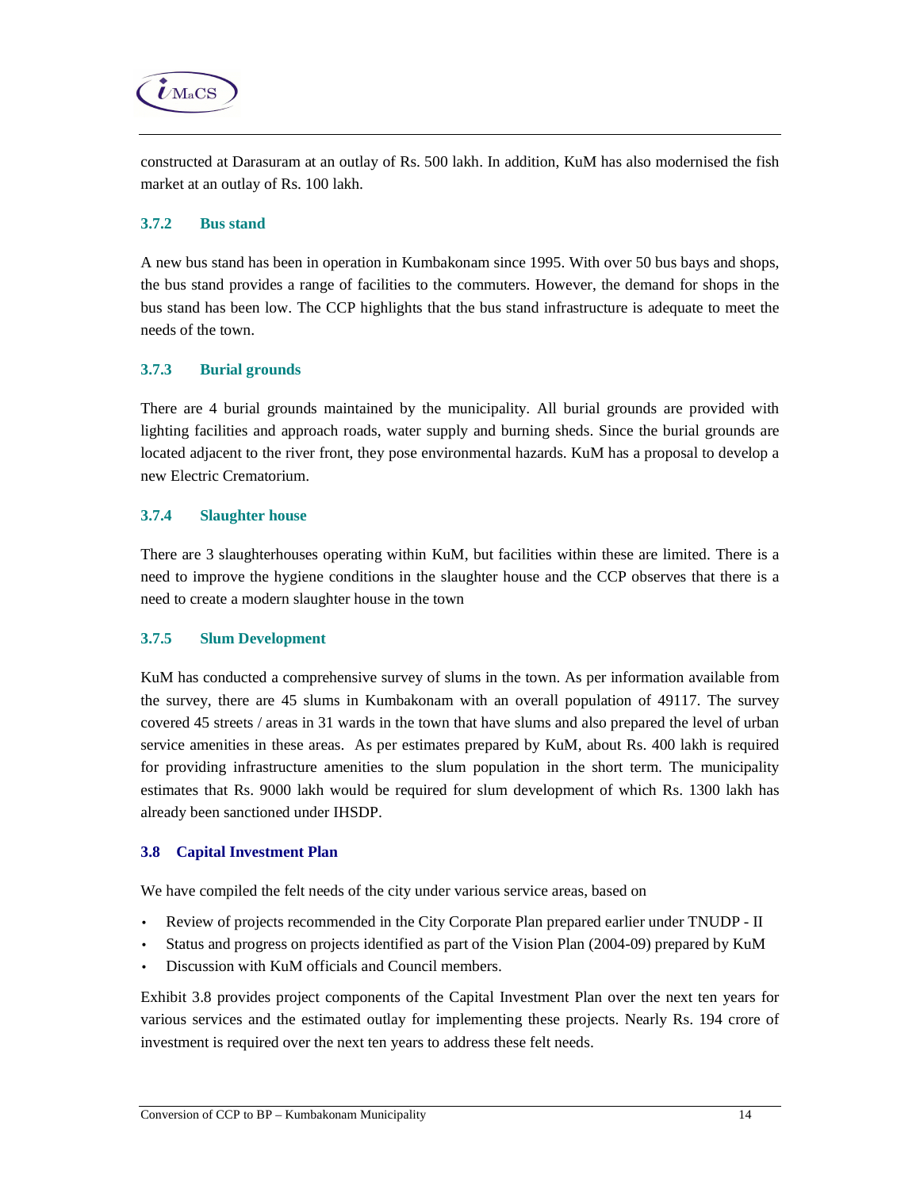constructed at Darasuram at an outlay of Rs. 500 lakh. In addition, KuM has also modernised the fish market at an outlay of Rs. 100 lakh.

### 3.7.2 Bus stand

A new bus stand has been in operation in Kumbakonam since 1995. With over 50 bus bays and shops, the bus stand provides a range of facilities to the commuters. However, the demand for shops in the bus stand has been low. The CCP highlights that the bus stand infrastructure is adequate to meet the needs of the town.

### 3.7.3 Burial grounds

There are 4 burial grounds maintained by the municipality. All burial grounds are provided with lighting facilities and approach roads, water supply and burning sheds. Since the burial grounds are located adjacent to the river front, they pose environmental hazards. KuM has a proposal to develop a new Electric Crematorium.

### 3.7.4 Slaughter house

There are 3 slaughterhouses operating within KuM, but facilities within these are limited. There is a need to improve the hygiene conditions in the slaughter house and the CCP observes that there is a need to create a modern slaughter house in the town

### 3.7.5 Slum Development

KuM has conducted a comprehensive survey of slums in the town. As per information available from the survey, there are 45 slums in Kumbakonam with an overall population of 49117. The survey covered 45 streets / areas in 31 wards in the town that have slums and also prepared the level of urban service amenities in these areas. As per estimates prepared by KuM, about Rs. 400 lakh is required for providing infrastructure amenities to the slum population in the short term. The municipality estimates that Rs. 9000 lakh would be required for slum development of which Rs. 1300 lakh has already been sanctioned under IHSDP.

## 3.8 Capital Investment Plan

We have compiled the felt needs of the city under various service areas, based on

- Review of projects recommended in the City Corporate Plan prepared earlier under TNUDP - II
- Status and progress on projects identified as part of the Vision Plan (2004-09) prepared by KuM
- Discussion with KuM officials and Council members.

Exhibit 3.8 provides project components of the Capital Investment Plan over the next ten years for various services and the estimated outlay for implementing these projects. Nearly Rs. 194 crore of investment is required over the next ten years to address these felt needs.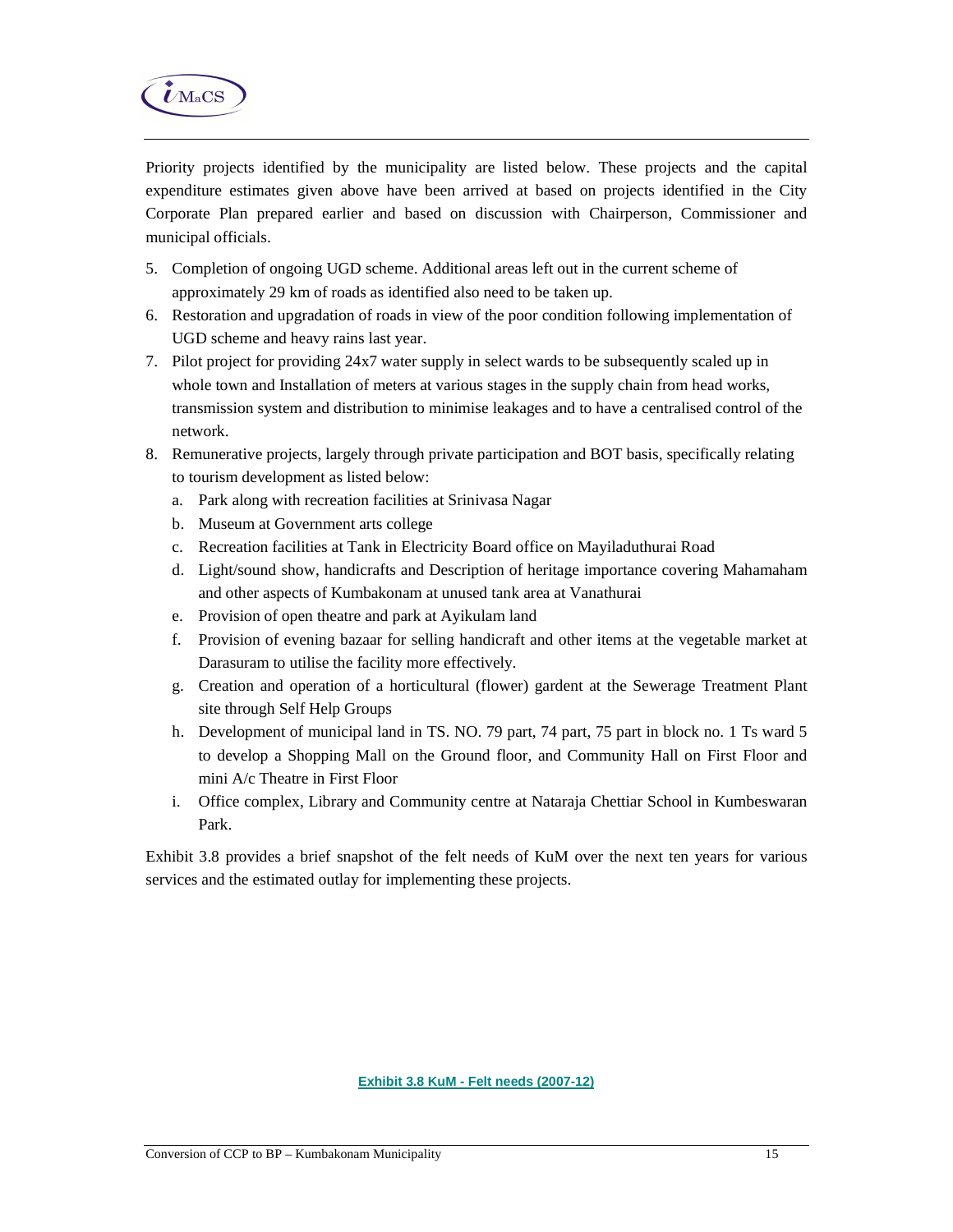Priority projects identified by the municipality are listed below. These projects and the capital expenditure estimates given above have been arrived at based on projects identified in the City Corporate Plan prepared earlier and based on discussion with Chairperson, Commissioner and municipal officials.

5. Completion of ongoing UGD scheme. Additional areas left out in the current scheme of approximately 29 km of roads as identified also need to be taken up.
6. Restoration and upgradation of roads in view of the poor condition following implementation of UGD scheme and heavy rains last year.
7. Pilot project for providing 24x7 water supply in select wards to be subsequently scaled up in whole town and Installation of meters at various stages in the supply chain from head works, transmission system and distribution to minimise leakages and to have a centralised control of the network.
8. Remunerative projects, largely through private participation and BOT basis, specifically relating to tourism development as listed below:
   a. Park along with recreation facilities at Srinivasa Nagar
   b. Museum at Government arts college
   c. Recreation facilities at Tank in Electricity Board office on Mayiladuthurai Road
   d. Light/sound show, handicrafts and Description of heritage importance covering Mahamaham and other aspects of Kumbakonam at unused tank area at Vanathurai
   e. Provision of open theatre and park at Ayikulam land
   f. Provision of evening bazaar for selling handicraft and other items at the vegetable market at Darasuram to utilise the facility more effectively.
   g. Creation and operation of a horticultural (flower) gardent at the Sewerage Treatment Plant site through Self Help Groups
   h. Development of municipal land in TS. NO. 79 part, 74 part, 75 part in block no. 1 Ts ward 5 to develop a Shopping Mall on the Ground floor, and Community Hall on First Floor and mini A/c Theatre in First Floor
   i. Office complex, Library and Community centre at Nataraja Chettiar School in Kumbeswaran Park.

Exhibit 3.8 provides a brief snapshot of the felt needs of KuM over the next ten years for various services and the estimated outlay for implementing these projects.

**Exhibit 3.8 KuM - Felt needs (2007-12)**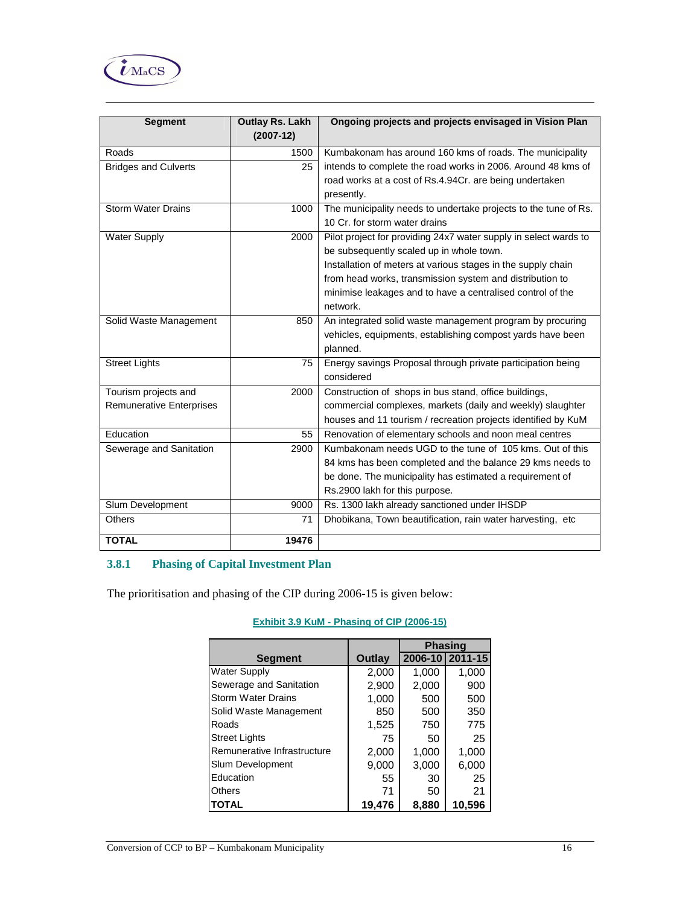| Segment | Outlay Rs. Lakh (2007-12) | Ongoing projects and projects envisaged in Vision Plan |
|---|---|---|
| Roads | 1500 | Kumbakonam has around 160 kms of roads. The municipality intends to complete the road works in 2006. Around 48 kms of road works at a cost of Rs.4.94Cr. are being undertaken presently. |
| Bridges and Culverts | 25 | |
| Storm Water Drains | 1000 | The municipality needs to undertake projects to the tune of Rs. 10 Cr. for storm water drains |
| Water Supply | 2000 | Pilot project for providing 24x7 water supply in select wards to be subsequently scaled up in whole town.<br>Installation of meters at various stages in the supply chain from head works, transmission system and distribution to minimise leakages and to have a centralised control of the network. |
| Solid Waste Management | 850 | An integrated solid waste management program by procuring vehicles, equipments, establishing compost yards have been planned. |
| Street Lights | 75 | Energy savings Proposal through private participation being considered |
| Tourism projects and Remunerative Enterprises | 2000 | Construction of shops in bus stand, office buildings, commercial complexes, markets (daily and weekly) slaughter houses and 11 tourism / recreation projects identified by KuM |
| Education | 55 | Renovation of elementary schools and noon meal centres |
| Sewerage and Sanitation | 2900 | Kumbakonam needs UGD to the tune of 105 kms. Out of this 84 kms has been completed and the balance 29 kms needs to be done. The municipality has estimated a requirement of Rs.2900 lakh for this purpose. |
| Slum Development | 9000 | Rs. 1300 lakh already sanctioned under IHSDP |
| Others | 71 | Dhobikana, Town beautification, rain water harvesting, etc |
| **TOTAL** | **19476** | |

### 3.8.1 Phasing of Capital Investment Plan

The prioritisation and phasing of the CIP during 2006-15 is given below:

**Exhibit 3.9 KuM - Phasing of CIP (2006-15)**

| Segment | Outlay | Phasing | |
|---|---|---|---|
| | | 2006-10 | 2011-15 |
| Water Supply | 2,000 | 1,000 | 1,000 |
| Sewerage and Sanitation | 2,900 | 2,000 | 900 |
| Storm Water Drains | 1,000 | 500 | 500 |
| Solid Waste Management | 850 | 500 | 350 |
| Roads | 1,525 | 750 | 775 |
| Street Lights | 75 | 50 | 25 |
| Remunerative Infrastructure | 2,000 | 1,000 | 1,000 |
| Slum Development | 9,000 | 3,000 | 6,000 |
| Education | 55 | 30 | 25 |
| Others | 71 | 50 | 21 |
| **TOTAL** | **19,476** | **8,880** | **10,596** |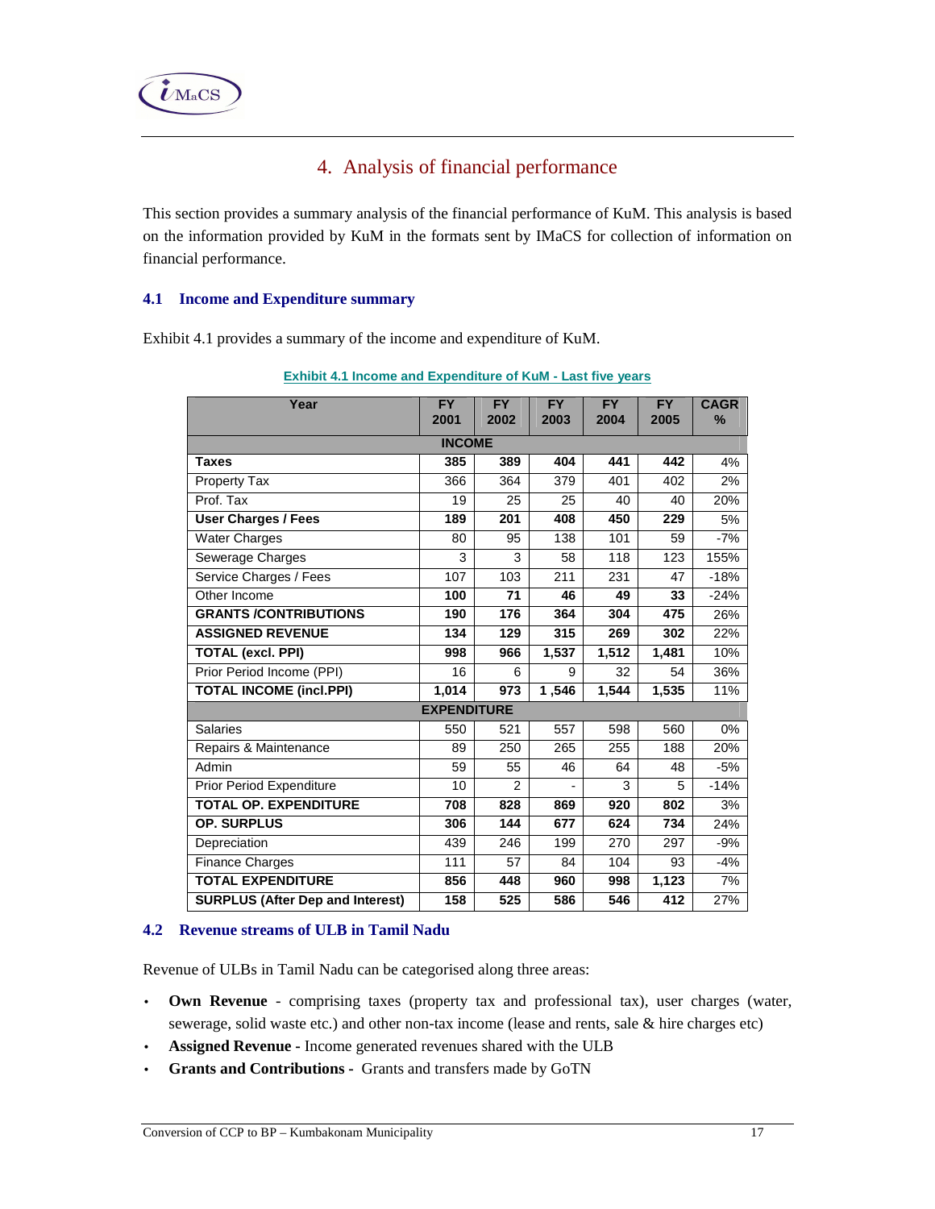# 4. Analysis of financial performance

This section provides a summary analysis of the financial performance of KuM. This analysis is based on the information provided by KuM in the formats sent by IMaCS for collection of information on financial performance.

## 4.1 Income and Expenditure summary

Exhibit 4.1 provides a summary of the income and expenditure of KuM.

**Exhibit 4.1 Income and Expenditure of KuM - Last five years**

| Year | FY 2001 | FY 2002 | FY 2003 | FY 2004 | FY 2005 | CAGR % |
|---|---|---|---|---|---|---|
| **INCOME** | | | | | | |
| **Taxes** | **385** | **389** | **404** | **441** | **442** | 4% |
| Property Tax | 366 | 364 | 379 | 401 | 402 | 2% |
| Prof. Tax | 19 | 25 | 25 | 40 | 40 | 20% |
| **User Charges / Fees** | **189** | **201** | **408** | **450** | **229** | 5% |
| Water Charges | 80 | 95 | 138 | 101 | 59 | -7% |
| Sewerage Charges | 3 | 3 | 58 | 118 | 123 | 155% |
| Service Charges / Fees | 107 | 103 | 211 | 231 | 47 | -18% |
| Other Income | **100** | **71** | **46** | **49** | **33** | -24% |
| **GRANTS /CONTRIBUTIONS** | **190** | **176** | **364** | **304** | **475** | 26% |
| **ASSIGNED REVENUE** | **134** | **129** | **315** | **269** | **302** | 22% |
| **TOTAL (excl. PPI)** | **998** | **966** | **1,537** | **1,512** | **1,481** | 10% |
| Prior Period Income (PPI) | 16 | 6 | 9 | 32 | 54 | 36% |
| **TOTAL INCOME (incl.PPI)** | **1,014** | **973** | **1 ,546** | **1,544** | **1,535** | 11% |
| **EXPENDITURE** | | | | | | |
| Salaries | 550 | 521 | 557 | 598 | 560 | 0% |
| Repairs & Maintenance | 89 | 250 | 265 | 255 | 188 | 20% |
| Admin | 59 | 55 | 46 | 64 | 48 | -5% |
| Prior Period Expenditure | 10 | 2 | - | 3 | 5 | -14% |
| **TOTAL OP. EXPENDITURE** | **708** | **828** | **869** | **920** | **802** | 3% |
| **OP. SURPLUS** | **306** | **144** | **677** | **624** | **734** | 24% |
| Depreciation | 439 | 246 | 199 | 270 | 297 | -9% |
| Finance Charges | 111 | 57 | 84 | 104 | 93 | -4% |
| **TOTAL EXPENDITURE** | **856** | **448** | **960** | **998** | **1,123** | 7% |
| **SURPLUS (After Dep and Interest)** | **158** | **525** | **586** | **546** | **412** | 27% |

## 4.2 Revenue streams of ULB in Tamil Nadu

Revenue of ULBs in Tamil Nadu can be categorised along three areas:

- **Own Revenue** - comprising taxes (property tax and professional tax), user charges (water, sewerage, solid waste etc.) and other non-tax income (lease and rents, sale & hire charges etc)
- **Assigned Revenue -** Income generated revenues shared with the ULB
- **Grants and Contributions -** Grants and transfers made by GoTN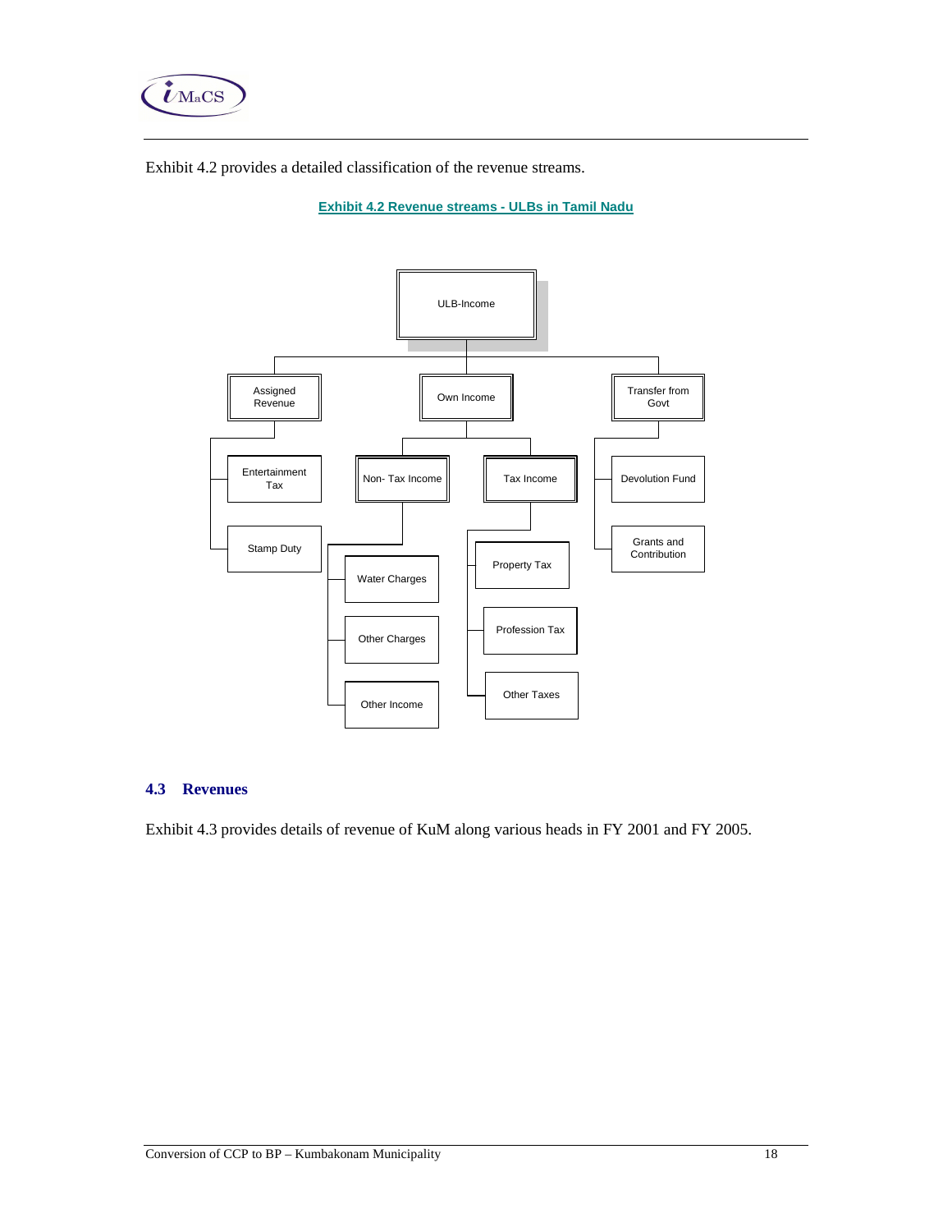Exhibit 4.2 provides a detailed classification of the revenue streams.

**Exhibit 4.2 Revenue streams - ULBs in Tamil Nadu**

- ULB-Income
  - Assigned Revenue
    - Entertainment Tax
    - Stamp Duty
  - Own Income
    - Non- Tax Income
      - Water Charges
      - Other Charges
      - Other Income
    - Tax Income
      - Property Tax
      - Profession Tax
      - Other Taxes
  - Transfer from Govt
    - Devolution Fund
    - Grants and Contribution

## 4.3 Revenues

Exhibit 4.3 provides details of revenue of KuM along various heads in FY 2001 and FY 2005.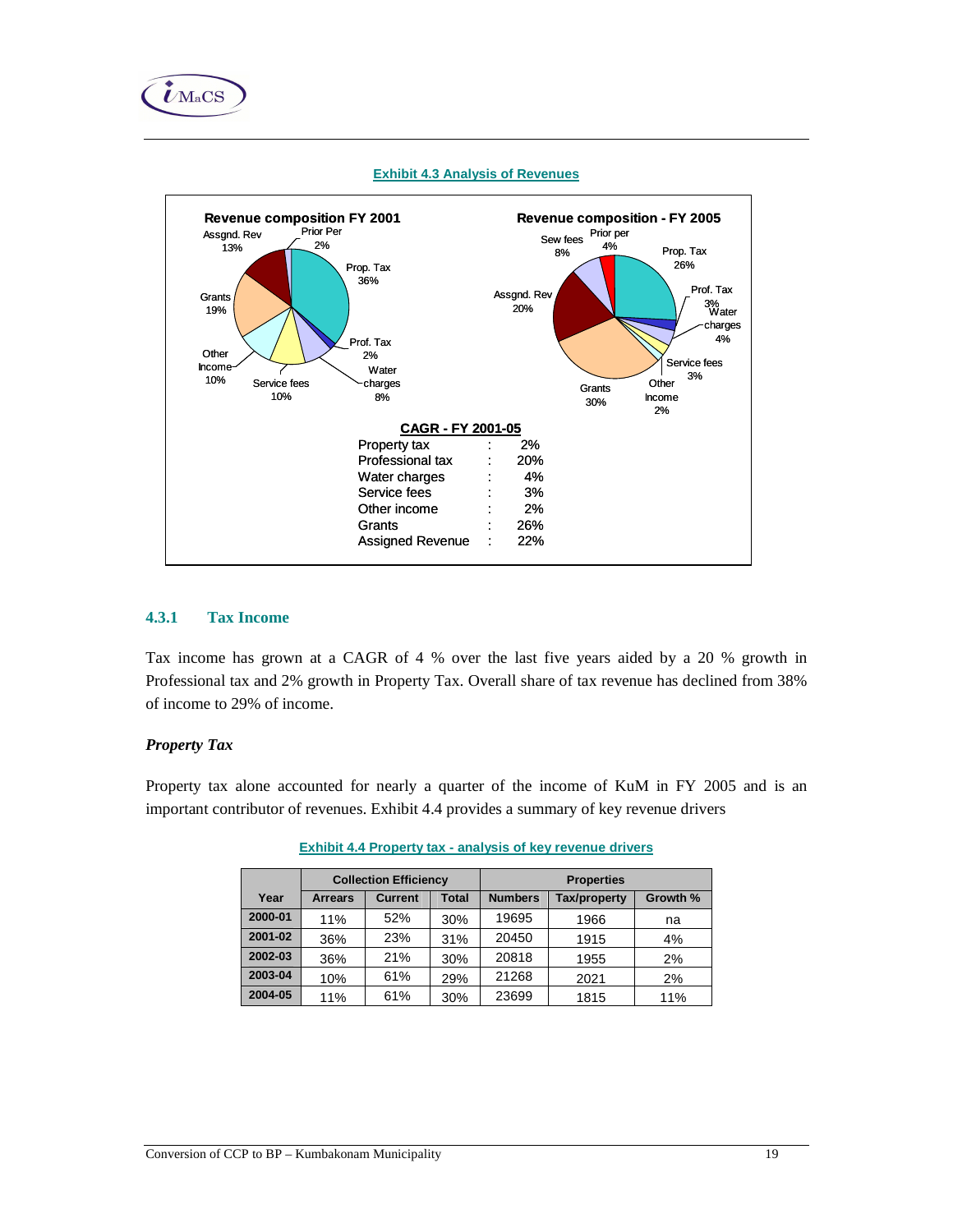**Exhibit 4.3 Analysis of Revenues**

Revenue composition FY 2001

- Prop. Tax 36%
- Prof. Tax 2%
- Water charges 8%
- Service fees 10%
- Other Income 10%
- Grants 19%
- Assgnd. Rev 13%
- Prior Per 2%

Revenue composition - FY 2005

- Prop. Tax 26%
- Prof. Tax 3%
- Water charges 4%
- Service fees 3%
- Other Income 2%
- Grants 30%
- Assgnd. Rev 20%
- Sew fees 8%
- Prior per 4%

**CAGR - FY 2001-05**

| | | |
|---|---|---|
| Property tax | : | 2% |
| Professional tax | : | 20% |
| Water charges | : | 4% |
| Service fees | : | 3% |
| Other income | : | 2% |
| Grants | : | 26% |
| Assigned Revenue | : | 22% |

### 4.3.1 Tax Income

Tax income has grown at a CAGR of 4 % over the last five years aided by a 20 % growth in Professional tax and 2% growth in Property Tax. Overall share of tax revenue has declined from 38% of income to 29% of income.

#### *Property Tax*

Property tax alone accounted for nearly a quarter of the income of KuM in FY 2005 and is an important contributor of revenues. Exhibit 4.4 provides a summary of key revenue drivers

**Exhibit 4.4 Property tax - analysis of key revenue drivers**

| | Collection Efficiency | | | Properties | | |
|---|---|---|---|---|---|---|
| Year | Arrears | Current | Total | Numbers | Tax/property | Growth % |
| 2000-01 | 11% | 52% | 30% | 19695 | 1966 | na |
| 2001-02 | 36% | 23% | 31% | 20450 | 1915 | 4% |
| 2002-03 | 36% | 21% | 30% | 20818 | 1955 | 2% |
| 2003-04 | 10% | 61% | 29% | 21268 | 2021 | 2% |
| 2004-05 | 11% | 61% | 30% | 23699 | 1815 | 11% |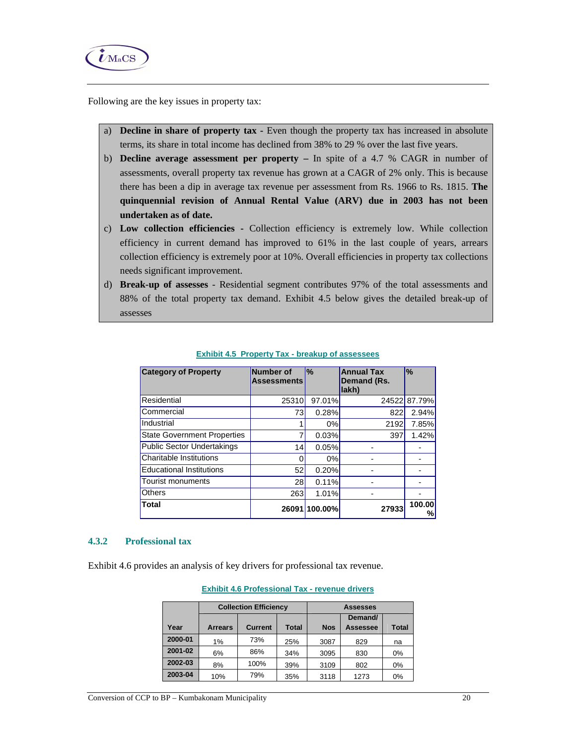Following are the key issues in property tax:

a) **Decline in share of property tax** - Even though the property tax has increased in absolute terms, its share in total income has declined from 38% to 29 % over the last five years.
b) **Decline average assessment per property –** In spite of a 4.7 % CAGR in number of assessments, overall property tax revenue has grown at a CAGR of 2% only. This is because there has been a dip in average tax revenue per assessment from Rs. 1966 to Rs. 1815. **The quinquennial revision of Annual Rental Value (ARV) due in 2003 has not been undertaken as of date.**
c) **Low collection efficiencies** - Collection efficiency is extremely low. While collection efficiency in current demand has improved to 61% in the last couple of years, arrears collection efficiency is extremely poor at 10%. Overall efficiencies in property tax collections needs significant improvement.
d) **Break-up of assesses** - Residential segment contributes 97% of the total assessments and 88% of the total property tax demand. Exhibit 4.5 below gives the detailed break-up of assesses

**Exhibit 4.5 Property Tax - breakup of assessees**

| Category of Property | Number of Assessments | % | Annual Tax Demand (Rs. lakh) | % |
|---|---|---|---|---|
| Residential | 25310 | 97.01% | 24522 | 87.79% |
| Commercial | 73 | 0.28% | 822 | 2.94% |
| Industrial | 1 | 0% | 2192 | 7.85% |
| State Government Properties | 7 | 0.03% | 397 | 1.42% |
| Public Sector Undertakings | 14 | 0.05% | - | - |
| Charitable Institutions | 0 | 0% | - | - |
| Educational Institutions | 52 | 0.20% | - | - |
| Tourist monuments | 28 | 0.11% | - | - |
| Others | 263 | 1.01% | - | - |
| **Total** | **26091** | **100.00%** | **27933** | **100.00%** |

### 4.3.2 Professional tax

Exhibit 4.6 provides an analysis of key drivers for professional tax revenue.

**Exhibit 4.6 Professional Tax - revenue drivers**

| | Collection Efficiency | | | Assesses | | |
|---|---|---|---|---|---|---|
| Year | Arrears | Current | Total | Nos | Demand/ Assessee | Total |
| 2000-01 | 1% | 73% | 25% | 3087 | 829 | na |
| 2001-02 | 6% | 86% | 34% | 3095 | 830 | 0% |
| 2002-03 | 8% | 100% | 39% | 3109 | 802 | 0% |
| 2003-04 | 10% | 79% | 35% | 3118 | 1273 | 0% |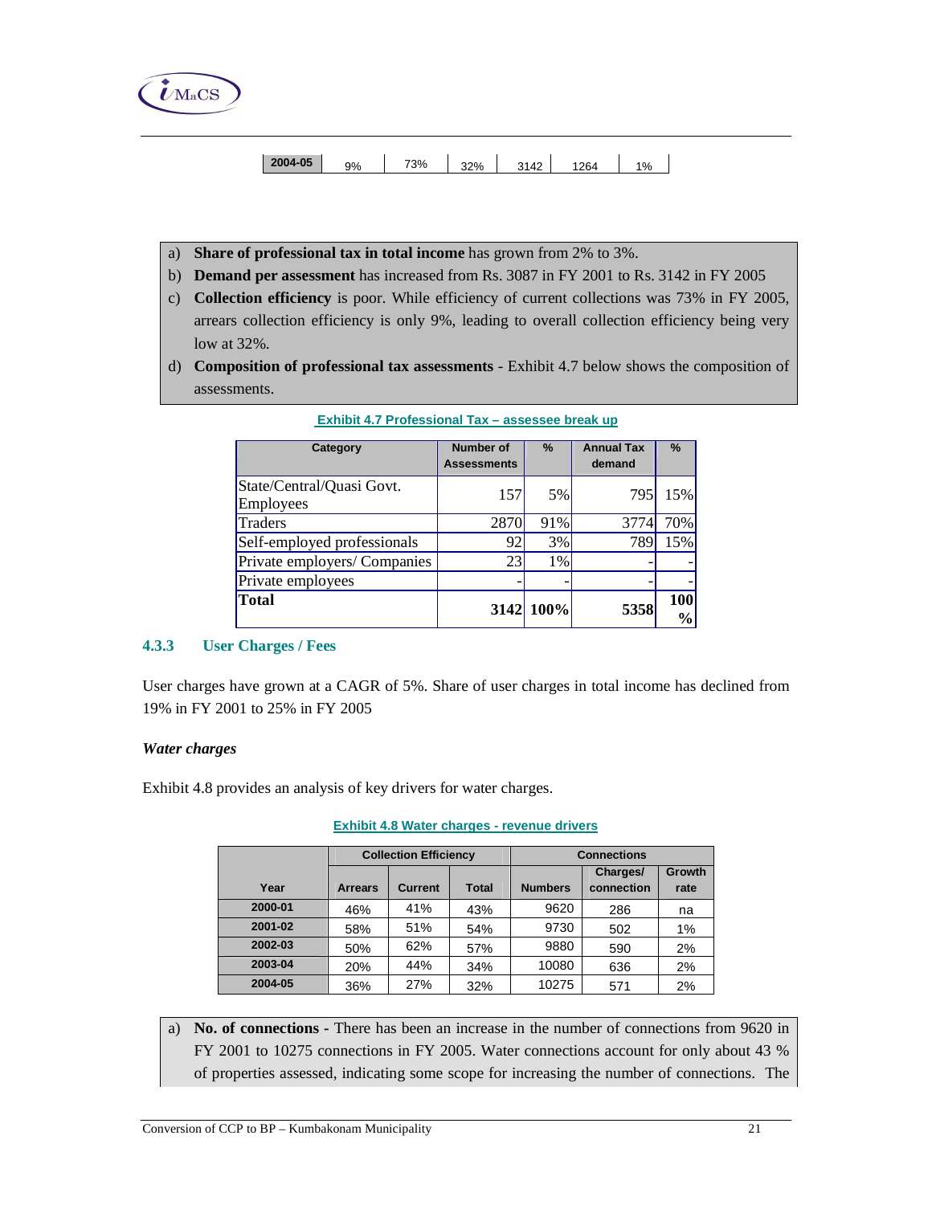| 2004-05 | 9% | 73% | 32% | 3142 | 1264 | 1% |
|---|---|---|---|---|---|---|

a) **Share of professional tax in total income** has grown from 2% to 3%.

b) **Demand per assessment** has increased from Rs. 3087 in FY 2001 to Rs. 3142 in FY 2005

c) **Collection efficiency** is poor. While efficiency of current collections was 73% in FY 2005, arrears collection efficiency is only 9%, leading to overall collection efficiency being very low at 32%.

d) **Composition of professional tax assessments** - Exhibit 4.7 below shows the composition of assessments.

**Exhibit 4.7 Professional Tax – assessee break up**

| Category | Number of Assessments | % | Annual Tax demand | % |
|---|---|---|---|---|
| State/Central/Quasi Govt. Employees | 157 | 5% | 795 | 15% |
| Traders | 2870 | 91% | 3774 | 70% |
| Self-employed professionals | 92 | 3% | 789 | 15% |
| Private employers/ Companies | 23 | 1% | - | - |
| Private employees | - | - | - | - |
| **Total** | **3142** | **100%** | **5358** | **100 %** |

### 4.3.3 User Charges / Fees

User charges have grown at a CAGR of 5%. Share of user charges in total income has declined from 19% in FY 2001 to 25% in FY 2005

***Water charges***

Exhibit 4.8 provides an analysis of key drivers for water charges.

**Exhibit 4.8 Water charges - revenue drivers**

| | Collection Efficiency | | | Connections | | |
|---|---|---|---|---|---|---|
| Year | Arrears | Current | Total | Numbers | Charges/ connection | Growth rate |
| 2000-01 | 46% | 41% | 43% | 9620 | 286 | na |
| 2001-02 | 58% | 51% | 54% | 9730 | 502 | 1% |
| 2002-03 | 50% | 62% | 57% | 9880 | 590 | 2% |
| 2003-04 | 20% | 44% | 34% | 10080 | 636 | 2% |
| 2004-05 | 36% | 27% | 32% | 10275 | 571 | 2% |

a) **No. of connections** - There has been an increase in the number of connections from 9620 in FY 2001 to 10275 connections in FY 2005. Water connections account for only about 43 % of properties assessed, indicating some scope for increasing the number of connections. The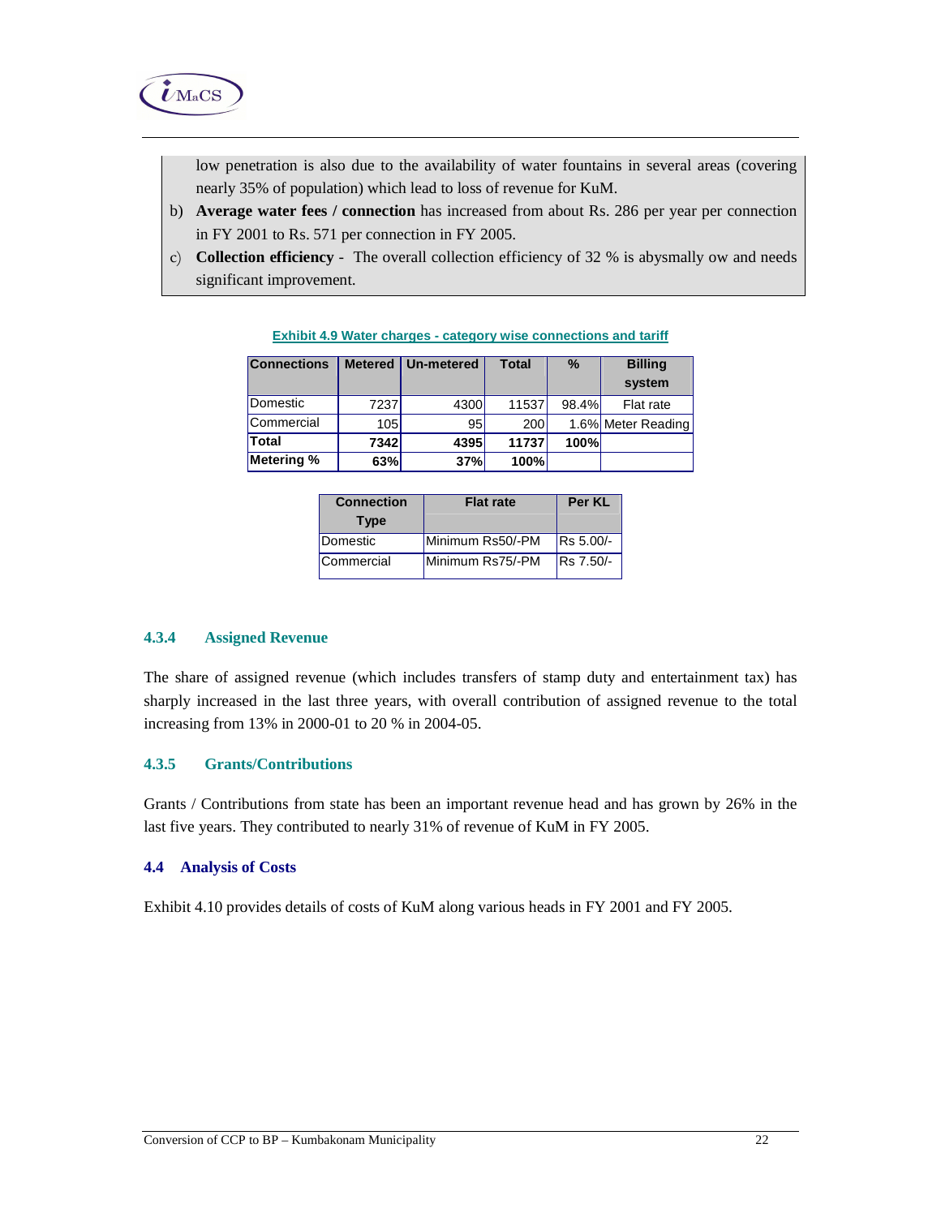low penetration is also due to the availability of water fountains in several areas (covering nearly 35% of population) which lead to loss of revenue for KuM.

b) **Average water fees / connection** has increased from about Rs. 286 per year per connection in FY 2001 to Rs. 571 per connection in FY 2005.

c) **Collection efficiency** - The overall collection efficiency of 32 % is abysmally ow and needs significant improvement.

**Exhibit 4.9 Water charges - category wise connections and tariff**

| Connections | Metered | Un-metered | Total | % | Billing system |
|---|---|---|---|---|---|
| Domestic | 7237 | 4300 | 11537 | 98.4% | Flat rate |
| Commercial | 105 | 95 | 200 | 1.6% | Meter Reading |
| **Total** | **7342** | **4395** | **11737** | **100%** | |
| **Metering %** | **63%** | **37%** | **100%** | | |

| Connection Type | Flat rate | Per KL |
|---|---|---|
| Domestic | Minimum Rs50/-PM | Rs 5.00/- |
| Commercial | Minimum Rs75/-PM | Rs 7.50/- |

### 4.3.4 Assigned Revenue

The share of assigned revenue (which includes transfers of stamp duty and entertainment tax) has sharply increased in the last three years, with overall contribution of assigned revenue to the total increasing from 13% in 2000-01 to 20 % in 2004-05.

### 4.3.5 Grants/Contributions

Grants / Contributions from state has been an important revenue head and has grown by 26% in the last five years. They contributed to nearly 31% of revenue of KuM in FY 2005.

## 4.4 Analysis of Costs

Exhibit 4.10 provides details of costs of KuM along various heads in FY 2001 and FY 2005.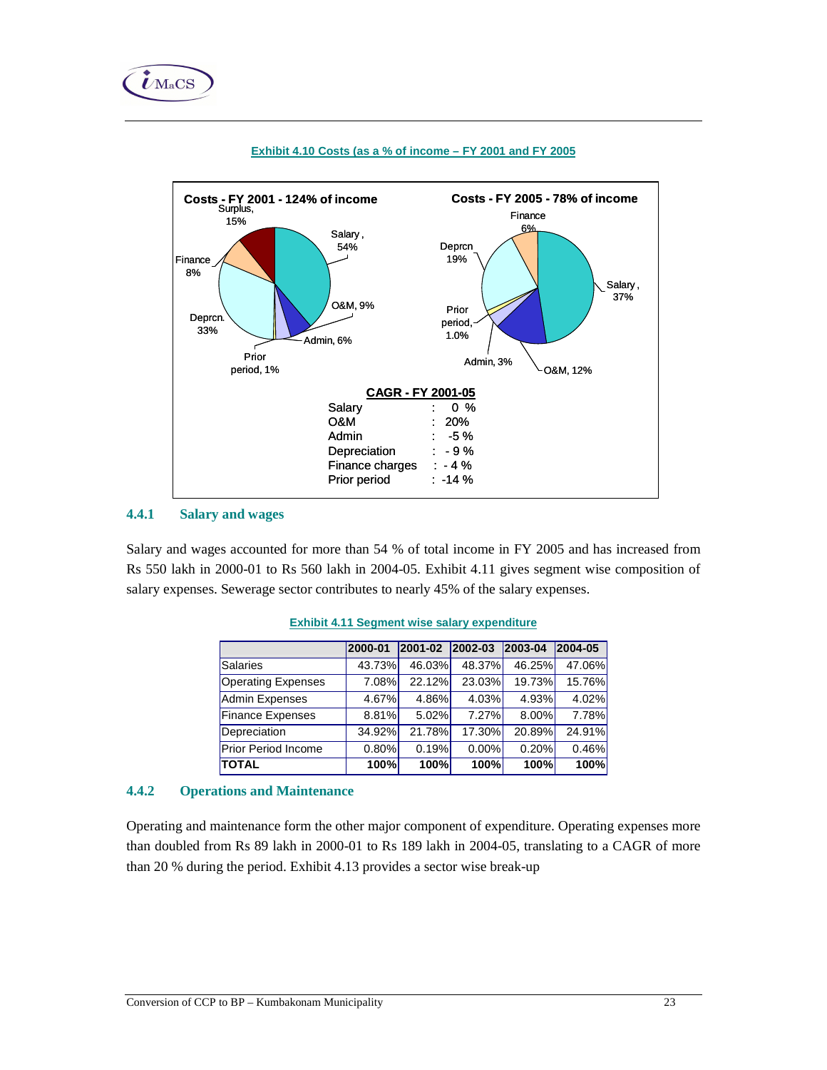**Exhibit 4.10 Costs (as a % of income – FY 2001 and FY 2005**

**Costs - FY 2001 - 124% of income**

Surplus, 15%
Salary, 54%
Finance 8%
O&M, 9%
Deprcn. 33%
Admin, 6%
Prior period, 1%

**Costs - FY 2005 - 78% of income**

Finance 6%
Deprcn 19%
Salary, 37%
Prior period, 1.0%
Admin, 3%
O&M, 12%

**CAGR - FY 2001-05**

| | |
|---|---|
| Salary | : 0 % |
| O&M | : 20% |
| Admin | : -5 % |
| Depreciation | : - 9 % |
| Finance charges | : - 4 % |
| Prior period | : -14 % |

### 4.4.1 Salary and wages

Salary and wages accounted for more than 54 % of total income in FY 2005 and has increased from Rs 550 lakh in 2000-01 to Rs 560 lakh in 2004-05. Exhibit 4.11 gives segment wise composition of salary expenses. Sewerage sector contributes to nearly 45% of the salary expenses.

**Exhibit 4.11 Segment wise salary expenditure**

| | 2000-01 | 2001-02 | 2002-03 | 2003-04 | 2004-05 |
|---|---|---|---|---|---|
| Salaries | 43.73% | 46.03% | 48.37% | 46.25% | 47.06% |
| Operating Expenses | 7.08% | 22.12% | 23.03% | 19.73% | 15.76% |
| Admin Expenses | 4.67% | 4.86% | 4.03% | 4.93% | 4.02% |
| Finance Expenses | 8.81% | 5.02% | 7.27% | 8.00% | 7.78% |
| Depreciation | 34.92% | 21.78% | 17.30% | 20.89% | 24.91% |
| Prior Period Income | 0.80% | 0.19% | 0.00% | 0.20% | 0.46% |
| **TOTAL** | **100%** | **100%** | **100%** | **100%** | **100%** |

### 4.4.2 Operations and Maintenance

Operating and maintenance form the other major component of expenditure. Operating expenses more than doubled from Rs 89 lakh in 2000-01 to Rs 189 lakh in 2004-05, translating to a CAGR of more than 20 % during the period. Exhibit 4.13 provides a sector wise break-up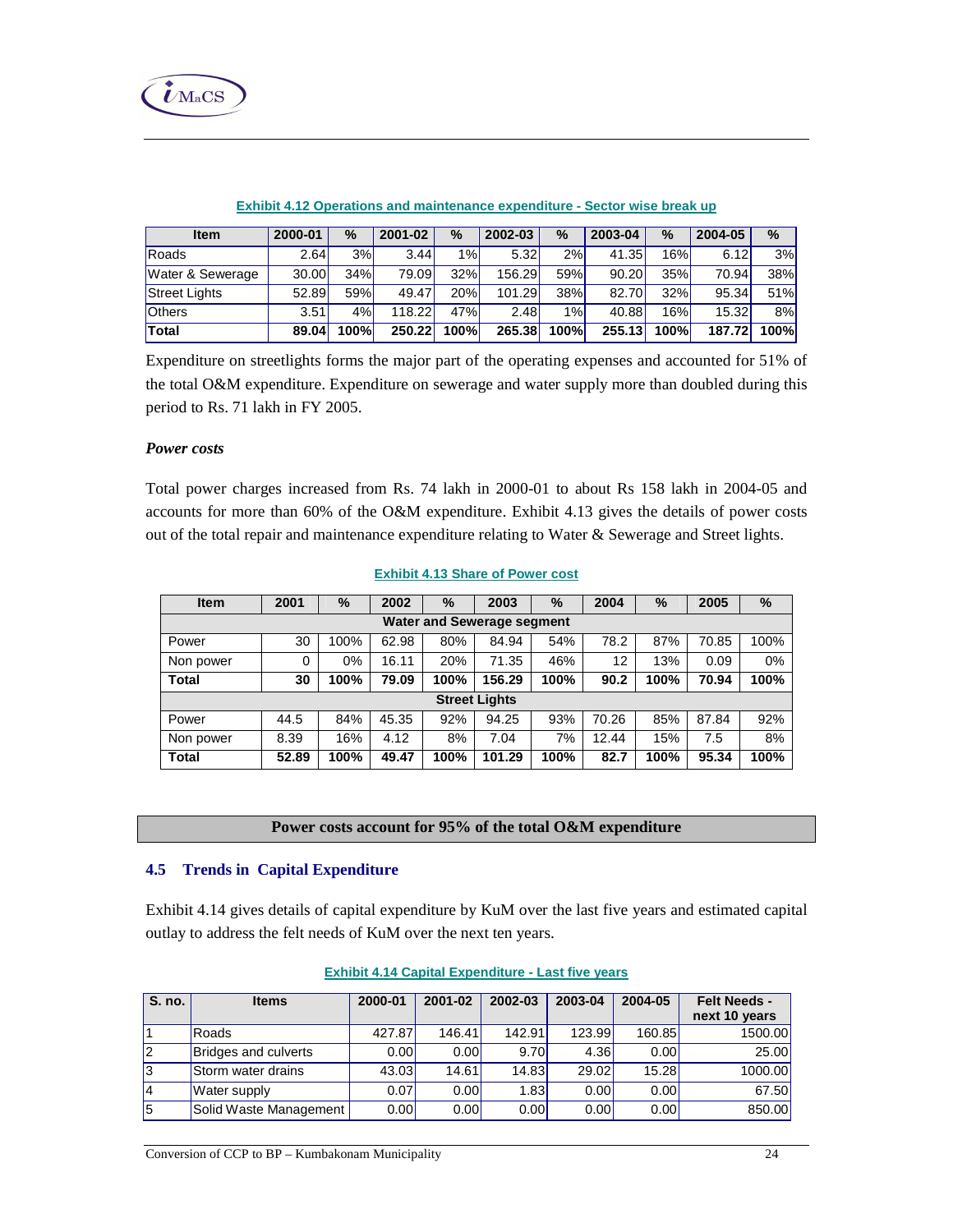**Exhibit 4.12 Operations and maintenance expenditure - Sector wise break up**

| Item | 2000-01 | % | 2001-02 | % | 2002-03 | % | 2003-04 | % | 2004-05 | % |
|---|---|---|---|---|---|---|---|---|---|---|
| Roads | 2.64 | 3% | 3.44 | 1% | 5.32 | 2% | 41.35 | 16% | 6.12 | 3% |
| Water & Sewerage | 30.00 | 34% | 79.09 | 32% | 156.29 | 59% | 90.20 | 35% | 70.94 | 38% |
| Street Lights | 52.89 | 59% | 49.47 | 20% | 101.29 | 38% | 82.70 | 32% | 95.34 | 51% |
| Others | 3.51 | 4% | 118.22 | 47% | 2.48 | 1% | 40.88 | 16% | 15.32 | 8% |
| **Total** | **89.04** | **100%** | **250.22** | **100%** | **265.38** | **100%** | **255.13** | **100%** | **187.72** | **100%** |

Expenditure on streetlights forms the major part of the operating expenses and accounted for 51% of the total O&M expenditure. Expenditure on sewerage and water supply more than doubled during this period to Rs. 71 lakh in FY 2005.

***Power costs***

Total power charges increased from Rs. 74 lakh in 2000-01 to about Rs 158 lakh in 2004-05 and accounts for more than 60% of the O&M expenditure. Exhibit 4.13 gives the details of power costs out of the total repair and maintenance expenditure relating to Water & Sewerage and Street lights.

**Exhibit 4.13 Share of Power cost**

| Item | 2001 | % | 2002 | % | 2003 | % | 2004 | % | 2005 | % |
|---|---|---|---|---|---|---|---|---|---|---|
| **Water and Sewerage segment** | | | | | | | | | | |
| Power | 30 | 100% | 62.98 | 80% | 84.94 | 54% | 78.2 | 87% | 70.85 | 100% |
| Non power | 0 | 0% | 16.11 | 20% | 71.35 | 46% | 12 | 13% | 0.09 | 0% |
| **Total** | **30** | **100%** | **79.09** | **100%** | **156.29** | **100%** | **90.2** | **100%** | **70.94** | **100%** |
| **Street Lights** | | | | | | | | | | |
| Power | 44.5 | 84% | 45.35 | 92% | 94.25 | 93% | 70.26 | 85% | 87.84 | 92% |
| Non power | 8.39 | 16% | 4.12 | 8% | 7.04 | 7% | 12.44 | 15% | 7.5 | 8% |
| **Total** | **52.89** | **100%** | **49.47** | **100%** | **101.29** | **100%** | **82.7** | **100%** | **95.34** | **100%** |

**Power costs account for 95% of the total O&M expenditure**

## 4.5 Trends in Capital Expenditure

Exhibit 4.14 gives details of capital expenditure by KuM over the last five years and estimated capital outlay to address the felt needs of KuM over the next ten years.

**Exhibit 4.14 Capital Expenditure - Last five years**

| S. no. | Items | 2000-01 | 2001-02 | 2002-03 | 2003-04 | 2004-05 | Felt Needs - next 10 years |
|---|---|---|---|---|---|---|---|
| 1 | Roads | 427.87 | 146.41 | 142.91 | 123.99 | 160.85 | 1500.00 |
| 2 | Bridges and culverts | 0.00 | 0.00 | 9.70 | 4.36 | 0.00 | 25.00 |
| 3 | Storm water drains | 43.03 | 14.61 | 14.83 | 29.02 | 15.28 | 1000.00 |
| 4 | Water supply | 0.07 | 0.00 | 1.83 | 0.00 | 0.00 | 67.50 |
| 5 | Solid Waste Management | 0.00 | 0.00 | 0.00 | 0.00 | 0.00 | 850.00 |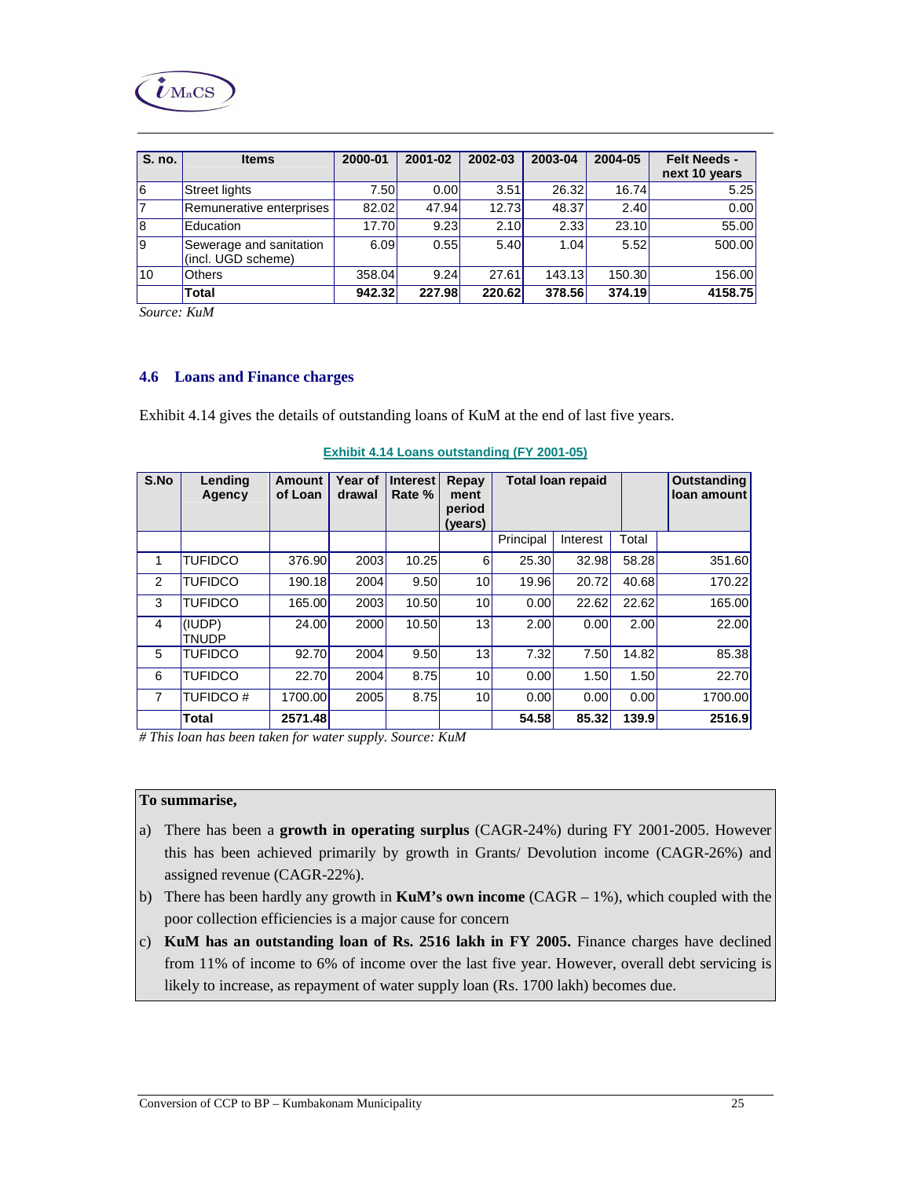| S. no. | Items | 2000-01 | 2001-02 | 2002-03 | 2003-04 | 2004-05 | Felt Needs - next 10 years |
|---|---|---|---|---|---|---|---|
| 6 | Street lights | 7.50 | 0.00 | 3.51 | 26.32 | 16.74 | 5.25 |
| 7 | Remunerative enterprises | 82.02 | 47.94 | 12.73 | 48.37 | 2.40 | 0.00 |
| 8 | Education | 17.70 | 9.23 | 2.10 | 2.33 | 23.10 | 55.00 |
| 9 | Sewerage and sanitation (incl. UGD scheme) | 6.09 | 0.55 | 5.40 | 1.04 | 5.52 | 500.00 |
| 10 | Others | 358.04 | 9.24 | 27.61 | 143.13 | 150.30 | 156.00 |
| | **Total** | **942.32** | **227.98** | **220.62** | **378.56** | **374.19** | **4158.75** |

*Source: KuM*

## 4.6 Loans and Finance charges

Exhibit 4.14 gives the details of outstanding loans of KuM at the end of last five years.

**Exhibit 4.14 Loans outstanding (FY 2001-05)**

| S.No | Lending Agency | Amount of Loan | Year of drawal | Interest Rate % | Repayment period (years) | Total loan repaid | | | Outstanding loan amount |
|---|---|---|---|---|---|---|---|---|---|
| | | | | | | Principal | Interest | Total | |
| 1 | TUFIDCO | 376.90 | 2003 | 10.25 | 6 | 25.30 | 32.98 | 58.28 | 351.60 |
| 2 | TUFIDCO | 190.18 | 2004 | 9.50 | 10 | 19.96 | 20.72 | 40.68 | 170.22 |
| 3 | TUFIDCO | 165.00 | 2003 | 10.50 | 10 | 0.00 | 22.62 | 22.62 | 165.00 |
| 4 | (IUDP) TNUDP | 24.00 | 2000 | 10.50 | 13 | 2.00 | 0.00 | 2.00 | 22.00 |
| 5 | TUFIDCO | 92.70 | 2004 | 9.50 | 13 | 7.32 | 7.50 | 14.82 | 85.38 |
| 6 | TUFIDCO | 22.70 | 2004 | 8.75 | 10 | 0.00 | 1.50 | 1.50 | 22.70 |
| 7 | TUFIDCO # | 1700.00 | 2005 | 8.75 | 10 | 0.00 | 0.00 | 0.00 | 1700.00 |
| | **Total** | **2571.48** | | | | **54.58** | **85.32** | **139.9** | **2516.9** |

*# This loan has been taken for water supply. Source: KuM*

**To summarise,**

a) There has been a **growth in operating surplus** (CAGR-24%) during FY 2001-2005. However this has been achieved primarily by growth in Grants/ Devolution income (CAGR-26%) and assigned revenue (CAGR-22%).

b) There has been hardly any growth in **KuM's own income** (CAGR – 1%), which coupled with the poor collection efficiencies is a major cause for concern

c) **KuM has an outstanding loan of Rs. 2516 lakh in FY 2005.** Finance charges have declined from 11% of income to 6% of income over the last five year. However, overall debt servicing is likely to increase, as repayment of water supply loan (Rs. 1700 lakh) becomes due.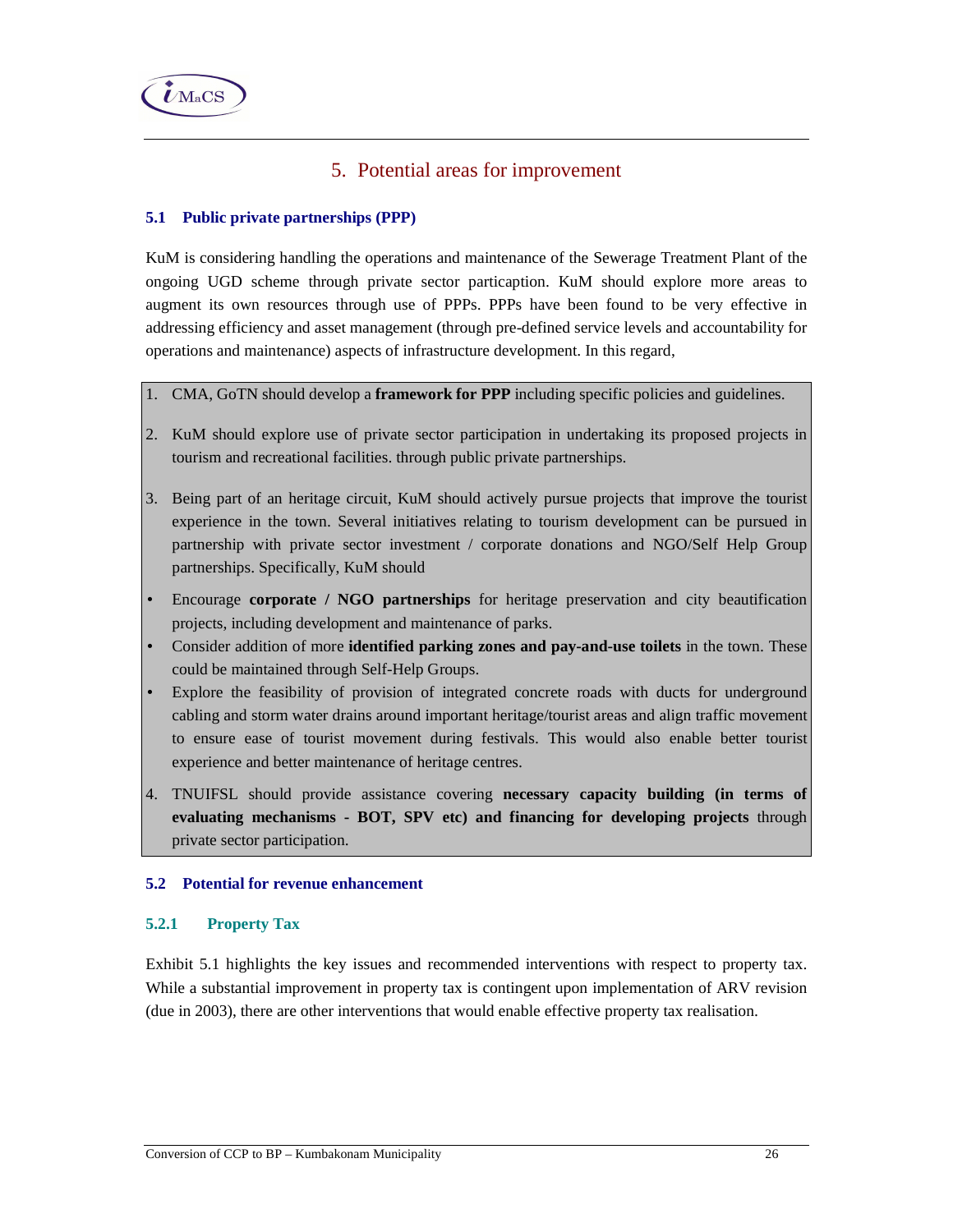# 5. Potential areas for improvement

## 5.1 Public private partnerships (PPP)

KuM is considering handling the operations and maintenance of the Sewerage Treatment Plant of the ongoing UGD scheme through private sector particaption. KuM should explore more areas to augment its own resources through use of PPPs. PPPs have been found to be very effective in addressing efficiency and asset management (through pre-defined service levels and accountability for operations and maintenance) aspects of infrastructure development. In this regard,

1. CMA, GoTN should develop a **framework for PPP** including specific policies and guidelines.
2. KuM should explore use of private sector participation in undertaking its proposed projects in tourism and recreational facilities. through public private partnerships.
3. Being part of an heritage circuit, KuM should actively pursue projects that improve the tourist experience in the town. Several initiatives relating to tourism development can be pursued in partnership with private sector investment / corporate donations and NGO/Self Help Group partnerships. Specifically, KuM should

- Encourage **corporate / NGO partnerships** for heritage preservation and city beautification projects, including development and maintenance of parks.
- Consider addition of more **identified parking zones and pay-and-use toilets** in the town. These could be maintained through Self-Help Groups.
- Explore the feasibility of provision of integrated concrete roads with ducts for underground cabling and storm water drains around important heritage/tourist areas and align traffic movement to ensure ease of tourist movement during festivals. This would also enable better tourist experience and better maintenance of heritage centres.

4. TNUIFSL should provide assistance covering **necessary capacity building (in terms of evaluating mechanisms - BOT, SPV etc) and financing for developing projects** through private sector participation.

## 5.2 Potential for revenue enhancement

### 5.2.1 Property Tax

Exhibit 5.1 highlights the key issues and recommended interventions with respect to property tax. While a substantial improvement in property tax is contingent upon implementation of ARV revision (due in 2003), there are other interventions that would enable effective property tax realisation.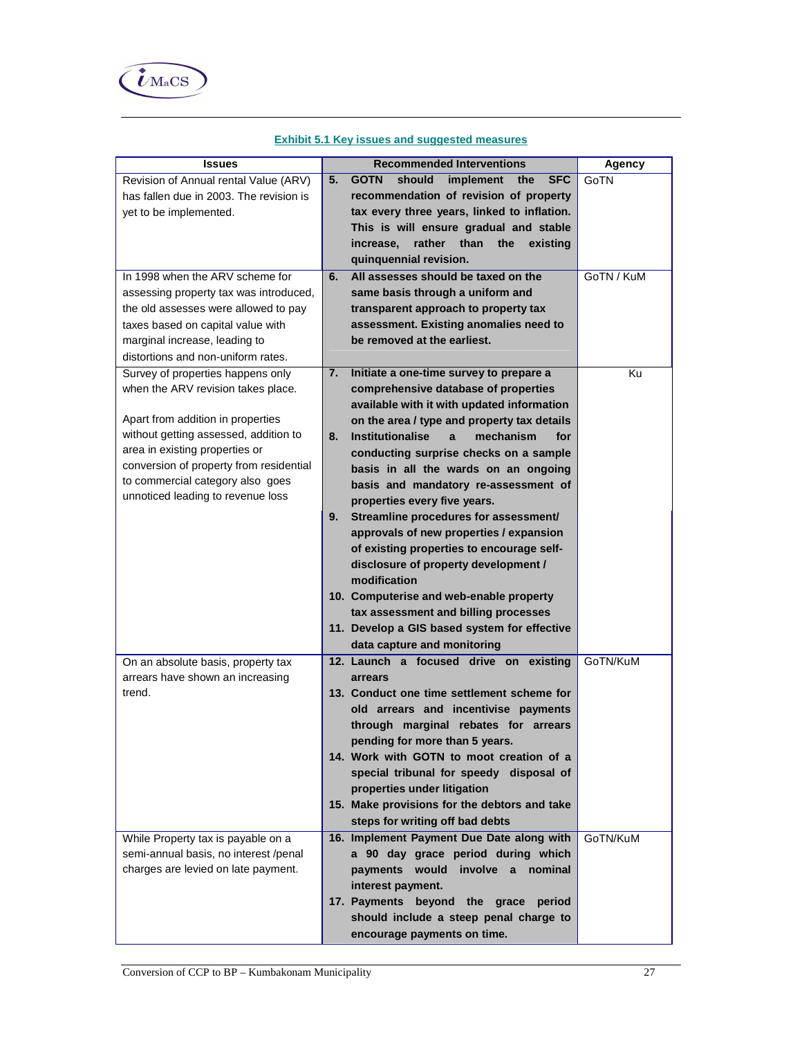**Exhibit 5.1 Key issues and suggested measures**

| Issues | Recommended Interventions | Agency |
|---|---|---|
| Revision of Annual rental Value (ARV) has fallen due in 2003. The revision is yet to be implemented. | **5. GOTN should implement the SFC recommendation of revision of property tax every three years, linked to inflation. This is will ensure gradual and stable increase, rather than the existing quinquennial revision.** | GoTN |
| In 1998 when the ARV scheme for assessing property tax was introduced, the old assesses were allowed to pay taxes based on capital value with marginal increase, leading to distortions and non-uniform rates. | **6. All assesses should be taxed on the same basis through a uniform and transparent approach to property tax assessment. Existing anomalies need to be removed at the earliest.** | GoTN / KuM |
| Survey of properties happens only when the ARV revision takes place.<br><br>Apart from addition in properties without getting assessed, addition to area in existing properties or conversion of property from residential to commercial category also goes unnoticed leading to revenue loss | **7. Initiate a one-time survey to prepare a comprehensive database of properties available with it with updated information on the area / type and property tax details**<br>**8. Institutionalise a mechanism for conducting surprise checks on a sample basis in all the wards on an ongoing basis and mandatory re-assessment of properties every five years.**<br>**9. Streamline procedures for assessment/ approvals of new properties / expansion of existing properties to encourage self-disclosure of property development / modification**<br>**10. Computerise and web-enable property tax assessment and billing processes**<br>**11. Develop a GIS based system for effective data capture and monitoring** | Ku |
| On an absolute basis, property tax arrears have shown an increasing trend. | **12. Launch a focused drive on existing arrears**<br>**13. Conduct one time settlement scheme for old arrears and incentivise payments through marginal rebates for arrears pending for more than 5 years.**<br>**14. Work with GOTN to moot creation of a special tribunal for speedy disposal of properties under litigation**<br>**15. Make provisions for the debtors and take steps for writing off bad debts** | GoTN/KuM |
| While Property tax is payable on a semi-annual basis, no interest /penal charges are levied on late payment. | **16. Implement Payment Due Date along with a 90 day grace period during which payments would involve a nominal interest payment.**<br>**17. Payments beyond the grace period should include a steep penal charge to encourage payments on time.** | GoTN/KuM |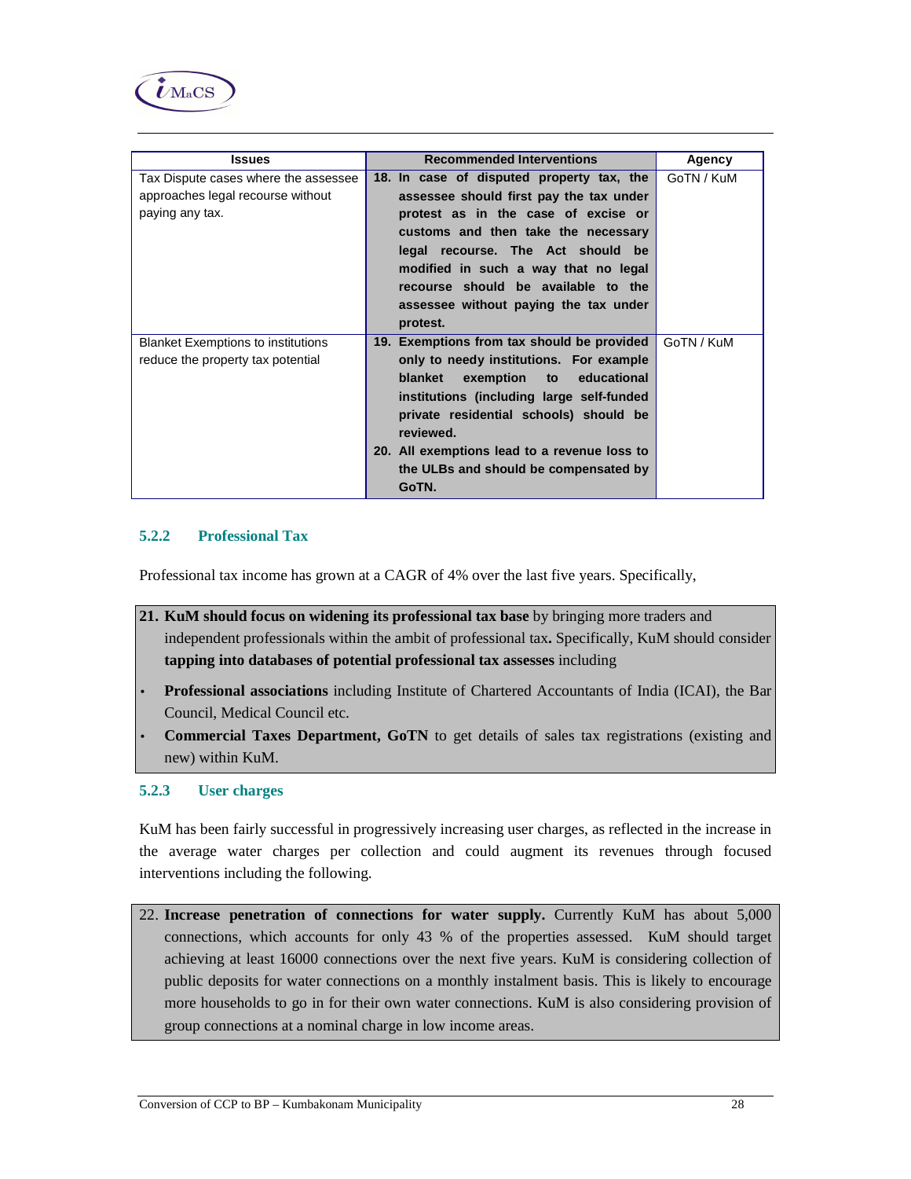| Issues | Recommended Interventions | Agency |
|---|---|---|
| Tax Dispute cases where the assessee approaches legal recourse without paying any tax. | **18. In case of disputed property tax, the assessee should first pay the tax under protest as in the case of excise or customs and then take the necessary legal recourse. The Act should be modified in such a way that no legal recourse should be available to the assessee without paying the tax under protest.** | GoTN / KuM |
| Blanket Exemptions to institutions reduce the property tax potential | **19. Exemptions from tax should be provided only to needy institutions. For example blanket exemption to educational institutions (including large self-funded private residential schools) should be reviewed.**<br>**20. All exemptions lead to a revenue loss to the ULBs and should be compensated by GoTN.** | GoTN / KuM |

### 5.2.2 Professional Tax

Professional tax income has grown at a CAGR of 4% over the last five years. Specifically,

**21. KuM should focus on widening its professional tax base** by bringing more traders and independent professionals within the ambit of professional tax**.** Specifically, KuM should consider **tapping into databases of potential professional tax assesses** including

- **Professional associations** including Institute of Chartered Accountants of India (ICAI), the Bar Council, Medical Council etc.
- **Commercial Taxes Department, GoTN** to get details of sales tax registrations (existing and new) within KuM.

### 5.2.3 User charges

KuM has been fairly successful in progressively increasing user charges, as reflected in the increase in the average water charges per collection and could augment its revenues through focused interventions including the following.

22. **Increase penetration of connections for water supply.** Currently KuM has about 5,000 connections, which accounts for only 43 % of the properties assessed. KuM should target achieving at least 16000 connections over the next five years. KuM is considering collection of public deposits for water connections on a monthly instalment basis. This is likely to encourage more households to go in for their own water connections. KuM is also considering provision of group connections at a nominal charge in low income areas.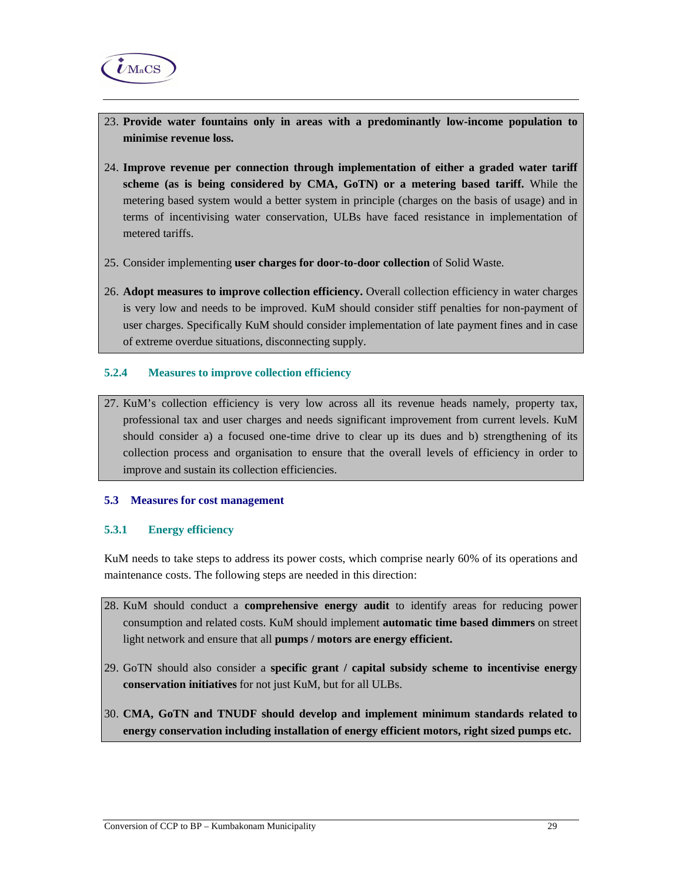23. **Provide water fountains only in areas with a predominantly low-income population to minimise revenue loss.**

24. **Improve revenue per connection through implementation of either a graded water tariff scheme (as is being considered by CMA, GoTN) or a metering based tariff.** While the metering based system would a better system in principle (charges on the basis of usage) and in terms of incentivising water conservation, ULBs have faced resistance in implementation of metered tariffs.

25. Consider implementing **user charges for door-to-door collection** of Solid Waste.

26. **Adopt measures to improve collection efficiency.** Overall collection efficiency in water charges is very low and needs to be improved. KuM should consider stiff penalties for non-payment of user charges. Specifically KuM should consider implementation of late payment fines and in case of extreme overdue situations, disconnecting supply.

#### 5.2.4 Measures to improve collection efficiency

27. KuM's collection efficiency is very low across all its revenue heads namely, property tax, professional tax and user charges and needs significant improvement from current levels. KuM should consider a) a focused one-time drive to clear up its dues and b) strengthening of its collection process and organisation to ensure that the overall levels of efficiency in order to improve and sustain its collection efficiencies.

### 5.3 Measures for cost management

#### 5.3.1 Energy efficiency

KuM needs to take steps to address its power costs, which comprise nearly 60% of its operations and maintenance costs. The following steps are needed in this direction:

28. KuM should conduct a **comprehensive energy audit** to identify areas for reducing power consumption and related costs. KuM should implement **automatic time based dimmers** on street light network and ensure that all **pumps / motors are energy efficient.**

29. GoTN should also consider a **specific grant / capital subsidy scheme to incentivise energy conservation initiatives** for not just KuM, but for all ULBs.

30. **CMA, GoTN and TNUDF should develop and implement minimum standards related to energy conservation including installation of energy efficient motors, right sized pumps etc.**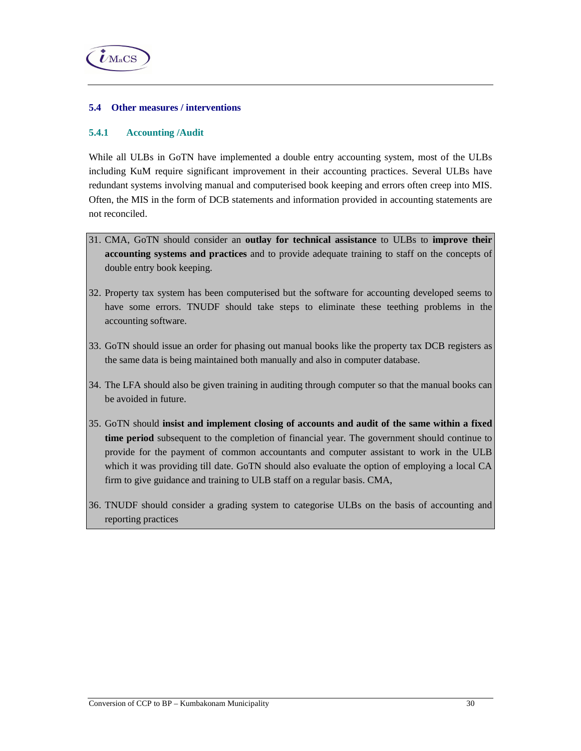### 5.4 Other measures / interventions

#### 5.4.1 Accounting /Audit

While all ULBs in GoTN have implemented a double entry accounting system, most of the ULBs including KuM require significant improvement in their accounting practices. Several ULBs have redundant systems involving manual and computerised book keeping and errors often creep into MIS. Often, the MIS in the form of DCB statements and information provided in accounting statements are not reconciled.

31. CMA, GoTN should consider an **outlay for technical assistance** to ULBs to **improve their accounting systems and practices** and to provide adequate training to staff on the concepts of double entry book keeping.

32. Property tax system has been computerised but the software for accounting developed seems to have some errors. TNUDF should take steps to eliminate these teething problems in the accounting software.

33. GoTN should issue an order for phasing out manual books like the property tax DCB registers as the same data is being maintained both manually and also in computer database.

34. The LFA should also be given training in auditing through computer so that the manual books can be avoided in future.

35. GoTN should **insist and implement closing of accounts and audit of the same within a fixed time period** subsequent to the completion of financial year. The government should continue to provide for the payment of common accountants and computer assistant to work in the ULB which it was providing till date. GoTN should also evaluate the option of employing a local CA firm to give guidance and training to ULB staff on a regular basis. CMA,

36. TNUDF should consider a grading system to categorise ULBs on the basis of accounting and reporting practices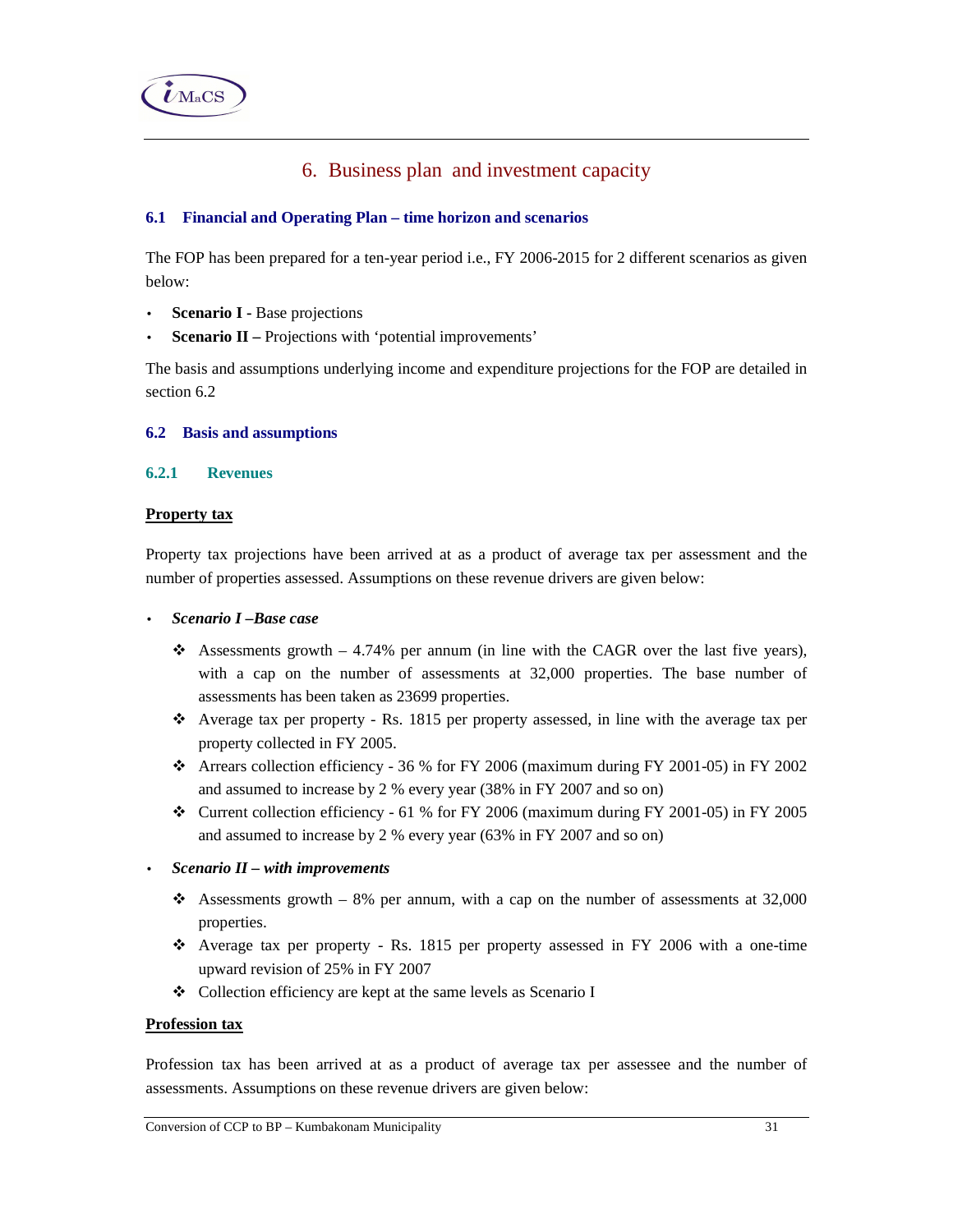# 6. Business plan and investment capacity

## 6.1 Financial and Operating Plan – time horizon and scenarios

The FOP has been prepared for a ten-year period i.e., FY 2006-2015 for 2 different scenarios as given below:

- **Scenario I -** Base projections
- **Scenario II –** Projections with 'potential improvements'

The basis and assumptions underlying income and expenditure projections for the FOP are detailed in section 6.2

## 6.2 Basis and assumptions

### 6.2.1 Revenues

**Property tax**

Property tax projections have been arrived at as a product of average tax per assessment and the number of properties assessed. Assumptions on these revenue drivers are given below:

- ***Scenario I –Base case***
  - Assessments growth – 4.74% per annum (in line with the CAGR over the last five years), with a cap on the number of assessments at 32,000 properties. The base number of assessments has been taken as 23699 properties.
  - Average tax per property - Rs. 1815 per property assessed, in line with the average tax per property collected in FY 2005.
  - Arrears collection efficiency - 36 % for FY 2006 (maximum during FY 2001-05) in FY 2002 and assumed to increase by 2 % every year (38% in FY 2007 and so on)
  - Current collection efficiency - 61 % for FY 2006 (maximum during FY 2001-05) in FY 2005 and assumed to increase by 2 % every year (63% in FY 2007 and so on)
- ***Scenario II – with improvements***
  - Assessments growth – 8% per annum, with a cap on the number of assessments at 32,000 properties.
  - Average tax per property - Rs. 1815 per property assessed in FY 2006 with a one-time upward revision of 25% in FY 2007
  - Collection efficiency are kept at the same levels as Scenario I

**Profession tax**

Profession tax has been arrived at as a product of average tax per assessee and the number of assessments. Assumptions on these revenue drivers are given below: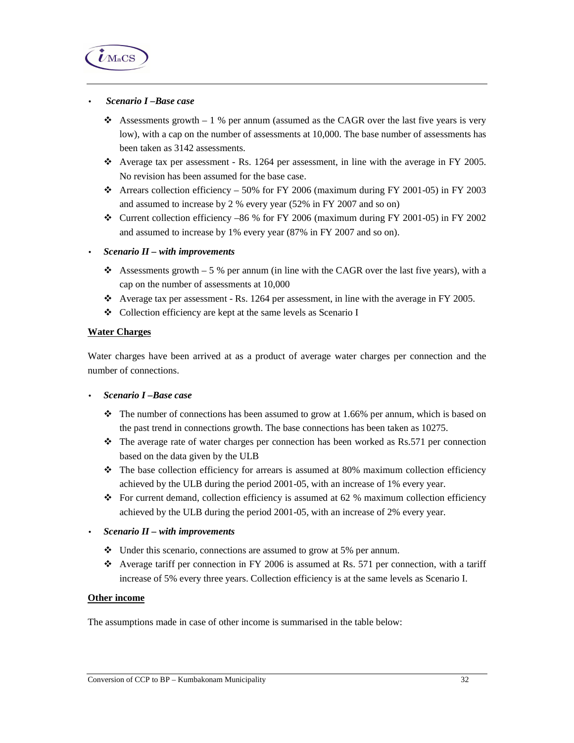- ***Scenario I –Base case***

  - Assessments growth – 1 % per annum (assumed as the CAGR over the last five years is very low), with a cap on the number of assessments at 10,000. The base number of assessments has been taken as 3142 assessments.
  - Average tax per assessment - Rs. 1264 per assessment, in line with the average in FY 2005. No revision has been assumed for the base case.
  - Arrears collection efficiency – 50% for FY 2006 (maximum during FY 2001-05) in FY 2003 and assumed to increase by 2 % every year (52% in FY 2007 and so on)
  - Current collection efficiency –86 % for FY 2006 (maximum during FY 2001-05) in FY 2002 and assumed to increase by 1% every year (87% in FY 2007 and so on).

- ***Scenario II – with improvements***

  - Assessments growth – 5 % per annum (in line with the CAGR over the last five years), with a cap on the number of assessments at 10,000
  - Average tax per assessment - Rs. 1264 per assessment, in line with the average in FY 2005.
  - Collection efficiency are kept at the same levels as Scenario I

**<u>Water Charges</u>**

Water charges have been arrived at as a product of average water charges per connection and the number of connections.

- ***Scenario I –Base case***

  - The number of connections has been assumed to grow at 1.66% per annum, which is based on the past trend in connections growth. The base connections has been taken as 10275.
  - The average rate of water charges per connection has been worked as Rs.571 per connection based on the data given by the ULB
  - The base collection efficiency for arrears is assumed at 80% maximum collection efficiency achieved by the ULB during the period 2001-05, with an increase of 1% every year.
  - For current demand, collection efficiency is assumed at 62 % maximum collection efficiency achieved by the ULB during the period 2001-05, with an increase of 2% every year.

- ***Scenario II – with improvements***

  - Under this scenario, connections are assumed to grow at 5% per annum.
  - Average tariff per connection in FY 2006 is assumed at Rs. 571 per connection, with a tariff increase of 5% every three years. Collection efficiency is at the same levels as Scenario I.

**<u>Other income</u>**

The assumptions made in case of other income is summarised in the table below: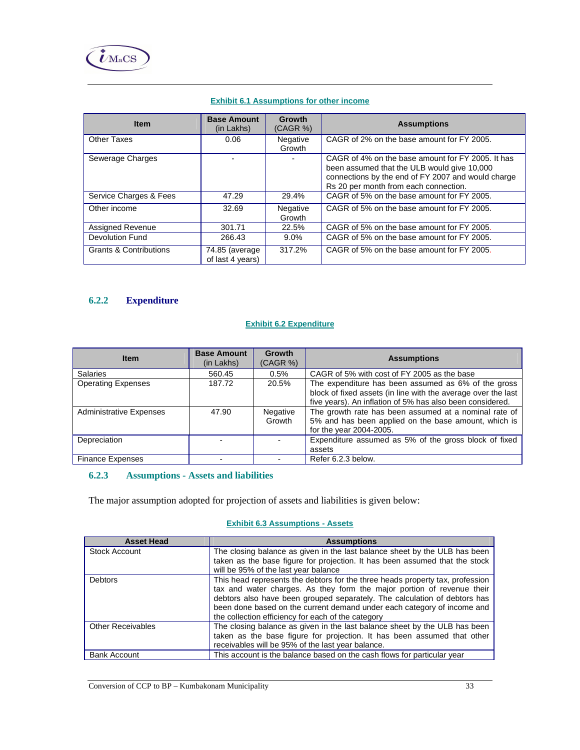**Exhibit 6.1 Assumptions for other income**

| Item | Base Amount (in Lakhs) | Growth (CAGR %) | Assumptions |
|---|---|---|---|
| Other Taxes | 0.06 | Negative Growth | CAGR of 2% on the base amount for FY 2005. |
| Sewerage Charges | - | - | CAGR of 4% on the base amount for FY 2005. It has been assumed that the ULB would give 10,000 connections by the end of FY 2007 and would charge Rs 20 per month from each connection. |
| Service Charges & Fees | 47.29 | 29.4% | CAGR of 5% on the base amount for FY 2005. |
| Other income | 32.69 | Negative Growth | CAGR of 5% on the base amount for FY 2005. |
| Assigned Revenue | 301.71 | 22.5% | CAGR of 5% on the base amount for FY 2005. |
| Devolution Fund | 266.43 | 9.0% | CAGR of 5% on the base amount for FY 2005. |
| Grants & Contributions | 74.85 (average of last 4 years) | 317.2% | CAGR of 5% on the base amount for FY 2005. |

### 6.2.2 Expenditure

**Exhibit 6.2 Expenditure**

| Item | Base Amount (in Lakhs) | Growth (CAGR %) | Assumptions |
|---|---|---|---|
| Salaries | 560.45 | 0.5% | CAGR of 5% with cost of FY 2005 as the base |
| Operating Expenses | 187.72 | 20.5% | The expenditure has been assumed as 6% of the gross block of fixed assets (in line with the average over the last five years). An inflation of 5% has also been considered. |
| Administrative Expenses | 47.90 | Negative Growth | The growth rate has been assumed at a nominal rate of 5% and has been applied on the base amount, which is for the year 2004-2005. |
| Depreciation | - | - | Expenditure assumed as 5% of the gross block of fixed assets |
| Finance Expenses | - | - | Refer 6.2.3 below. |

### 6.2.3 Assumptions - Assets and liabilities

The major assumption adopted for projection of assets and liabilities is given below:

**Exhibit 6.3 Assumptions - Assets**

| Asset Head | Assumptions |
|---|---|
| Stock Account | The closing balance as given in the last balance sheet by the ULB has been taken as the base figure for projection. It has been assumed that the stock will be 95% of the last year balance |
| Debtors | This head represents the debtors for the three heads property tax, profession tax and water charges. As they form the major portion of revenue their debtors also have been grouped separately. The calculation of debtors has been done based on the current demand under each category of income and the collection efficiency for each of the category |
| Other Receivables | The closing balance as given in the last balance sheet by the ULB has been taken as the base figure for projection. It has been assumed that other receivables will be 95% of the last year balance. |
| Bank Account | This account is the balance based on the cash flows for particular year |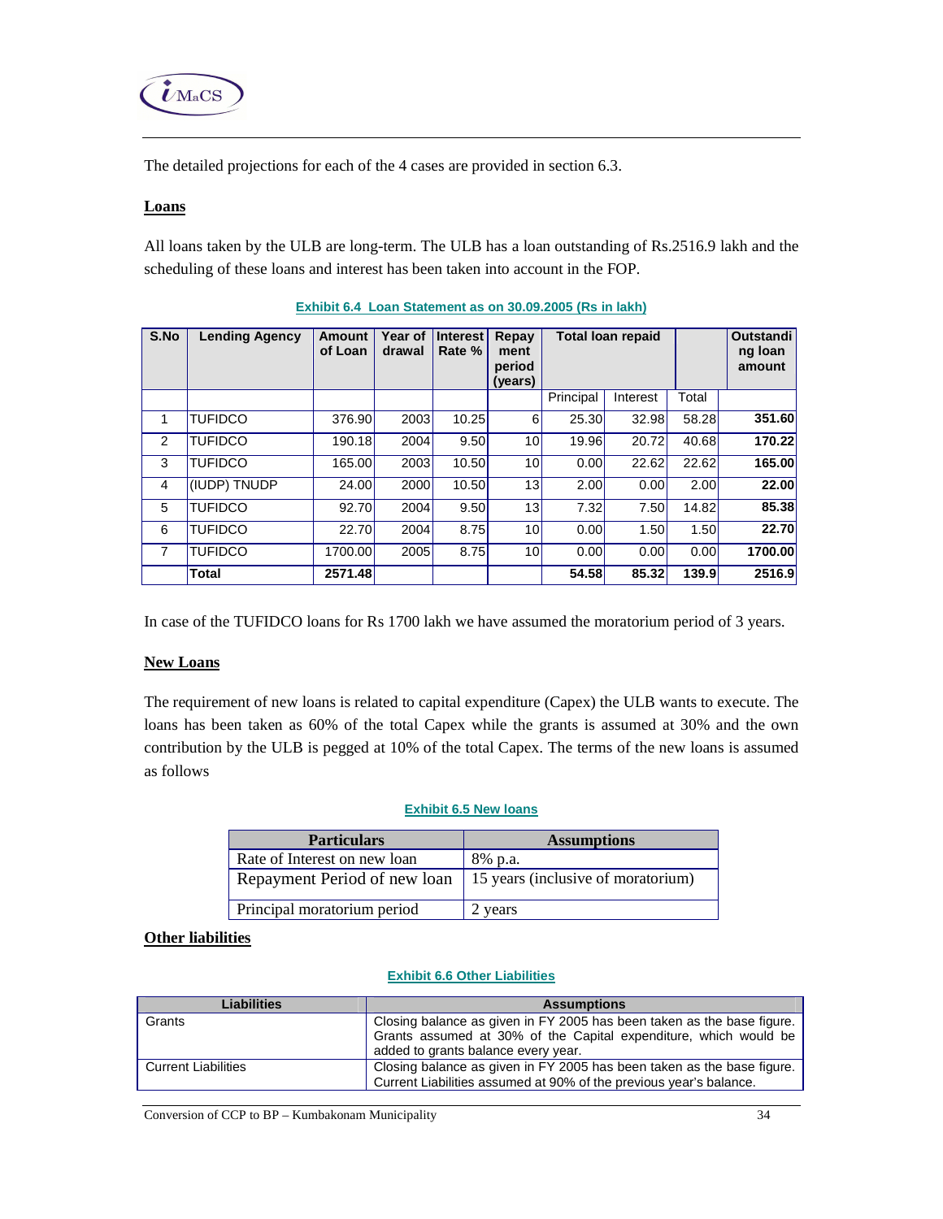The detailed projections for each of the 4 cases are provided in section 6.3.

**Loans**

All loans taken by the ULB are long-term. The ULB has a loan outstanding of Rs.2516.9 lakh and the scheduling of these loans and interest has been taken into account in the FOP.

**Exhibit 6.4 Loan Statement as on 30.09.2005 (Rs in lakh)**

| S.No | Lending Agency | Amount of Loan | Year of drawal | Interest Rate % | Repayment period (years) | Total loan repaid | | | Outstanding loan amount |
|---|---|---|---|---|---|---|---|---|---|
| | | | | | | Principal | Interest | Total | |
| 1 | TUFIDCO | 376.90 | 2003 | 10.25 | 6 | 25.30 | 32.98 | 58.28 | **351.60** |
| 2 | TUFIDCO | 190.18 | 2004 | 9.50 | 10 | 19.96 | 20.72 | 40.68 | **170.22** |
| 3 | TUFIDCO | 165.00 | 2003 | 10.50 | 10 | 0.00 | 22.62 | 22.62 | **165.00** |
| 4 | (IUDP) TNUDP | 24.00 | 2000 | 10.50 | 13 | 2.00 | 0.00 | 2.00 | **22.00** |
| 5 | TUFIDCO | 92.70 | 2004 | 9.50 | 13 | 7.32 | 7.50 | 14.82 | **85.38** |
| 6 | TUFIDCO | 22.70 | 2004 | 8.75 | 10 | 0.00 | 1.50 | 1.50 | **22.70** |
| 7 | TUFIDCO | 1700.00 | 2005 | 8.75 | 10 | 0.00 | 0.00 | 0.00 | **1700.00** |
| | **Total** | **2571.48** | | | | **54.58** | **85.32** | **139.9** | **2516.9** |

In case of the TUFIDCO loans for Rs 1700 lakh we have assumed the moratorium period of 3 years.

**New Loans**

The requirement of new loans is related to capital expenditure (Capex) the ULB wants to execute. The loans has been taken as 60% of the total Capex while the grants is assumed at 30% and the own contribution by the ULB is pegged at 10% of the total Capex. The terms of the new loans is assumed as follows

**Exhibit 6.5 New loans**

| Particulars | Assumptions |
|---|---|
| Rate of Interest on new loan | 8% p.a. |
| Repayment Period of new loan | 15 years (inclusive of moratorium) |
| Principal moratorium period | 2 years |

**Other liabilities**

**Exhibit 6.6 Other Liabilities**

| Liabilities | Assumptions |
|---|---|
| Grants | Closing balance as given in FY 2005 has been taken as the base figure. Grants assumed at 30% of the Capital expenditure, which would be added to grants balance every year. |
| Current Liabilities | Closing balance as given in FY 2005 has been taken as the base figure. Current Liabilities assumed at 90% of the previous year's balance. |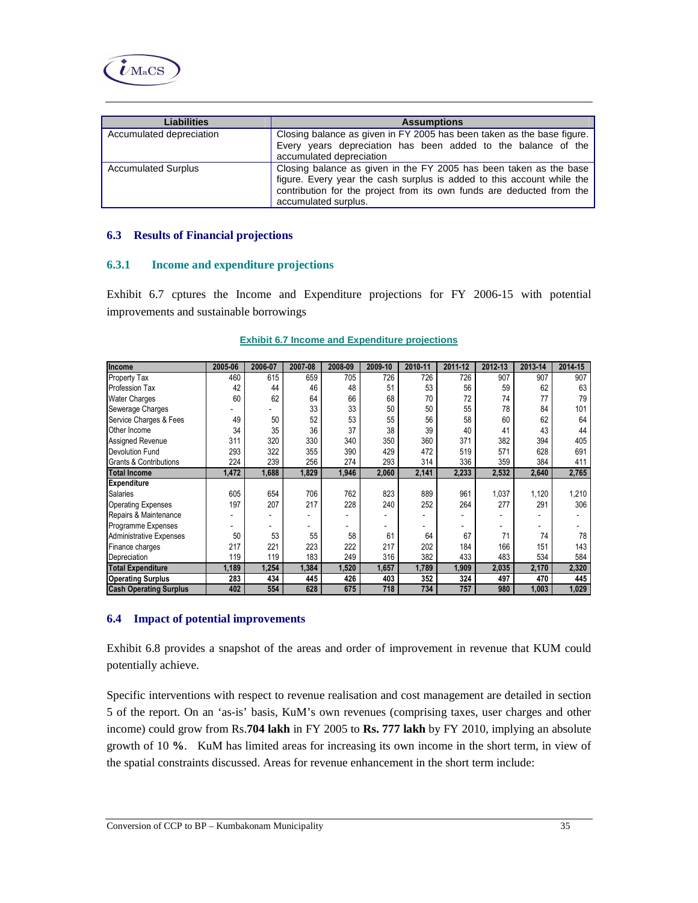| Liabilities | Assumptions |
|---|---|
| Accumulated depreciation | Closing balance as given in FY 2005 has been taken as the base figure. Every years depreciation has been added to the balance of the accumulated depreciation |
| Accumulated Surplus | Closing balance as given in the FY 2005 has been taken as the base figure. Every year the cash surplus is added to this account while the contribution for the project from its own funds are deducted from the accumulated surplus. |

## 6.3 Results of Financial projections

### 6.3.1 Income and expenditure projections

Exhibit 6.7 cptures the Income and Expenditure projections for FY 2006-15 with potential improvements and sustainable borrowings

**Exhibit 6.7 Income and Expenditure projections**

| Income | 2005-06 | 2006-07 | 2007-08 | 2008-09 | 2009-10 | 2010-11 | 2011-12 | 2012-13 | 2013-14 | 2014-15 |
|---|---|---|---|---|---|---|---|---|---|---|
| Property Tax | 460 | 615 | 659 | 705 | 726 | 726 | 726 | 907 | 907 | 907 |
| Profession Tax | 42 | 44 | 46 | 48 | 51 | 53 | 56 | 59 | 62 | 63 |
| Water Charges | 60 | 62 | 64 | 66 | 68 | 70 | 72 | 74 | 77 | 79 |
| Sewerage Charges | - | - | 33 | 33 | 50 | 50 | 55 | 78 | 84 | 101 |
| Service Charges & Fees | 49 | 50 | 52 | 53 | 55 | 56 | 58 | 60 | 62 | 64 |
| Other Income | 34 | 35 | 36 | 37 | 38 | 39 | 40 | 41 | 43 | 44 |
| Assigned Revenue | 311 | 320 | 330 | 340 | 350 | 360 | 371 | 382 | 394 | 405 |
| Devolution Fund | 293 | 322 | 355 | 390 | 429 | 472 | 519 | 571 | 628 | 691 |
| Grants & Contributions | 224 | 239 | 256 | 274 | 293 | 314 | 336 | 359 | 384 | 411 |
| **Total Income** | **1,472** | **1,688** | **1,829** | **1,946** | **2,060** | **2,141** | **2,233** | **2,532** | **2,640** | **2,765** |
| **Expenditure** | | | | | | | | | | |
| Salaries | 605 | 654 | 706 | 762 | 823 | 889 | 961 | 1,037 | 1,120 | 1,210 |
| Operating Expenses | 197 | 207 | 217 | 228 | 240 | 252 | 264 | 277 | 291 | 306 |
| Repairs & Maintenance | - | - | - | - | - | - | - | - | - | - |
| Programme Expenses | - | - | - | - | - | - | - | - | - | - |
| Administrative Expenses | 50 | 53 | 55 | 58 | 61 | 64 | 67 | 71 | 74 | 78 |
| Finance charges | 217 | 221 | 223 | 222 | 217 | 202 | 184 | 166 | 151 | 143 |
| Depreciation | 119 | 119 | 183 | 249 | 316 | 382 | 433 | 483 | 534 | 584 |
| **Total Expenditure** | **1,189** | **1,254** | **1,384** | **1,520** | **1,657** | **1,789** | **1,909** | **2,035** | **2,170** | **2,320** |
| **Operating Surplus** | **283** | **434** | **445** | **426** | **403** | **352** | **324** | **497** | **470** | **445** |
| **Cash Operating Surplus** | **402** | **554** | **628** | **675** | **718** | **734** | **757** | **980** | **1,003** | **1,029** |

## 6.4 Impact of potential improvements

Exhibit 6.8 provides a snapshot of the areas and order of improvement in revenue that KUM could potentially achieve.

Specific interventions with respect to revenue realisation and cost management are detailed in section 5 of the report. On an 'as-is' basis, KuM's own revenues (comprising taxes, user charges and other income) could grow from Rs.**704 lakh** in FY 2005 to **Rs. 777 lakh** by FY 2010, implying an absolute growth of 10 **%**. KuM has limited areas for increasing its own income in the short term, in view of the spatial constraints discussed. Areas for revenue enhancement in the short term include: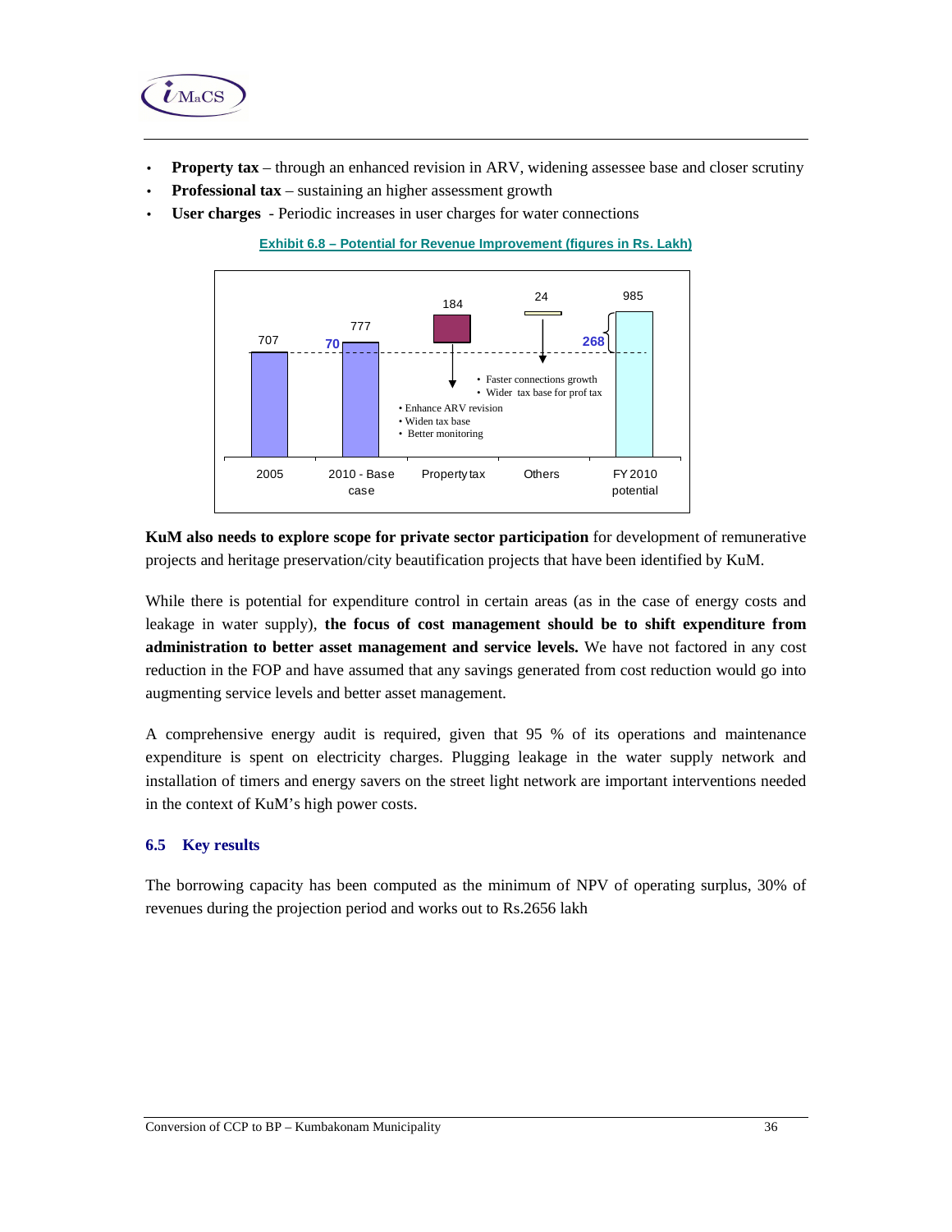- **Property tax** – through an enhanced revision in ARV, widening assessee base and closer scrutiny
- **Professional tax** – sustaining an higher assessment growth
- **User charges** - Periodic increases in user charges for water connections

**Exhibit 6.8 – Potential for Revenue Improvement (figures in Rs. Lakh)**

| | 2005 | 2010 - Base case | Property tax | Others | FY 2010 potential |
|---|---|---|---|---|---|
| Value | 707 | 777 (70) | 184 | 24 | 985 (268) |

- Enhance ARV revision
- Widen tax base
- Better monitoring

- Faster connections growth
- Wider tax base for prof tax

**KuM also needs to explore scope for private sector participation** for development of remunerative projects and heritage preservation/city beautification projects that have been identified by KuM.

While there is potential for expenditure control in certain areas (as in the case of energy costs and leakage in water supply), **the focus of cost management should be to shift expenditure from administration to better asset management and service levels.** We have not factored in any cost reduction in the FOP and have assumed that any savings generated from cost reduction would go into augmenting service levels and better asset management.

A comprehensive energy audit is required, given that 95 % of its operations and maintenance expenditure is spent on electricity charges. Plugging leakage in the water supply network and installation of timers and energy savers on the street light network are important interventions needed in the context of KuM's high power costs.

## 6.5 Key results

The borrowing capacity has been computed as the minimum of NPV of operating surplus, 30% of revenues during the projection period and works out to Rs.2656 lakh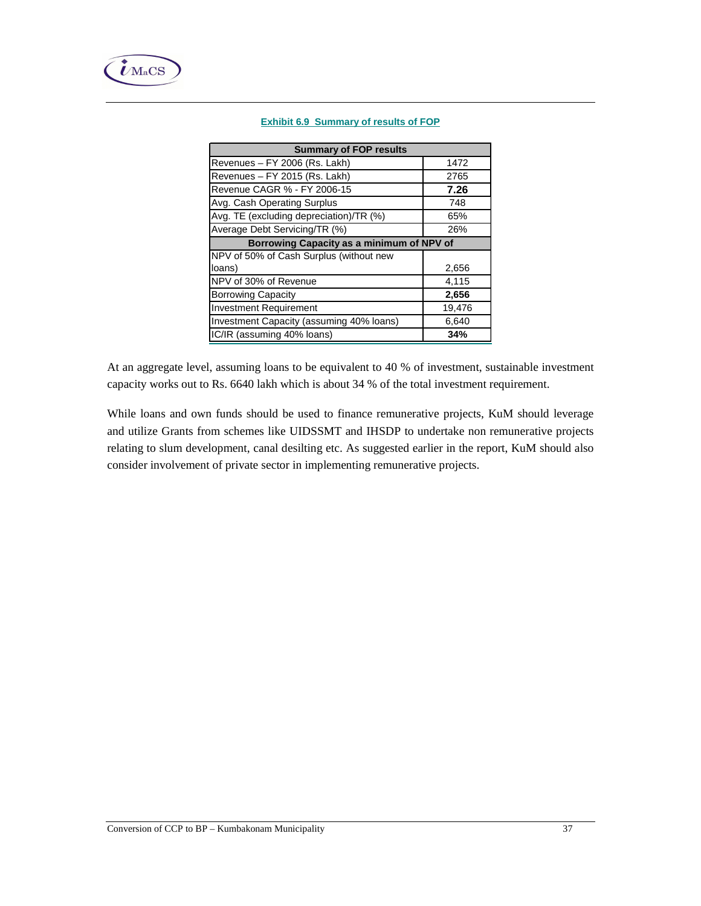**Exhibit 6.9 Summary of results of FOP**

| Summary of FOP results | |
|---|---|
| Revenues – FY 2006 (Rs. Lakh) | 1472 |
| Revenues – FY 2015 (Rs. Lakh) | 2765 |
| Revenue CAGR % - FY 2006-15 | **7.26** |
| Avg. Cash Operating Surplus | 748 |
| Avg. TE (excluding depreciation)/TR (%) | 65% |
| Average Debt Servicing/TR (%) | 26% |
| **Borrowing Capacity as a minimum of NPV of** | |
| NPV of 50% of Cash Surplus (without new loans) | 2,656 |
| NPV of 30% of Revenue | 4,115 |
| Borrowing Capacity | **2,656** |
| Investment Requirement | 19,476 |
| Investment Capacity (assuming 40% loans) | 6,640 |
| IC/IR (assuming 40% loans) | **34%** |

At an aggregate level, assuming loans to be equivalent to 40 % of investment, sustainable investment capacity works out to Rs. 6640 lakh which is about 34 % of the total investment requirement.

While loans and own funds should be used to finance remunerative projects, KuM should leverage and utilize Grants from schemes like UIDSSMT and IHSDP to undertake non remunerative projects relating to slum development, canal desilting etc. As suggested earlier in the report, KuM should also consider involvement of private sector in implementing remunerative projects.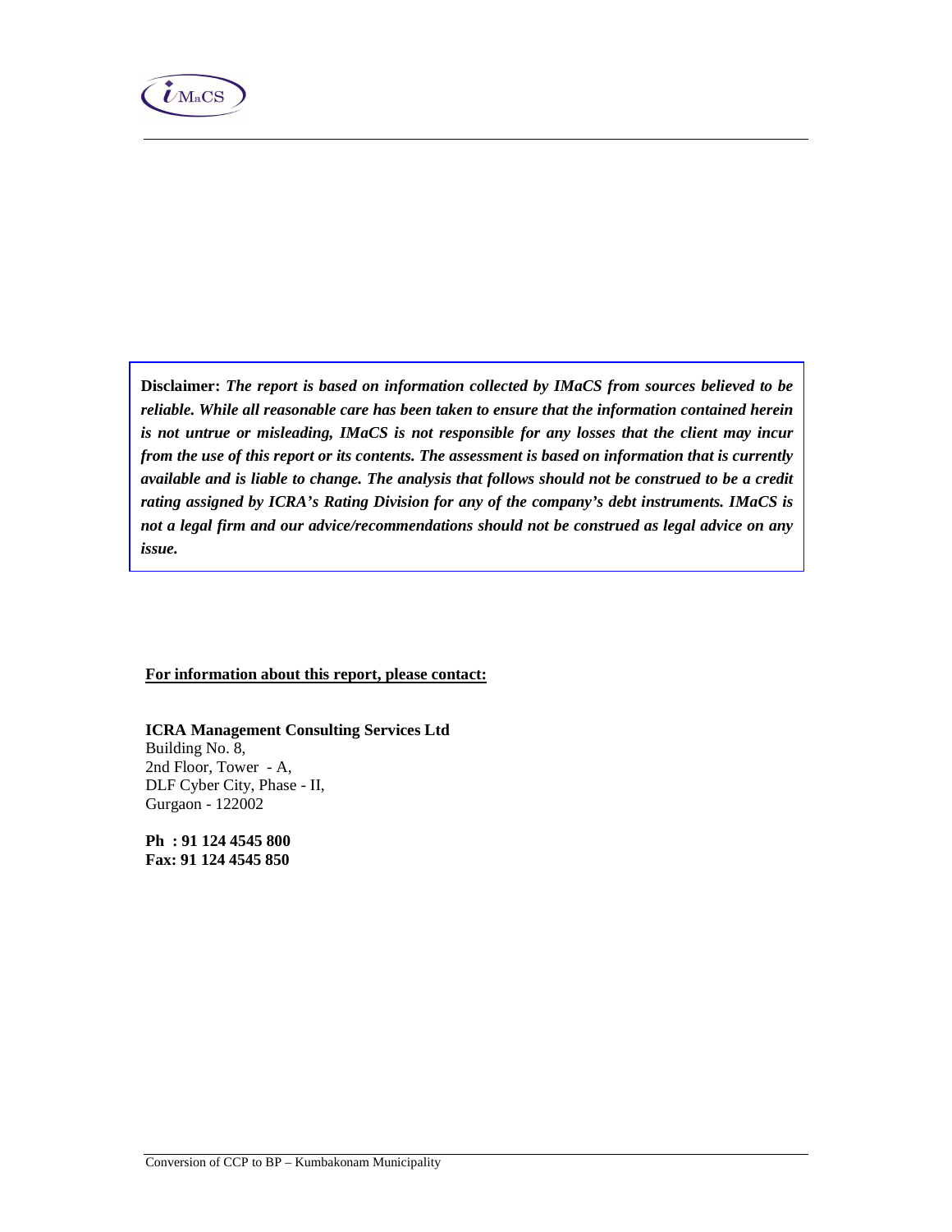**Disclaimer:** ***The report is based on information collected by IMaCS from sources believed to be reliable. While all reasonable care has been taken to ensure that the information contained herein is not untrue or misleading, IMaCS is not responsible for any losses that the client may incur from the use of this report or its contents. The assessment is based on information that is currently available and is liable to change. The analysis that follows should not be construed to be a credit rating assigned by ICRA's Rating Division for any of the company's debt instruments. IMaCS is not a legal firm and our advice/recommendations should not be construed as legal advice on any issue.***

**For information about this report, please contact:**

**ICRA Management Consulting Services Ltd**
Building No. 8,
2nd Floor, Tower - A,
DLF Cyber City, Phase - II,
Gurgaon - 122002

**Ph : 91 124 4545 800**
**Fax: 91 124 4545 850**